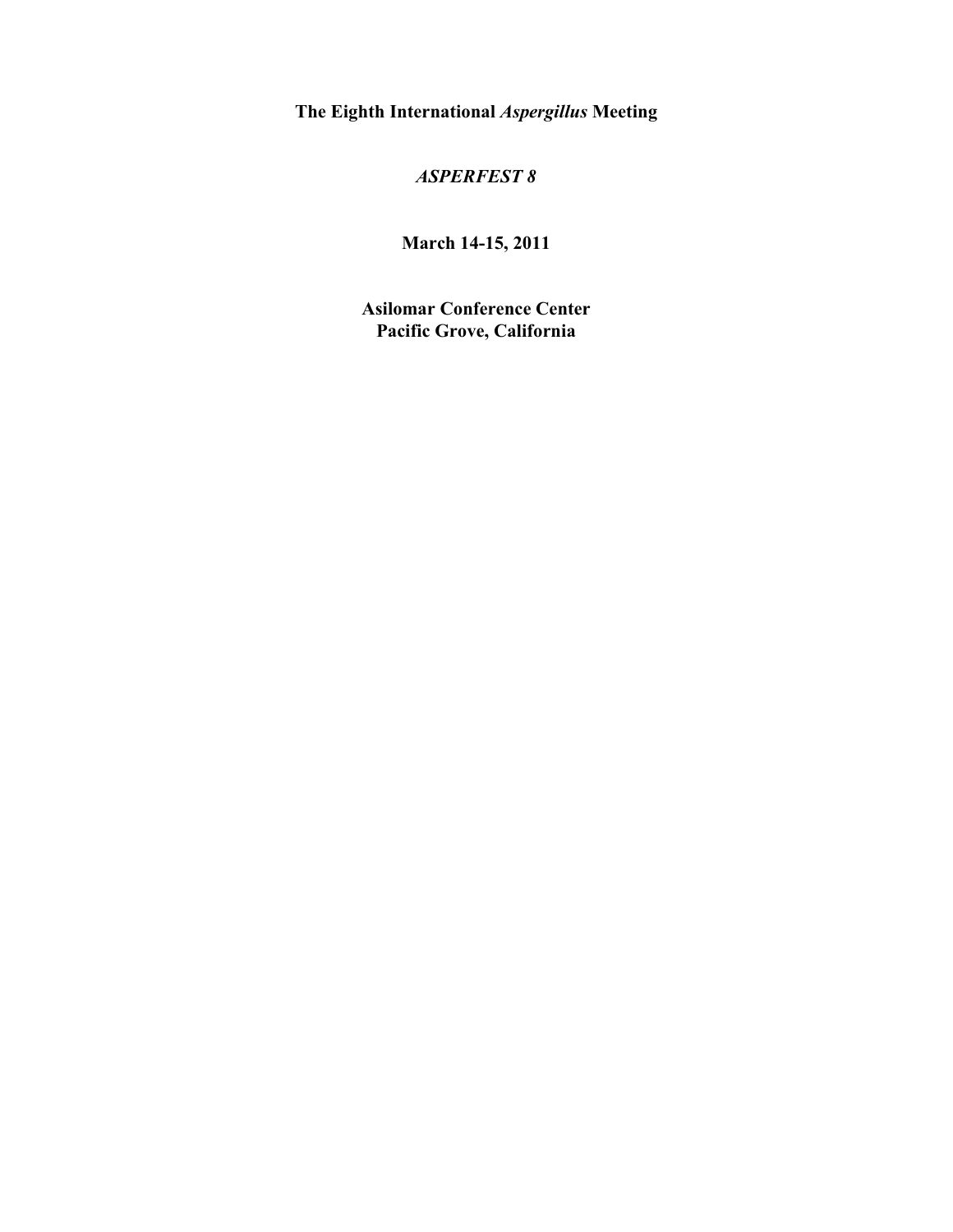# The Eighth International *Aspergillus* Meeting

## *ASPERFEST 8*

**March 14-15, 2011**

**Asilomar Conference Center**
**Pacific Grove, California**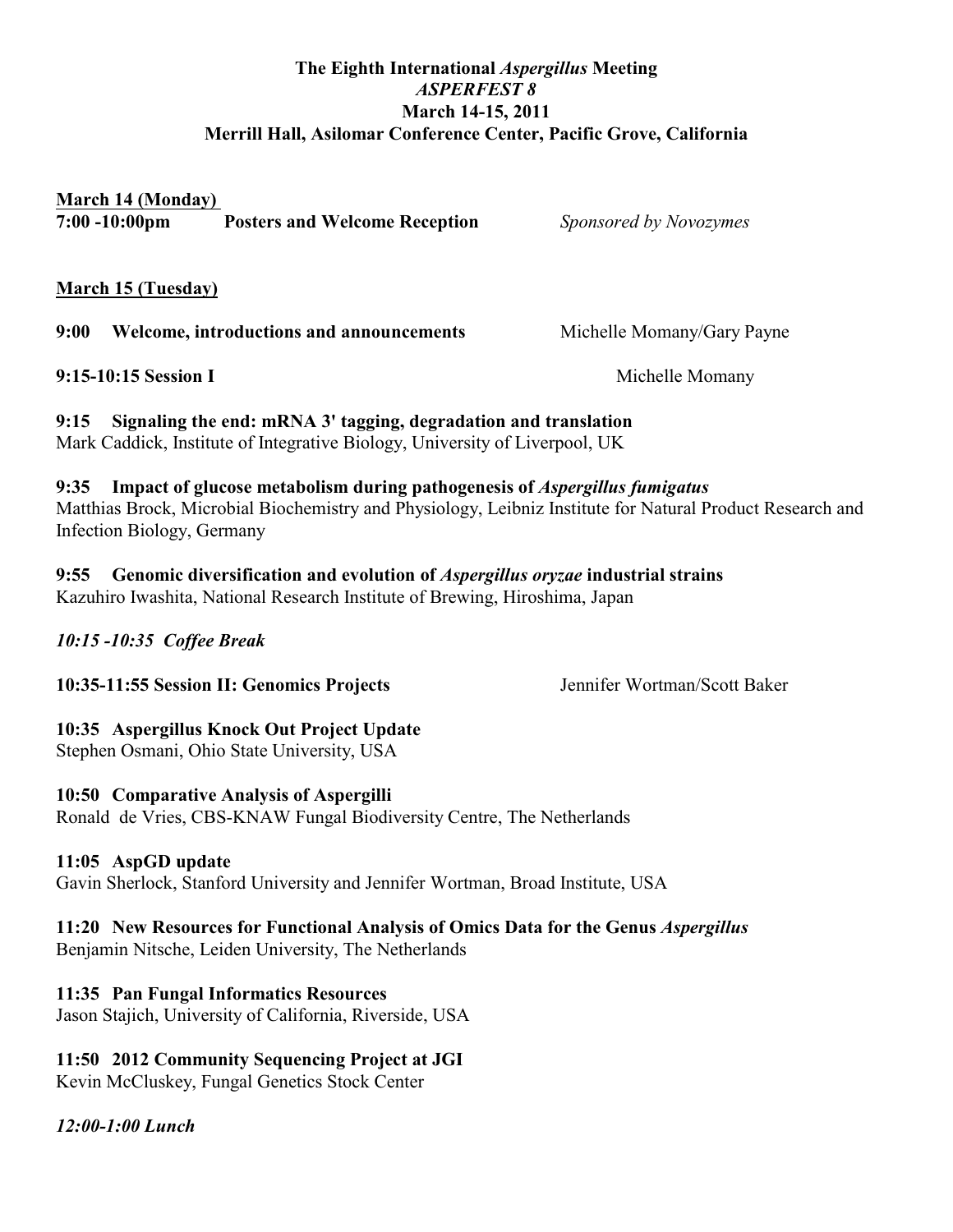**The Eighth International *Aspergillus* Meeting**
***ASPERFEST 8***
**March 14-15, 2011**
**Merrill Hall, Asilomar Conference Center, Pacific Grove, California**

**March 14 (Monday)**

**7:00 -10:00pm Posters and Welcome Reception** *Sponsored by Novozymes*

**March 15 (Tuesday)**

**9:00 Welcome, introductions and announcements** Michelle Momany/Gary Payne

**9:15-10:15 Session I** Michelle Momany

**9:15 Signaling the end: mRNA 3' tagging, degradation and translation**
Mark Caddick, Institute of Integrative Biology, University of Liverpool, UK

**9:35 Impact of glucose metabolism during pathogenesis of *Aspergillus fumigatus***
Matthias Brock, Microbial Biochemistry and Physiology, Leibniz Institute for Natural Product Research and Infection Biology, Germany

**9:55 Genomic diversification and evolution of *Aspergillus oryzae* industrial strains**
Kazuhiro Iwashita, National Research Institute of Brewing, Hiroshima, Japan

***10:15 -10:35 Coffee Break***

**10:35-11:55 Session II: Genomics Projects** Jennifer Wortman/Scott Baker

**10:35 Aspergillus Knock Out Project Update**
Stephen Osmani, Ohio State University, USA

**10:50 Comparative Analysis of Aspergilli**
Ronald de Vries, CBS-KNAW Fungal Biodiversity Centre, The Netherlands

**11:05 AspGD update**
Gavin Sherlock, Stanford University and Jennifer Wortman, Broad Institute, USA

**11:20 New Resources for Functional Analysis of Omics Data for the Genus *Aspergillus***
Benjamin Nitsche, Leiden University, The Netherlands

**11:35 Pan Fungal Informatics Resources**
Jason Stajich, University of California, Riverside, USA

**11:50 2012 Community Sequencing Project at JGI**
Kevin McCluskey, Fungal Genetics Stock Center

***12:00-1:00 Lunch***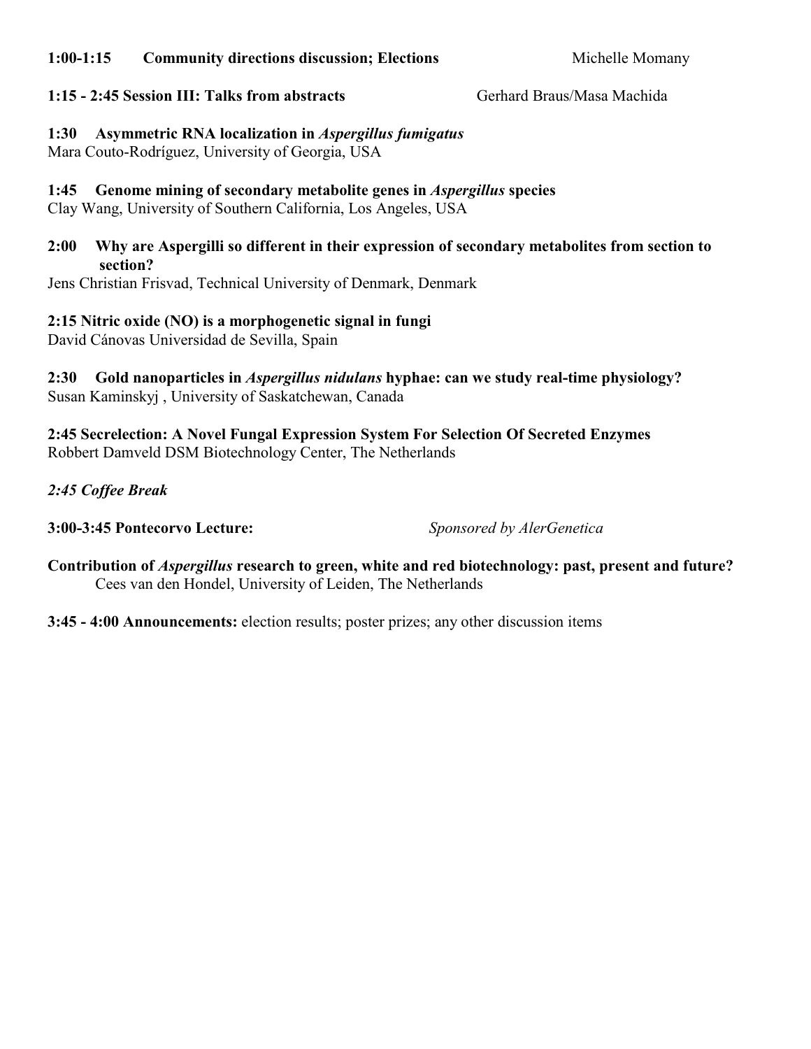**1:00-1:15 Community directions discussion; Elections** Michelle Momany

**1:15 - 2:45 Session III: Talks from abstracts** Gerhard Braus/Masa Machida

**1:30 Asymmetric RNA localization in *Aspergillus fumigatus***
Mara Couto-Rodríguez, University of Georgia, USA

**1:45 Genome mining of secondary metabolite genes in *Aspergillus* species**
Clay Wang, University of Southern California, Los Angeles, USA

**2:00 Why are Aspergilli so different in their expression of secondary metabolites from section to section?**
Jens Christian Frisvad, Technical University of Denmark, Denmark

**2:15 Nitric oxide (NO) is a morphogenetic signal in fungi**
David Cánovas Universidad de Sevilla, Spain

**2:30 Gold nanoparticles in *Aspergillus nidulans* hyphae: can we study real-time physiology?**
Susan Kaminskyj , University of Saskatchewan, Canada

**2:45 Secrelection: A Novel Fungal Expression System For Selection Of Secreted Enzymes**
Robbert Damveld DSM Biotechnology Center, The Netherlands

***2:45 Coffee Break***

**3:00-3:45 Pontecorvo Lecture:** *Sponsored by AlerGenetica*

**Contribution of *Aspergillus* research to green, white and red biotechnology: past, present and future?**
Cees van den Hondel, University of Leiden, The Netherlands

**3:45 - 4:00 Announcements:** election results; poster prizes; any other discussion items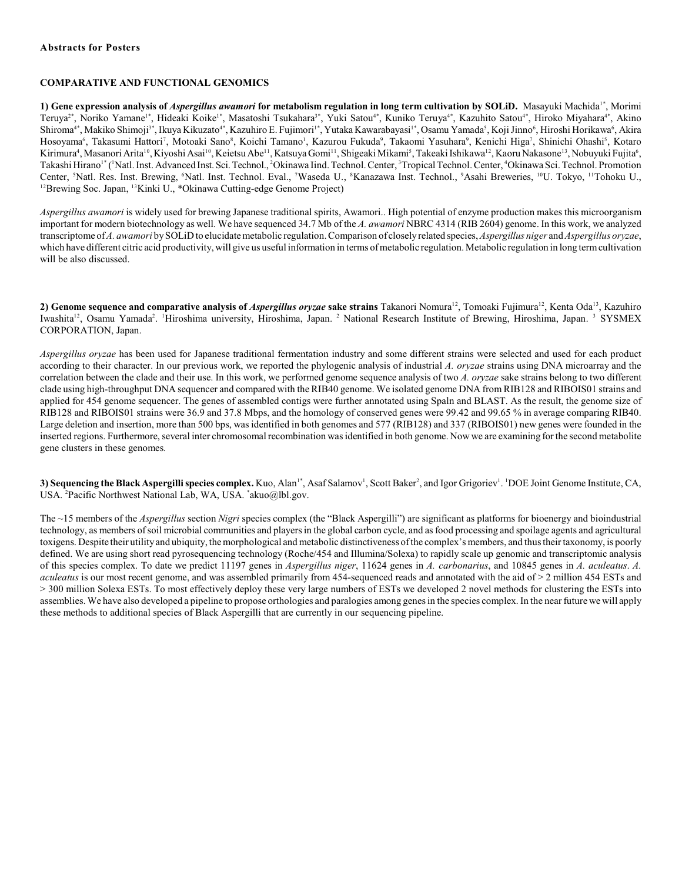**Abstracts for Posters**

## COMPARATIVE AND FUNCTIONAL GENOMICS

**1) Gene expression analysis of *Aspergillus awamori* for metabolism regulation in long term cultivation by SOLiD.** Masayuki Machida[1*], Morimi Teruya[2*], Noriko Yamane[1*], Hideaki Koike[1*], Masatoshi Tsukahara[3*], Yuki Satou[4*], Kuniko Teruya[4*], Kazuhito Satou[4*], Hiroko Miyahara[4*], Akino Shiroma[4*], Makiko Shimoji[3*], Ikuya Kikuzato[4*], Kazuhiro E. Fujimori[1*], Yutaka Kawarabayasi[1*], Osamu Yamada[5], Koji Jinno[6], Hiroshi Horikawa[6], Akira Hosoyama[6], Takasumi Hattori[7], Motoaki Sano[8], Koichi Tamano[1], Kazurou Fukuda[9], Takaomi Yasuhara[9], Kenichi Higa[7], Shinichi Ohashi[5], Kotaro Kirimura[4], Masanori Arita[10], Kiyoshi Asai[10], Keietsu Abe[11], Katsuya Gomi[11], Shigeaki Mikami[5], Takeaki Ishikawa[12], Kaoru Nakasone[13], Nobuyuki Fujita[6], Takashi Hirano[1*] ([1]Natl. Inst. Advanced Inst. Sci. Technol., [2]Okinawa Iind. Technol. Center, [3]Tropical Technol. Center, [4]Okinawa Sci. Technol. Promotion Center, [5]Natl. Res. Inst. Brewing, [6]Natl. Inst. Technol. Eval., [7]Waseda U., [8]Kanazawa Inst. Technol., [9]Asahi Breweries, [10]U. Tokyo, [11]Tohoku U., [12]Brewing Soc. Japan, [13]Kinki U., *Okinawa Cutting-edge Genome Project)

*Aspergillus awamori* is widely used for brewing Japanese traditional spirits, Awamori.. High potential of enzyme production makes this microorganism important for modern biotechnology as well. We have sequenced 34.7 Mb of the *A. awamori* NBRC 4314 (RIB 2604) genome. In this work, we analyzed transcriptome of *A. awamori* by SOLiD to elucidate metabolic regulation. Comparison of closely related species, *Aspergillus niger* and *Aspergillus oryzae*, which have different citric acid productivity, will give us useful information in terms of metabolic regulation. Metabolic regulation in long term cultivation will be also discussed.

**2) Genome sequence and comparative analysis of *Aspergillus oryzae* sake strains** Takanori Nomura[12], Tomoaki Fujimura[12], Kenta Oda[13], Kazuhiro Iwashita[12], Osamu Yamada[2]. [1]Hiroshima university, Hiroshima, Japan. [2] National Research Institute of Brewing, Hiroshima, Japan. [3] SYSMEX CORPORATION, Japan.

*Aspergillus oryzae* has been used for Japanese traditional fermentation industry and some different strains were selected and used for each product according to their character. In our previous work, we reported the phylogenic analysis of industrial *A. oryzae* strains using DNA microarray and the correlation between the clade and their use. In this work, we performed genome sequence analysis of two *A. oryzae* sake strains belong to two different clade using high-throughput DNA sequencer and compared with the RIB40 genome. We isolated genome DNA from RIB128 and RIBOIS01 strains and applied for 454 genome sequencer. The genes of assembled contigs were further annotated using Spaln and BLAST. As the result, the genome size of RIB128 and RIBOIS01 strains were 36.9 and 37.8 Mbps, and the homology of conserved genes were 99.42 and 99.65 % in average comparing RIB40. Large deletion and insertion, more than 500 bps, was identified in both genomes and 577 (RIB128) and 337 (RIBOIS01) new genes were founded in the inserted regions. Furthermore, several inter chromosomal recombination was identified in both genome. Now we are examining for the second metabolite gene clusters in these genomes.

**3) Sequencing the Black Aspergilli species complex.** Kuo, Alan[1*], Asaf Salamov[1], Scott Baker[2], and Igor Grigoriev[1]. [1]DOE Joint Genome Institute, CA, USA. [2]Pacific Northwest National Lab, WA, USA. *akuo@lbl.gov.

The ~15 members of the *Aspergillus* section *Nigri* species complex (the "Black Aspergilli") are significant as platforms for bioenergy and bioindustrial technology, as members of soil microbial communities and players in the global carbon cycle, and as food processing and spoilage agents and agricultural toxigens. Despite their utility and ubiquity, the morphological and metabolic distinctiveness of the complex's members, and thus their taxonomy, is poorly defined. We are using short read pyrosequencing technology (Roche/454 and Illumina/Solexa) to rapidly scale up genomic and transcriptomic analysis of this species complex. To date we predict 11197 genes in *Aspergillus niger*, 11624 genes in *A. carbonarius*, and 10845 genes in *A. aculeatus*. *A. aculeatus* is our most recent genome, and was assembled primarily from 454-sequenced reads and annotated with the aid of > 2 million 454 ESTs and > 300 million Solexa ESTs. To most effectively deploy these very large numbers of ESTs we developed 2 novel methods for clustering the ESTs into assemblies. We have also developed a pipeline to propose orthologies and paralogies among genes in the species complex. In the near future we will apply these methods to additional species of Black Aspergilli that are currently in our sequencing pipeline.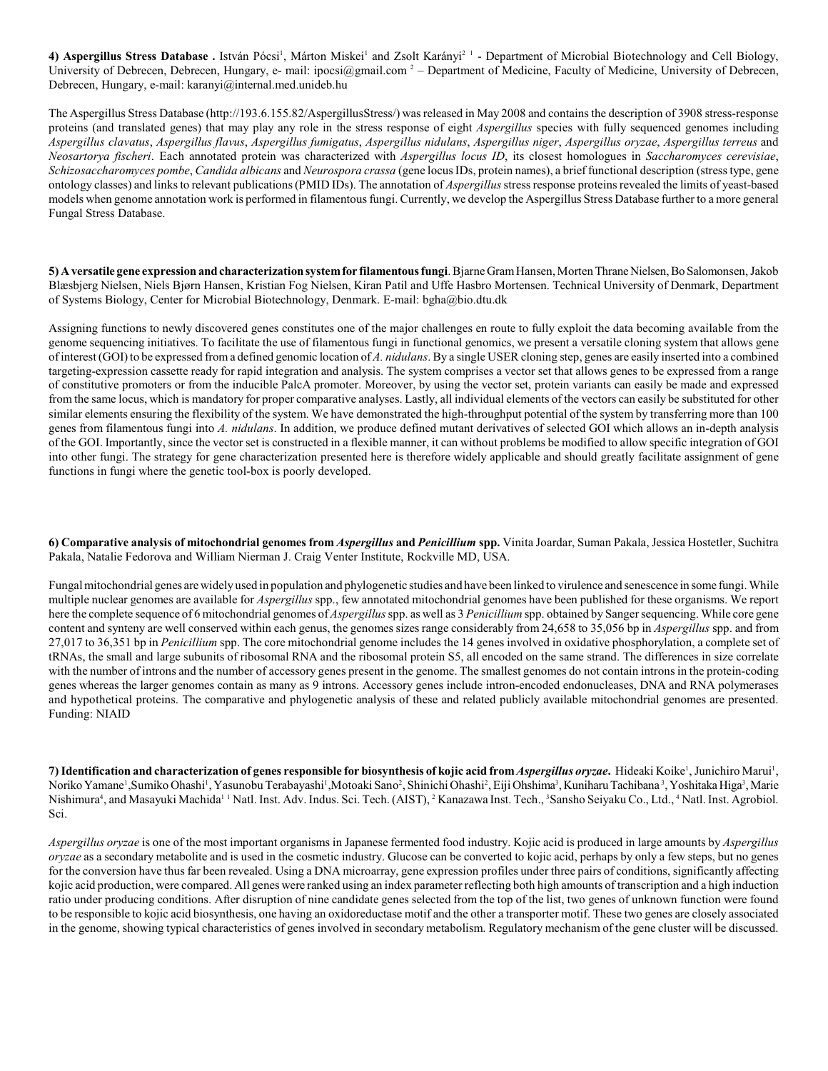**4) Aspergillus Stress Database .** István Pócsi[1], Márton Miskei[1] and Zsolt Karányi[2] [1] - Department of Microbial Biotechnology and Cell Biology, University of Debrecen, Debrecen, Hungary, e- mail: ipocsi@gmail.com [2] – Department of Medicine, Faculty of Medicine, University of Debrecen, Debrecen, Hungary, e-mail: karanyi@internal.med.unideb.hu

The Aspergillus Stress Database (http://193.6.155.82/AspergillusStress/) was released in May 2008 and contains the description of 3908 stress-response proteins (and translated genes) that may play any role in the stress response of eight *Aspergillus* species with fully sequenced genomes including *Aspergillus clavatus*, *Aspergillus flavus*, *Aspergillus fumigatus*, *Aspergillus nidulans*, *Aspergillus niger*, *Aspergillus oryzae*, *Aspergillus terreus* and *Neosartorya fischeri*. Each annotated protein was characterized with *Aspergillus locus ID*, its closest homologues in *Saccharomyces cerevisiae*, *Schizosaccharomyces pombe*, *Candida albicans* and *Neurospora crassa* (gene locus IDs, protein names), a brief functional description (stress type, gene ontology classes) and links to relevant publications (PMID IDs). The annotation of *Aspergillus* stress response proteins revealed the limits of yeast-based models when genome annotation work is performed in filamentous fungi. Currently, we develop the Aspergillus Stress Database further to a more general Fungal Stress Database.

**5) A versatile gene expression and characterization system for filamentous fungi**. Bjarne Gram Hansen, Morten Thrane Nielsen, Bo Salomonsen, Jakob Blæsbjerg Nielsen, Niels Bjørn Hansen, Kristian Fog Nielsen, Kiran Patil and Uffe Hasbro Mortensen. Technical University of Denmark, Department of Systems Biology, Center for Microbial Biotechnology, Denmark. E-mail: bgha@bio.dtu.dk

Assigning functions to newly discovered genes constitutes one of the major challenges en route to fully exploit the data becoming available from the genome sequencing initiatives. To facilitate the use of filamentous fungi in functional genomics, we present a versatile cloning system that allows gene of interest (GOI) to be expressed from a defined genomic location of *A. nidulans*. By a single USER cloning step, genes are easily inserted into a combined targeting-expression cassette ready for rapid integration and analysis. The system comprises a vector set that allows genes to be expressed from a range of constitutive promoters or from the inducible PalcA promoter. Moreover, by using the vector set, protein variants can easily be made and expressed from the same locus, which is mandatory for proper comparative analyses. Lastly, all individual elements of the vectors can easily be substituted for other similar elements ensuring the flexibility of the system. We have demonstrated the high-throughput potential of the system by transferring more than 100 genes from filamentous fungi into *A. nidulans*. In addition, we produce defined mutant derivatives of selected GOI which allows an in-depth analysis of the GOI. Importantly, since the vector set is constructed in a flexible manner, it can without problems be modified to allow specific integration of GOI into other fungi. The strategy for gene characterization presented here is therefore widely applicable and should greatly facilitate assignment of gene functions in fungi where the genetic tool-box is poorly developed.

**6) Comparative analysis of mitochondrial genomes from *Aspergillus* and *Penicillium* spp.** Vinita Joardar, Suman Pakala, Jessica Hostetler, Suchitra Pakala, Natalie Fedorova and William Nierman J. Craig Venter Institute, Rockville MD, USA.

Fungal mitochondrial genes are widely used in population and phylogenetic studies and have been linked to virulence and senescence in some fungi. While multiple nuclear genomes are available for *Aspergillus* spp., few annotated mitochondrial genomes have been published for these organisms. We report here the complete sequence of 6 mitochondrial genomes of *Aspergillus* spp. as well as 3 *Penicillium* spp. obtained by Sanger sequencing. While core gene content and synteny are well conserved within each genus, the genomes sizes range considerably from 24,658 to 35,056 bp in *Aspergillus* spp. and from 27,017 to 36,351 bp in *Penicillium* spp. The core mitochondrial genome includes the 14 genes involved in oxidative phosphorylation, a complete set of tRNAs, the small and large subunits of ribosomal RNA and the ribosomal protein S5, all encoded on the same strand. The differences in size correlate with the number of introns and the number of accessory genes present in the genome. The smallest genomes do not contain introns in the protein-coding genes whereas the larger genomes contain as many as 9 introns. Accessory genes include intron-encoded endonucleases, DNA and RNA polymerases and hypothetical proteins. The comparative and phylogenetic analysis of these and related publicly available mitochondrial genomes are presented. Funding: NIAID

**7) Identification and characterization of genes responsible for biosynthesis of kojic acid from *Aspergillus oryzae*.** Hideaki Koike[1], Junichiro Marui[1], Noriko Yamane[1], Sumiko Ohashi[1], Yasunobu Terabayashi[1], Motoaki Sano[2], Shinichi Ohashi[2], Eiji Ohshima[3], Kuniharu Tachibana[3], Yoshitaka Higa[3], Marie Nishimura[4], and Masayuki Machida[1] [1] Natl. Inst. Adv. Indus. Sci. Tech. (AIST), [2] Kanazawa Inst. Tech., [3] Sansho Seiyaku Co., Ltd., [4] Natl. Inst. Agrobiol. Sci.

*Aspergillus oryzae* is one of the most important organisms in Japanese fermented food industry. Kojic acid is produced in large amounts by *Aspergillus oryzae* as a secondary metabolite and is used in the cosmetic industry. Glucose can be converted to kojic acid, perhaps by only a few steps, but no genes for the conversion have thus far been revealed. Using a DNA microarray, gene expression profiles under three pairs of conditions, significantly affecting kojic acid production, were compared. All genes were ranked using an index parameter reflecting both high amounts of transcription and a high induction ratio under producing conditions. After disruption of nine candidate genes selected from the top of the list, two genes of unknown function were found to be responsible to kojic acid biosynthesis, one having an oxidoreductase motif and the other a transporter motif. These two genes are closely associated in the genome, showing typical characteristics of genes involved in secondary metabolism. Regulatory mechanism of the gene cluster will be discussed.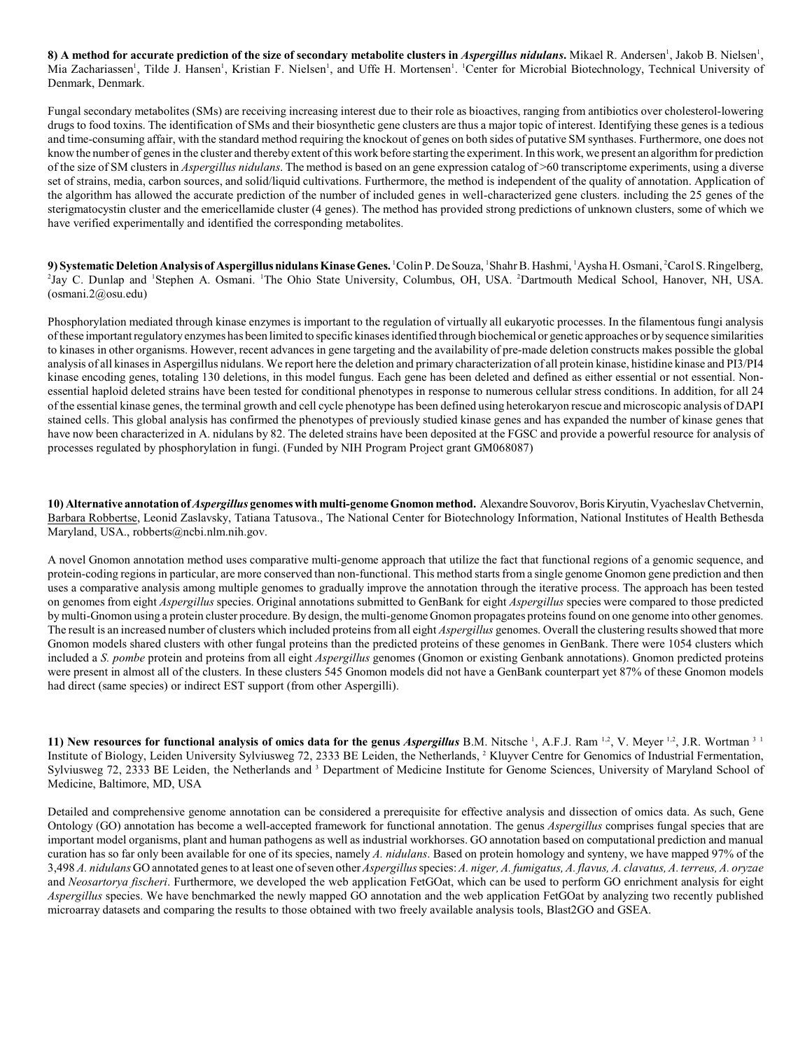**8) A method for accurate prediction of the size of secondary metabolite clusters in *Aspergillus nidulans*.** Mikael R. Andersen[1], Jakob B. Nielsen[1], Mia Zachariassen[1], Tilde J. Hansen[1], Kristian F. Nielsen[1], and Uffe H. Mortensen[1]. [1]Center for Microbial Biotechnology, Technical University of Denmark, Denmark.

Fungal secondary metabolites (SMs) are receiving increasing interest due to their role as bioactives, ranging from antibiotics over cholesterol-lowering drugs to food toxins. The identification of SMs and their biosynthetic gene clusters are thus a major topic of interest. Identifying these genes is a tedious and time-consuming affair, with the standard method requiring the knockout of genes on both sides of putative SM synthases. Furthermore, one does not know the number of genes in the cluster and thereby extent of this work before starting the experiment. In this work, we present an algorithm for prediction of the size of SM clusters in *Aspergillus nidulans*. The method is based on an gene expression catalog of >60 transcriptome experiments, using a diverse set of strains, media, carbon sources, and solid/liquid cultivations. Furthermore, the method is independent of the quality of annotation. Application of the algorithm has allowed the accurate prediction of the number of included genes in well-characterized gene clusters. including the 25 genes of the sterigmatocystin cluster and the emericellamide cluster (4 genes). The method has provided strong predictions of unknown clusters, some of which we have verified experimentally and identified the corresponding metabolites.

**9) Systematic Deletion Analysis of Aspergillus nidulans Kinase Genes.** [1]Colin P. De Souza, [1]Shahr B. Hashmi, [1]Aysha H. Osmani, [2]Carol S. Ringelberg, [2]Jay C. Dunlap and [1]Stephen A. Osmani. [1]The Ohio State University, Columbus, OH, USA. [2]Dartmouth Medical School, Hanover, NH, USA. (osmani.2@osu.edu)

Phosphorylation mediated through kinase enzymes is important to the regulation of virtually all eukaryotic processes. In the filamentous fungi analysis of these important regulatory enzymes has been limited to specific kinases identified through biochemical or genetic approaches or by sequence similarities to kinases in other organisms. However, recent advances in gene targeting and the availability of pre-made deletion constructs makes possible the global analysis of all kinases in Aspergillus nidulans. We report here the deletion and primary characterization of all protein kinase, histidine kinase and PI3/PI4 kinase encoding genes, totaling 130 deletions, in this model fungus. Each gene has been deleted and defined as either essential or not essential. Non-essential haploid deleted strains have been tested for conditional phenotypes in response to numerous cellular stress conditions. In addition, for all 24 of the essential kinase genes, the terminal growth and cell cycle phenotype has been defined using heterokaryon rescue and microscopic analysis of DAPI stained cells. This global analysis has confirmed the phenotypes of previously studied kinase genes and has expanded the number of kinase genes that have now been characterized in A. nidulans by 82. The deleted strains have been deposited at the FGSC and provide a powerful resource for analysis of processes regulated by phosphorylation in fungi. (Funded by NIH Program Project grant GM068087)

**10) Alternative annotation of *Aspergillus* genomes with multi-genome Gnomon method.** Alexandre Souvorov, Boris Kiryutin, Vyacheslav Chetvernin, Barbara Robbertse, Leonid Zaslavsky, Tatiana Tatusova., The National Center for Biotechnology Information, National Institutes of Health Bethesda Maryland, USA., robberts@ncbi.nlm.nih.gov.

A novel Gnomon annotation method uses comparative multi-genome approach that utilize the fact that functional regions of a genomic sequence, and protein-coding regions in particular, are more conserved than non-functional. This method starts from a single genome Gnomon gene prediction and then uses a comparative analysis among multiple genomes to gradually improve the annotation through the iterative process. The approach has been tested on genomes from eight *Aspergillus* species. Original annotations submitted to GenBank for eight *Aspergillus* species were compared to those predicted by multi-Gnomon using a protein cluster procedure. By design, the multi-genome Gnomon propagates proteins found on one genome into other genomes. The result is an increased number of clusters which included proteins from all eight *Aspergillus* genomes. Overall the clustering results showed that more Gnomon models shared clusters with other fungal proteins than the predicted proteins of these genomes in GenBank. There were 1054 clusters which included a *S. pombe* protein and proteins from all eight *Aspergillus* genomes (Gnomon or existing Genbank annotations). Gnomon predicted proteins were present in almost all of the clusters. In these clusters 545 Gnomon models did not have a GenBank counterpart yet 87% of these Gnomon models had direct (same species) or indirect EST support (from other Aspergilli).

**11) New resources for functional analysis of omics data for the genus *Aspergillus*** B.M. Nitsche [1], A.F.J. Ram [1,2], V. Meyer [1,2], J.R. Wortman [3] [1] Institute of Biology, Leiden University Sylviusweg 72, 2333 BE Leiden, the Netherlands, [2] Kluyver Centre for Genomics of Industrial Fermentation, Sylviusweg 72, 2333 BE Leiden, the Netherlands and [3] Department of Medicine Institute for Genome Sciences, University of Maryland School of Medicine, Baltimore, MD, USA

Detailed and comprehensive genome annotation can be considered a prerequisite for effective analysis and dissection of omics data. As such, Gene Ontology (GO) annotation has become a well-accepted framework for functional annotation. The genus *Aspergillus* comprises fungal species that are important model organisms, plant and human pathogens as well as industrial workhorses. GO annotation based on computational prediction and manual curation has so far only been available for one of its species, namely *A. nidulans*. Based on protein homology and synteny, we have mapped 97% of the 3,498 *A. nidulans* GO annotated genes to at least one of seven other *Aspergillus* species: *A. niger, A. fumigatus, A. flavus, A. clavatus, A. terreus, A. oryzae* and *Neosartorya fischeri*. Furthermore, we developed the web application FetGOat, which can be used to perform GO enrichment analysis for eight *Aspergillus* species. We have benchmarked the newly mapped GO annotation and the web application FetGOat by analyzing two recently published microarray datasets and comparing the results to those obtained with two freely available analysis tools, Blast2GO and GSEA.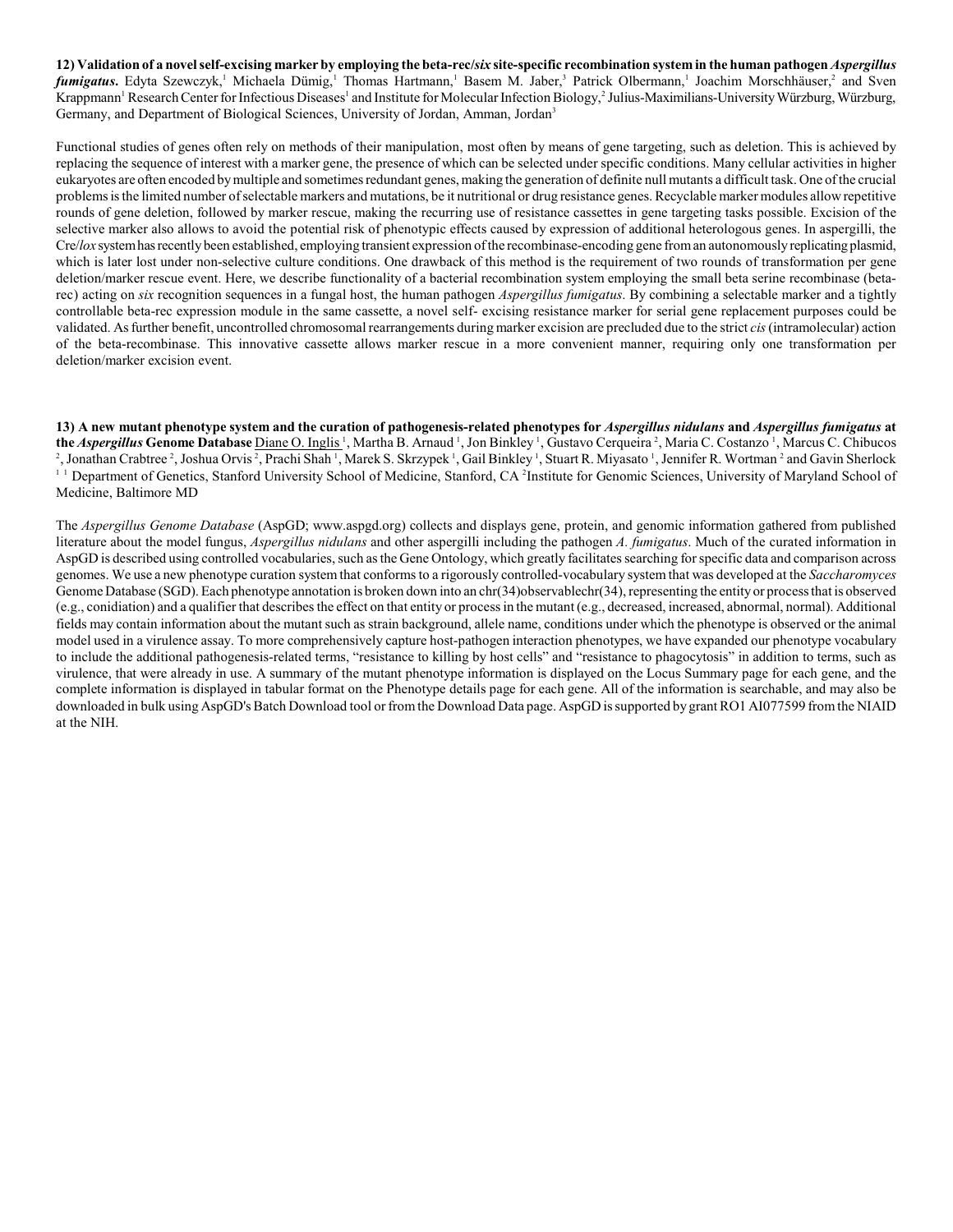**12) Validation of a novel self-excising marker by employing the beta-rec/*six* site-specific recombination system in the human pathogen *Aspergillus fumigatus*.** Edyta Szewczyk,[1] Michaela Dümig,[1] Thomas Hartmann,[1] Basem M. Jaber,[3] Patrick Olbermann,[1] Joachim Morschhäuser,[2] and Sven Krappmann[1] Research Center for Infectious Diseases[1] and Institute for Molecular Infection Biology,[2] Julius-Maximilians-University Würzburg, Würzburg, Germany, and Department of Biological Sciences, University of Jordan, Amman, Jordan[3]

Functional studies of genes often rely on methods of their manipulation, most often by means of gene targeting, such as deletion. This is achieved by replacing the sequence of interest with a marker gene, the presence of which can be selected under specific conditions. Many cellular activities in higher eukaryotes are often encoded by multiple and sometimes redundant genes, making the generation of definite null mutants a difficult task. One of the crucial problems is the limited number of selectable markers and mutations, be it nutritional or drug resistance genes. Recyclable marker modules allow repetitive rounds of gene deletion, followed by marker rescue, making the recurring use of resistance cassettes in gene targeting tasks possible. Excision of the selective marker also allows to avoid the potential risk of phenotypic effects caused by expression of additional heterologous genes. In aspergilli, the Cre/*lox* system has recently been established, employing transient expression of the recombinase-encoding gene from an autonomously replicating plasmid, which is later lost under non-selective culture conditions. One drawback of this method is the requirement of two rounds of transformation per gene deletion/marker rescue event. Here, we describe functionality of a bacterial recombination system employing the small beta serine recombinase (beta-rec) acting on *six* recognition sequences in a fungal host, the human pathogen *Aspergillus fumigatus*. By combining a selectable marker and a tightly controllable beta-rec expression module in the same cassette, a novel self- excising resistance marker for serial gene replacement purposes could be validated. As further benefit, uncontrolled chromosomal rearrangements during marker excision are precluded due to the strict *cis* (intramolecular) action of the beta-recombinase. This innovative cassette allows marker rescue in a more convenient manner, requiring only one transformation per deletion/marker excision event.

**13) A new mutant phenotype system and the curation of pathogenesis-related phenotypes for *Aspergillus nidulans* and *Aspergillus fumigatus* at the *Aspergillus* Genome Database** Diane O. Inglis [1], Martha B. Arnaud [1], Jon Binkley [1], Gustavo Cerqueira [2], Maria C. Costanzo [1], Marcus C. Chibucos [2], Jonathan Crabtree [2], Joshua Orvis [2], Prachi Shah [1], Marek S. Skrzypek [1], Gail Binkley [1], Stuart R. Miyasato [1], Jennifer R. Wortman [2] and Gavin Sherlock [1] [1] Department of Genetics, Stanford University School of Medicine, Stanford, CA [2]Institute for Genomic Sciences, University of Maryland School of Medicine, Baltimore MD

The *Aspergillus Genome Database* (AspGD; www.aspgd.org) collects and displays gene, protein, and genomic information gathered from published literature about the model fungus, *Aspergillus nidulans* and other aspergilli including the pathogen *A. fumigatus*. Much of the curated information in AspGD is described using controlled vocabularies, such as the Gene Ontology, which greatly facilitates searching for specific data and comparison across genomes. We use a new phenotype curation system that conforms to a rigorously controlled-vocabulary system that was developed at the *Saccharomyces* Genome Database (SGD). Each phenotype annotation is broken down into an chr(34)observablechr(34), representing the entity or process that is observed (e.g., conidiation) and a qualifier that describes the effect on that entity or process in the mutant (e.g., decreased, increased, abnormal, normal). Additional fields may contain information about the mutant such as strain background, allele name, conditions under which the phenotype is observed or the animal model used in a virulence assay. To more comprehensively capture host-pathogen interaction phenotypes, we have expanded our phenotype vocabulary to include the additional pathogenesis-related terms, "resistance to killing by host cells" and "resistance to phagocytosis" in addition to terms, such as virulence, that were already in use. A summary of the mutant phenotype information is displayed on the Locus Summary page for each gene, and the complete information is displayed in tabular format on the Phenotype details page for each gene. All of the information is searchable, and may also be downloaded in bulk using AspGD's Batch Download tool or from the Download Data page. AspGD is supported by grant RO1 AI077599 from the NIAID at the NIH.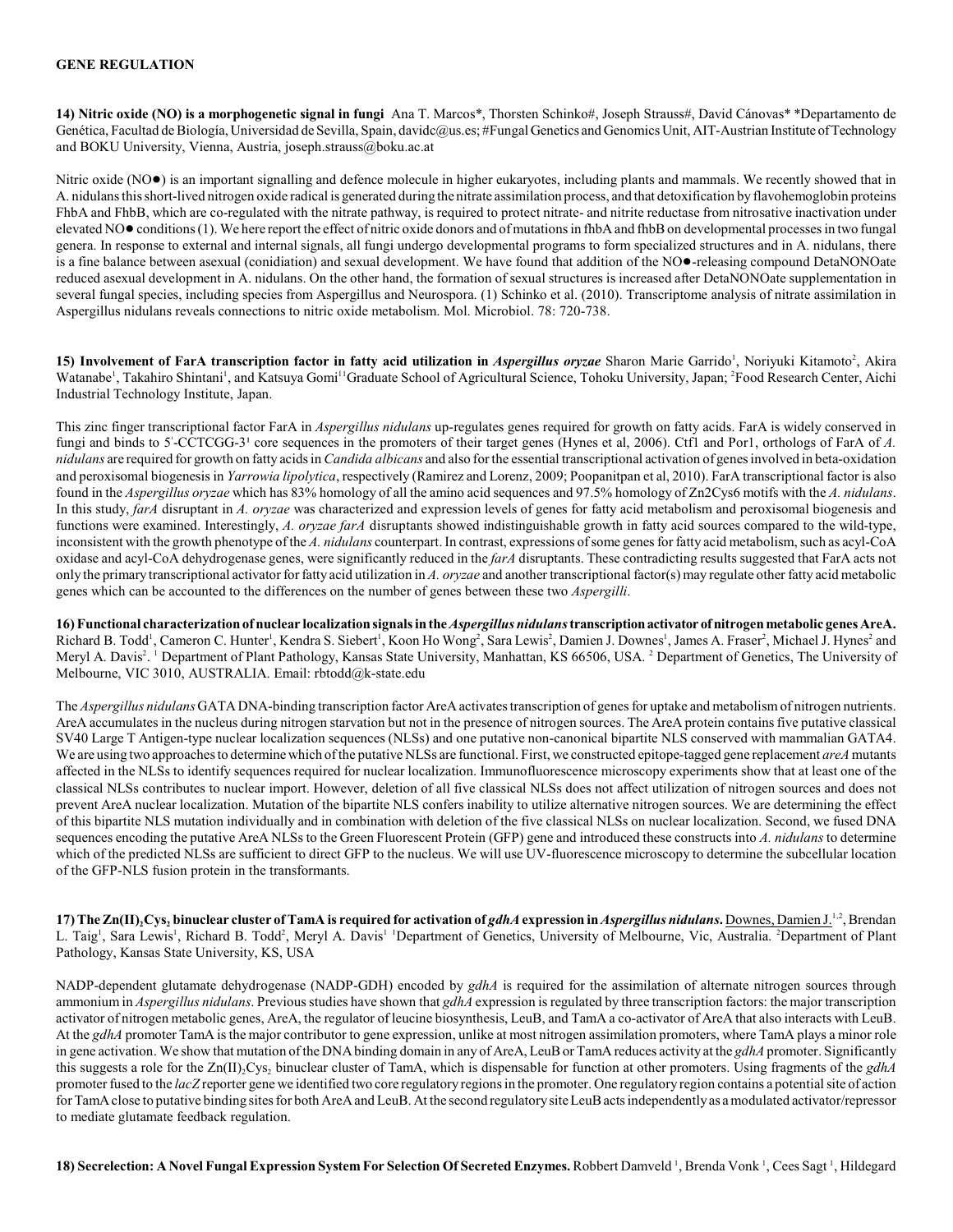## GENE REGULATION

**14) Nitric oxide (NO) is a morphogenetic signal in fungi** Ana T. Marcos*, Thorsten Schinko#, Joseph Strauss#, David Cánovas* *Departamento de Genética, Facultad de Biología, Universidad de Sevilla, Spain, davidc@us.es; #Fungal Genetics and Genomics Unit, AIT-Austrian Institute of Technology and BOKU University, Vienna, Austria, joseph.strauss@boku.ac.at

Nitric oxide (NO●) is an important signalling and defence molecule in higher eukaryotes, including plants and mammals. We recently showed that in A. nidulans this short-lived nitrogen oxide radical is generated during the nitrate assimilation process, and that detoxification by flavohemoglobin proteins FhbA and FhbB, which are co-regulated with the nitrate pathway, is required to protect nitrate- and nitrite reductase from nitrosative inactivation under elevated NO● conditions (1). We here report the effect of nitric oxide donors and of mutations in fhbA and fhbB on developmental processes in two fungal genera. In response to external and internal signals, all fungi undergo developmental programs to form specialized structures and in A. nidulans, there is a fine balance between asexual (conidiation) and sexual development. We have found that addition of the NO●-releasing compound DetaNONOate reduced asexual development in A. nidulans. On the other hand, the formation of sexual structures is increased after DetaNONOate supplementation in several fungal species, including species from Aspergillus and Neurospora. (1) Schinko et al. (2010). Transcriptome analysis of nitrate assimilation in Aspergillus nidulans reveals connections to nitric oxide metabolism. Mol. Microbiol. 78: 720-738.

**15) Involvement of FarA transcription factor in fatty acid utilization in *Aspergillus oryzae*** Sharon Marie Garrido[1], Noriyuki Kitamoto[2], Akira Watanabe[1], Takahiro Shintani[1], and Katsuya Gomi[1] [1]Graduate School of Agricultural Science, Tohoku University, Japan; [2]Food Research Center, Aichi Industrial Technology Institute, Japan.

This zinc finger transcriptional factor FarA in *Aspergillus nidulans* up-regulates genes required for growth on fatty acids. FarA is widely conserved in fungi and binds to 5'-CCTCGG-3' core sequences in the promoters of their target genes (Hynes et al, 2006). Ctf1 and Por1, orthologs of FarA of *A. nidulans* are required for growth on fatty acids in *Candida albicans* and also for the essential transcriptional activation of genes involved in beta-oxidation and peroxisomal biogenesis in *Yarrowia lipolytica*, respectively (Ramirez and Lorenz, 2009; Poopanitpan et al, 2010). FarA transcriptional factor is also found in the *Aspergillus oryzae* which has 83% homology of all the amino acid sequences and 97.5% homology of Zn2Cys6 motifs with the *A. nidulans*. In this study, *farA* disruptant in *A. oryzae* was characterized and expression levels of genes for fatty acid metabolism and peroxisomal biogenesis and functions were examined. Interestingly, *A. oryzae farA* disruptants showed indistinguishable growth in fatty acid sources compared to the wild-type, inconsistent with the growth phenotype of the *A. nidulans* counterpart. In contrast, expressions of some genes for fatty acid metabolism, such as acyl-CoA oxidase and acyl-CoA dehydrogenase genes, were significantly reduced in the *farA* disruptants. These contradicting results suggested that FarA acts not only the primary transcriptional activator for fatty acid utilization in *A. oryzae* and another transcriptional factor(s) may regulate other fatty acid metabolic genes which can be accounted to the differences on the number of genes between these two *Aspergilli*.

**16) Functional characterization of nuclear localization signals in the *Aspergillus nidulans* transcription activator of nitrogen metabolic genes AreA.** Richard B. Todd[1], Cameron C. Hunter[1], Kendra S. Siebert[1], Koon Ho Wong[2], Sara Lewis[2], Damien J. Downes[1], James A. Fraser[2], Michael J. Hynes[2] and Meryl A. Davis[2]. [1] Department of Plant Pathology, Kansas State University, Manhattan, KS 66506, USA. [2] Department of Genetics, The University of Melbourne, VIC 3010, AUSTRALIA. Email: rbtodd@k-state.edu

The *Aspergillus nidulans* GATA DNA-binding transcription factor AreA activates transcription of genes for uptake and metabolism of nitrogen nutrients. AreA accumulates in the nucleus during nitrogen starvation but not in the presence of nitrogen sources. The AreA protein contains five putative classical SV40 Large T Antigen-type nuclear localization sequences (NLSs) and one putative non-canonical bipartite NLS conserved with mammalian GATA4. We are using two approaches to determine which of the putative NLSs are functional. First, we constructed epitope-tagged gene replacement *areA* mutants affected in the NLSs to identify sequences required for nuclear localization. Immunofluorescence microscopy experiments show that at least one of the classical NLSs contributes to nuclear import. However, deletion of all five classical NLSs does not affect utilization of nitrogen sources and does not prevent AreA nuclear localization. Mutation of the bipartite NLS confers inability to utilize alternative nitrogen sources. We are determining the effect of this bipartite NLS mutation individually and in combination with deletion of the five classical NLSs on nuclear localization. Second, we fused DNA sequences encoding the putative AreA NLSs to the Green Fluorescent Protein (GFP) gene and introduced these constructs into *A. nidulans* to determine which of the predicted NLSs are sufficient to direct GFP to the nucleus. We will use UV-fluorescence microscopy to determine the subcellular location of the GFP-NLS fusion protein in the transformants.

**17) The $Zn(II)_2Cys_6$ binuclear cluster of TamA is required for activation of *gdhA* expression in *Aspergillus nidulans*.** Downes, Damien J.[1,2], Brendan L. Taig[1], Sara Lewis[1], Richard B. Todd[2], Meryl A. Davis[1] [1]Department of Genetics, University of Melbourne, Vic, Australia. [2]Department of Plant Pathology, Kansas State University, KS, USA

NADP-dependent glutamate dehydrogenase (NADP-GDH) encoded by *gdhA* is required for the assimilation of alternate nitrogen sources through ammonium in *Aspergillus nidulans*. Previous studies have shown that *gdhA* expression is regulated by three transcription factors: the major transcription activator of nitrogen metabolic genes, AreA, the regulator of leucine biosynthesis, LeuB, and TamA a co-activator of AreA that also interacts with LeuB. At the *gdhA* promoter TamA is the major contributor to gene expression, unlike at most nitrogen assimilation promoters, where TamA plays a minor role in gene activation. We show that mutation of the DNA binding domain in any of AreA, LeuB or TamA reduces activity at the *gdhA* promoter. Significantly this suggests a role for the $Zn(II)_2Cys_6$ binuclear cluster of TamA, which is dispensable for function at other promoters. Using fragments of the *gdhA* promoter fused to the *lacZ* reporter gene we identified two core regulatory regions in the promoter. One regulatory region contains a potential site of action for TamA close to putative binding sites for both AreA and LeuB. At the second regulatory site LeuB acts independently as a modulated activator/repressor to mediate glutamate feedback regulation.

**18) Secrelection: A Novel Fungal Expression System For Selection Of Secreted Enzymes.** Robbert Damveld[1], Brenda Vonk[1], Cees Sagt[1], Hildegard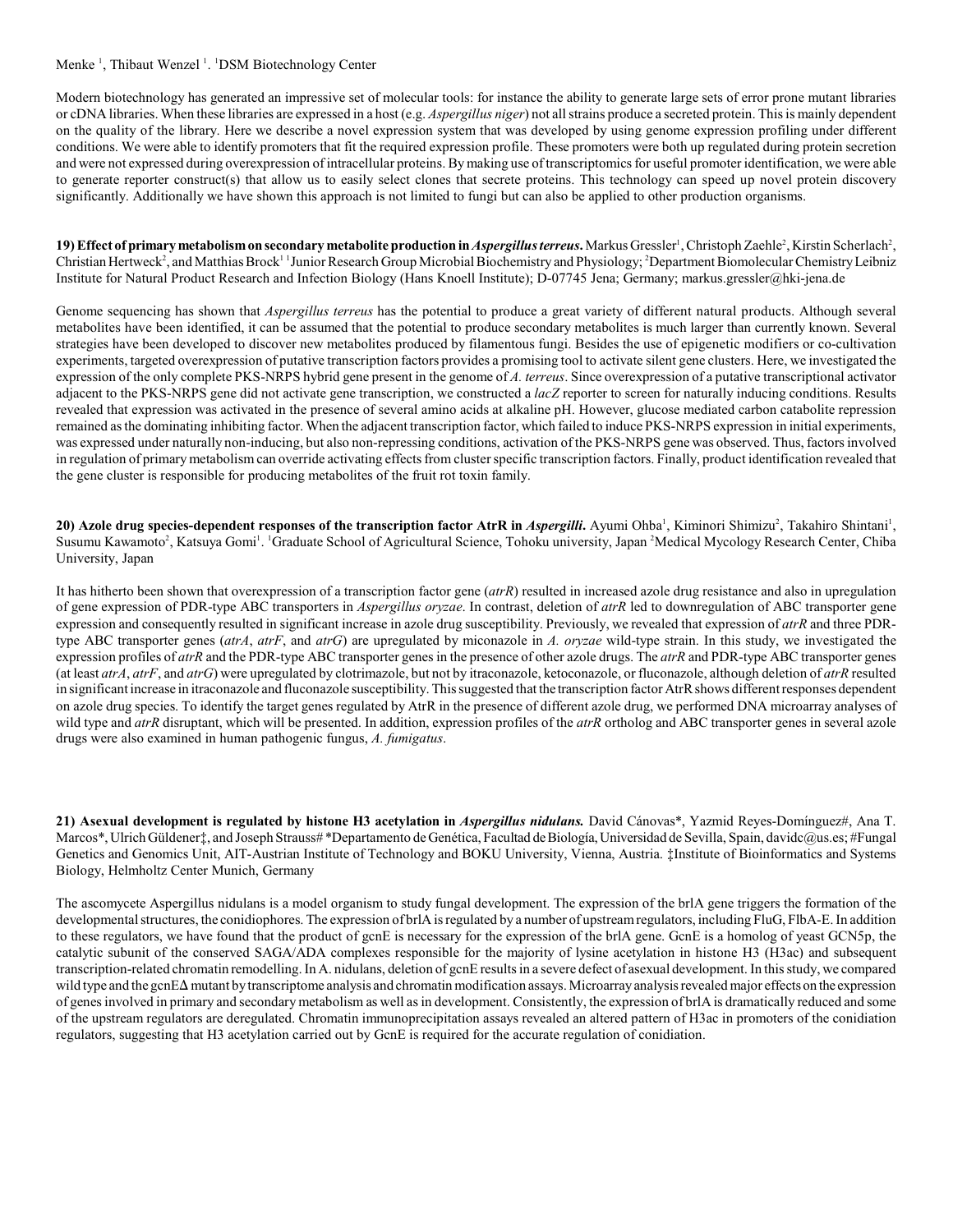Menke [1], Thibaut Wenzel [1]. [1]DSM Biotechnology Center

Modern biotechnology has generated an impressive set of molecular tools: for instance the ability to generate large sets of error prone mutant libraries or cDNA libraries. When these libraries are expressed in a host (e.g. *Aspergillus niger*) not all strains produce a secreted protein. This is mainly dependent on the quality of the library. Here we describe a novel expression system that was developed by using genome expression profiling under different conditions. We were able to identify promoters that fit the required expression profile. These promoters were both up regulated during protein secretion and were not expressed during overexpression of intracellular proteins. By making use of transcriptomics for useful promoter identification, we were able to generate reporter construct(s) that allow us to easily select clones that secrete proteins. This technology can speed up novel protein discovery significantly. Additionally we have shown this approach is not limited to fungi but can also be applied to other production organisms.

**19) Effect of primary metabolism on secondary metabolite production in *Aspergillus terreus*.** Markus Gressler[1], Christoph Zaehle[2], Kirstin Scherlach[2], Christian Hertweck[2], and Matthias Brock[1] [1]Junior Research Group Microbial Biochemistry and Physiology; [2]Department Biomolecular Chemistry Leibniz Institute for Natural Product Research and Infection Biology (Hans Knoell Institute); D-07745 Jena; Germany; markus.gressler@hki-jena.de

Genome sequencing has shown that *Aspergillus terreus* has the potential to produce a great variety of different natural products. Although several metabolites have been identified, it can be assumed that the potential to produce secondary metabolites is much larger than currently known. Several strategies have been developed to discover new metabolites produced by filamentous fungi. Besides the use of epigenetic modifiers or co-cultivation experiments, targeted overexpression of putative transcription factors provides a promising tool to activate silent gene clusters. Here, we investigated the expression of the only complete PKS-NRPS hybrid gene present in the genome of *A. terreus*. Since overexpression of a putative transcriptional activator adjacent to the PKS-NRPS gene did not activate gene transcription, we constructed a *lacZ* reporter to screen for naturally inducing conditions. Results revealed that expression was activated in the presence of several amino acids at alkaline pH. However, glucose mediated carbon catabolite repression remained as the dominating inhibiting factor. When the adjacent transcription factor, which failed to induce PKS-NRPS expression in initial experiments, was expressed under naturally non-inducing, but also non-repressing conditions, activation of the PKS-NRPS gene was observed. Thus, factors involved in regulation of primary metabolism can override activating effects from cluster specific transcription factors. Finally, product identification revealed that the gene cluster is responsible for producing metabolites of the fruit rot toxin family.

**20) Azole drug species-dependent responses of the transcription factor AtrR in *Aspergilli*.** Ayumi Ohba[1], Kiminori Shimizu[2], Takahiro Shintani[1], Susumu Kawamoto[2], Katsuya Gomi[1]. [1]Graduate School of Agricultural Science, Tohoku university, Japan [2]Medical Mycology Research Center, Chiba University, Japan

It has hitherto been shown that overexpression of a transcription factor gene (*atrR*) resulted in increased azole drug resistance and also in upregulation of gene expression of PDR-type ABC transporters in *Aspergillus oryzae*. In contrast, deletion of *atrR* led to downregulation of ABC transporter gene expression and consequently resulted in significant increase in azole drug susceptibility. Previously, we revealed that expression of *atrR* and three PDR-type ABC transporter genes (*atrA*, *atrF*, and *atrG*) are upregulated by miconazole in *A. oryzae* wild-type strain. In this study, we investigated the expression profiles of *atrR* and the PDR-type ABC transporter genes in the presence of other azole drugs. The *atrR* and PDR-type ABC transporter genes (at least *atrA*, *atrF*, and *atrG*) were upregulated by clotrimazole, but not by itraconazole, ketoconazole, or fluconazole, although deletion of *atrR* resulted in significant increase in itraconazole and fluconazole susceptibility. This suggested that the transcription factor AtrR shows different responses dependent on azole drug species. To identify the target genes regulated by AtrR in the presence of different azole drug, we performed DNA microarray analyses of wild type and *atrR* disruptant, which will be presented. In addition, expression profiles of the *atrR* ortholog and ABC transporter genes in several azole drugs were also examined in human pathogenic fungus, *A. fumigatus*.

**21) Asexual development is regulated by histone H3 acetylation in *Aspergillus nidulans*.** David Cánovas*, Yazmid Reyes-Domínguez#, Ana T. Marcos*, Ulrich Güldener‡, and Joseph Strauss# *Departamento de Genética, Facultad de Biología, Universidad de Sevilla, Spain, davidc@us.es; #Fungal Genetics and Genomics Unit, AIT-Austrian Institute of Technology and BOKU University, Vienna, Austria. ‡Institute of Bioinformatics and Systems Biology, Helmholtz Center Munich, Germany

The ascomycete Aspergillus nidulans is a model organism to study fungal development. The expression of the brlA gene triggers the formation of the developmental structures, the conidiophores. The expression of brlA is regulated by a number of upstream regulators, including FluG, FlbA-E. In addition to these regulators, we have found that the product of gcnE is necessary for the expression of the brlA gene. GcnE is a homolog of yeast GCN5p, the catalytic subunit of the conserved SAGA/ADA complexes responsible for the majority of lysine acetylation in histone H3 (H3ac) and subsequent transcription-related chromatin remodelling. In A. nidulans, deletion of gcnE results in a severe defect of asexual development. In this study, we compared wild type and the gcnEΔ mutant by transcriptome analysis and chromatin modification assays. Microarray analysis revealed major effects on the expression of genes involved in primary and secondary metabolism as well as in development. Consistently, the expression of brlA is dramatically reduced and some of the upstream regulators are deregulated. Chromatin immunoprecipitation assays revealed an altered pattern of H3ac in promoters of the conidiation regulators, suggesting that H3 acetylation carried out by GcnE is required for the accurate regulation of conidiation.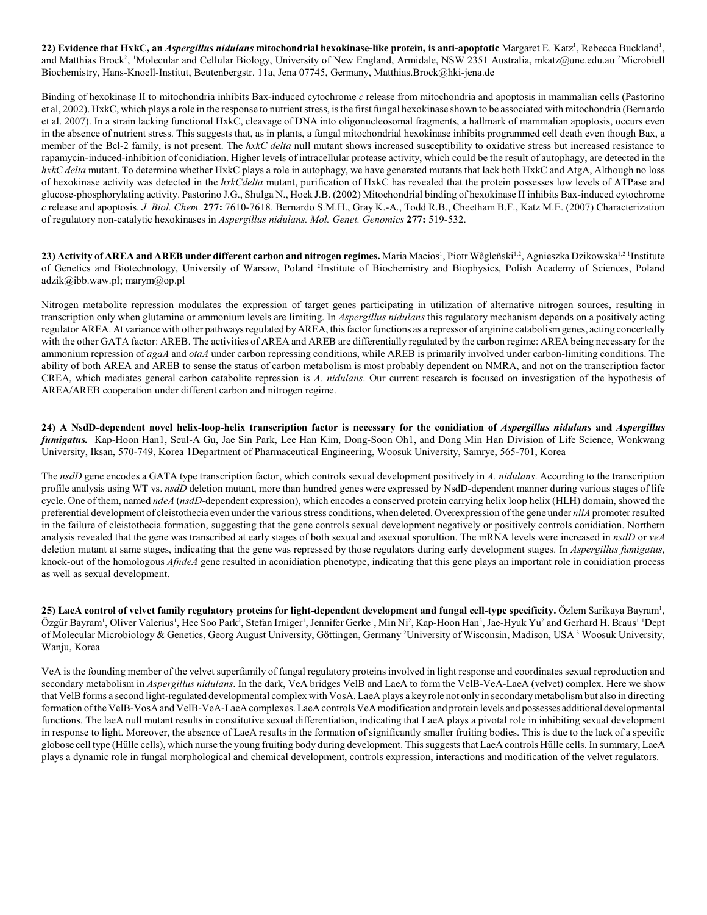**22) Evidence that HxkC, an *Aspergillus nidulans* mitochondrial hexokinase-like protein, is anti-apoptotic** Margaret E. Katz[1], Rebecca Buckland[1], and Matthias Brock[2], [1]Molecular and Cellular Biology, University of New England, Armidale, NSW 2351 Australia, mkatz@une.edu.au [2]Microbiell Biochemistry, Hans-Knoell-Institut, Beutenbergstr. 11a, Jena 07745, Germany, Matthias.Brock@hki-jena.de

Binding of hexokinase II to mitochondria inhibits Bax-induced cytochrome *c* release from mitochondria and apoptosis in mammalian cells (Pastorino et al, 2002). HxkC, which plays a role in the response to nutrient stress, is the first fungal hexokinase shown to be associated with mitochondria (Bernardo et al. 2007). In a strain lacking functional HxkC, cleavage of DNA into oligonucleosomal fragments, a hallmark of mammalian apoptosis, occurs even in the absence of nutrient stress. This suggests that, as in plants, a fungal mitochondrial hexokinase inhibits programmed cell death even though Bax, a member of the Bcl-2 family, is not present. The *hxkC delta* null mutant shows increased susceptibility to oxidative stress but increased resistance to rapamycin-induced-inhibition of conidiation. Higher levels of intracellular protease activity, which could be the result of autophagy, are detected in the *hxkC delta* mutant. To determine whether HxkC plays a role in autophagy, we have generated mutants that lack both HxkC and AtgA, Although no loss of hexokinase activity was detected in the *hxkCdelta* mutant, purification of HxkC has revealed that the protein possesses low levels of ATPase and glucose-phosphorylating activity. Pastorino J.G., Shulga N., Hoek J.B. (2002) Mitochondrial binding of hexokinase II inhibits Bax-induced cytochrome *c* release and apoptosis. *J. Biol. Chem.* **277:** 7610-7618. Bernardo S.M.H., Gray K.-A., Todd R.B., Cheetham B.F., Katz M.E. (2007) Characterization of regulatory non-catalytic hexokinases in *Aspergillus nidulans. Mol. Genet. Genomics* **277:** 519-532.

**23) Activity of AREA and AREB under different carbon and nitrogen regimes.** Maria Macios[1], Piotr Wêgleñski[1,2], Agnieszka Dzikowska[1,2] [1]Institute of Genetics and Biotechnology, University of Warsaw, Poland [2]Institute of Biochemistry and Biophysics, Polish Academy of Sciences, Poland adzik@ibb.waw.pl; marym@op.pl

Nitrogen metabolite repression modulates the expression of target genes participating in utilization of alternative nitrogen sources, resulting in transcription only when glutamine or ammonium levels are limiting. In *Aspergillus nidulans* this regulatory mechanism depends on a positively acting regulator AREA. At variance with other pathways regulated by AREA, this factor functions as a repressor of arginine catabolism genes, acting concertedly with the other GATA factor: AREB. The activities of AREA and AREB are differentially regulated by the carbon regime: AREA being necessary for the ammonium repression of *agaA* and *otaA* under carbon repressing conditions, while AREB is primarily involved under carbon-limiting conditions. The ability of both AREA and AREB to sense the status of carbon metabolism is most probably dependent on NMRA, and not on the transcription factor CREA, which mediates general carbon catabolite repression is *A. nidulans*. Our current research is focused on investigation of the hypothesis of AREA/AREB cooperation under different carbon and nitrogen regime.

**24) A NsdD-dependent novel helix-loop-helix transcription factor is necessary for the conidiation of *Aspergillus nidulans* and *Aspergillus fumigatus.*** Kap-Hoon Han1, Seul-A Gu, Jae Sin Park, Lee Han Kim, Dong-Soon Oh1, and Dong Min Han Division of Life Science, Wonkwang University, Iksan, 570-749, Korea 1Department of Pharmaceutical Engineering, Woosuk University, Samrye, 565-701, Korea

The *nsdD* gene encodes a GATA type transcription factor, which controls sexual development positively in *A. nidulans*. According to the transcription profile analysis using WT vs. *nsdD* deletion mutant, more than hundred genes were expressed by NsdD-dependent manner during various stages of life cycle. One of them, named *ndeA* (*nsdD*-dependent expression), which encodes a conserved protein carrying helix loop helix (HLH) domain, showed the preferential development of cleistothecia even under the various stress conditions, when deleted. Overexpression of the gene under *niiA* promoter resulted in the failure of cleistothecia formation, suggesting that the gene controls sexual development negatively or positively controls conidiation. Northern analysis revealed that the gene was transcribed at early stages of both sexual and asexual sporultion. The mRNA levels were increased in *nsdD* or *veA* deletion mutant at same stages, indicating that the gene was repressed by those regulators during early development stages. In *Aspergillus fumigatus*, knock-out of the homologous *AfndeA* gene resulted in aconidiation phenotype, indicating that this gene plays an important role in conidiation process as well as sexual development.

**25) LaeA control of velvet family regulatory proteins for light-dependent development and fungal cell-type specificity.** Özlem Sarikaya Bayram[1], Özgür Bayram[1], Oliver Valerius[1], Hee Soo Park[2], Stefan Irniger[1], Jennifer Gerke[1], Min Ni[2], Kap-Hoon Han[3], Jae-Hyuk Yu[2] and Gerhard H. Braus[1] [1]Dept of Molecular Microbiology & Genetics, Georg August University, Göttingen, Germany [2]University of Wisconsin, Madison, USA [3] Woosuk University, Wanju, Korea

VeA is the founding member of the velvet superfamily of fungal regulatory proteins involved in light response and coordinates sexual reproduction and secondary metabolism in *Aspergillus nidulans*. In the dark, VeA bridges VelB and LaeA to form the VelB-VeA-LaeA (velvet) complex. Here we show that VelB forms a second light-regulated developmental complex with VosA. LaeA plays a key role not only in secondary metabolism but also in directing formation of the VelB-VosA and VelB-VeA-LaeA complexes. LaeA controls VeA modification and protein levels and possesses additional developmental functions. The laeA null mutant results in constitutive sexual differentiation, indicating that LaeA plays a pivotal role in inhibiting sexual development in response to light. Moreover, the absence of LaeA results in the formation of significantly smaller fruiting bodies. This is due to the lack of a specific globose cell type (Hülle cells), which nurse the young fruiting body during development. This suggests that LaeA controls Hülle cells. In summary, LaeA plays a dynamic role in fungal morphological and chemical development, controls expression, interactions and modification of the velvet regulators.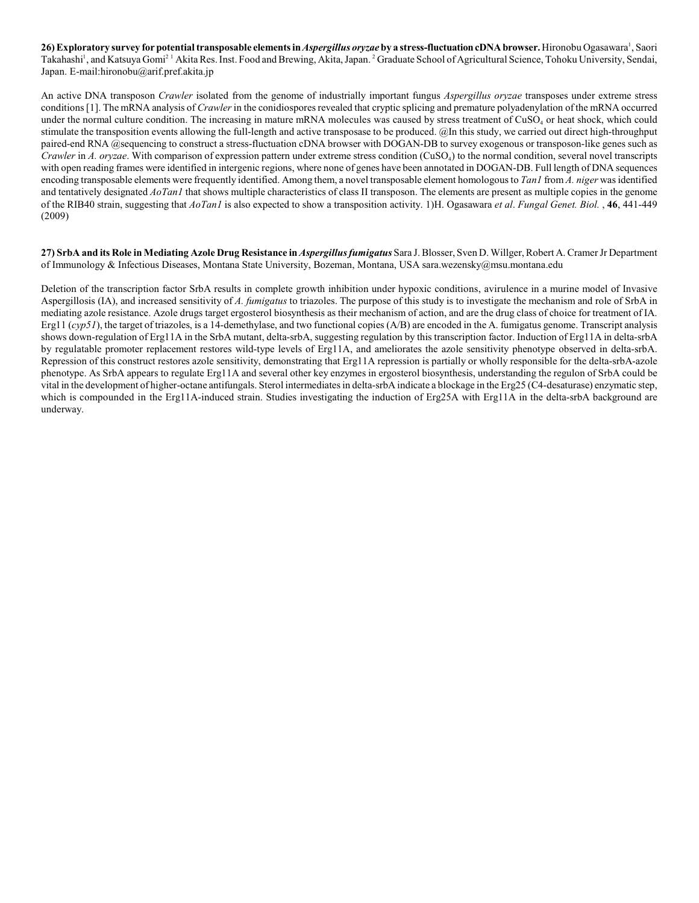**26) Exploratory survey for potential transposable elements in *Aspergillus oryzae* by a stress-fluctuation cDNA browser.** Hironobu Ogasawara[1], Saori Takahashi[1], and Katsuya Gomi[2] [1] Akita Res. Inst. Food and Brewing, Akita, Japan. [2] Graduate School of Agricultural Science, Tohoku University, Sendai, Japan. E-mail:hironobu@arif.pref.akita.jp

An active DNA transposon *Crawler* isolated from the genome of industrially important fungus *Aspergillus oryzae* transposes under extreme stress conditions [1]. The mRNA analysis of *Crawler* in the conidiospores revealed that cryptic splicing and premature polyadenylation of the mRNA occurred under the normal culture condition. The increasing in mature mRNA molecules was caused by stress treatment of $CuSO_4$ or heat shock, which could stimulate the transposition events allowing the full-length and active transposase to be produced. @In this study, we carried out direct high-throughput paired-end RNA @sequencing to construct a stress-fluctuation cDNA browser with DOGAN-DB to survey exogenous or transposon-like genes such as *Crawler* in *A. oryzae*. With comparison of expression pattern under extreme stress condition ($CuSO_4$) to the normal condition, several novel transcripts with open reading frames were identified in intergenic regions, where none of genes have been annotated in DOGAN-DB. Full length of DNA sequences encoding transposable elements were frequently identified. Among them, a novel transposable element homologous to *Tan1* from *A. niger* was identified and tentatively designated *AoTan1* that shows multiple characteristics of class II transposon. The elements are present as multiple copies in the genome of the RIB40 strain, suggesting that *AoTan1* is also expected to show a transposition activity. 1)H. Ogasawara *et al*. *Fungal Genet. Biol.* , **46**, 441-449 (2009)

**27) SrbA and its Role in Mediating Azole Drug Resistance in *Aspergillus fumigatus*** Sara J. Blosser, Sven D. Willger, Robert A. Cramer Jr Department of Immunology & Infectious Diseases, Montana State University, Bozeman, Montana, USA sara.wezensky@msu.montana.edu

Deletion of the transcription factor SrbA results in complete growth inhibition under hypoxic conditions, avirulence in a murine model of Invasive Aspergillosis (IA), and increased sensitivity of *A. fumigatus* to triazoles. The purpose of this study is to investigate the mechanism and role of SrbA in mediating azole resistance. Azole drugs target ergosterol biosynthesis as their mechanism of action, and are the drug class of choice for treatment of IA. Erg11 (*cyp51*), the target of triazoles, is a 14-demethylase, and two functional copies (A/B) are encoded in the A. fumigatus genome. Transcript analysis shows down-regulation of Erg11A in the SrbA mutant, delta-srbA, suggesting regulation by this transcription factor. Induction of Erg11A in delta-srbA by regulatable promoter replacement restores wild-type levels of Erg11A, and ameliorates the azole sensitivity phenotype observed in delta-srbA. Repression of this construct restores azole sensitivity, demonstrating that Erg11A repression is partially or wholly responsible for the delta-srbA-azole phenotype. As SrbA appears to regulate Erg11A and several other key enzymes in ergosterol biosynthesis, understanding the regulon of SrbA could be vital in the development of higher-octane antifungals. Sterol intermediates in delta-srbA indicate a blockage in the Erg25 (C4-desaturase) enzymatic step, which is compounded in the Erg11A-induced strain. Studies investigating the induction of Erg25A with Erg11A in the delta-srbA background are underway.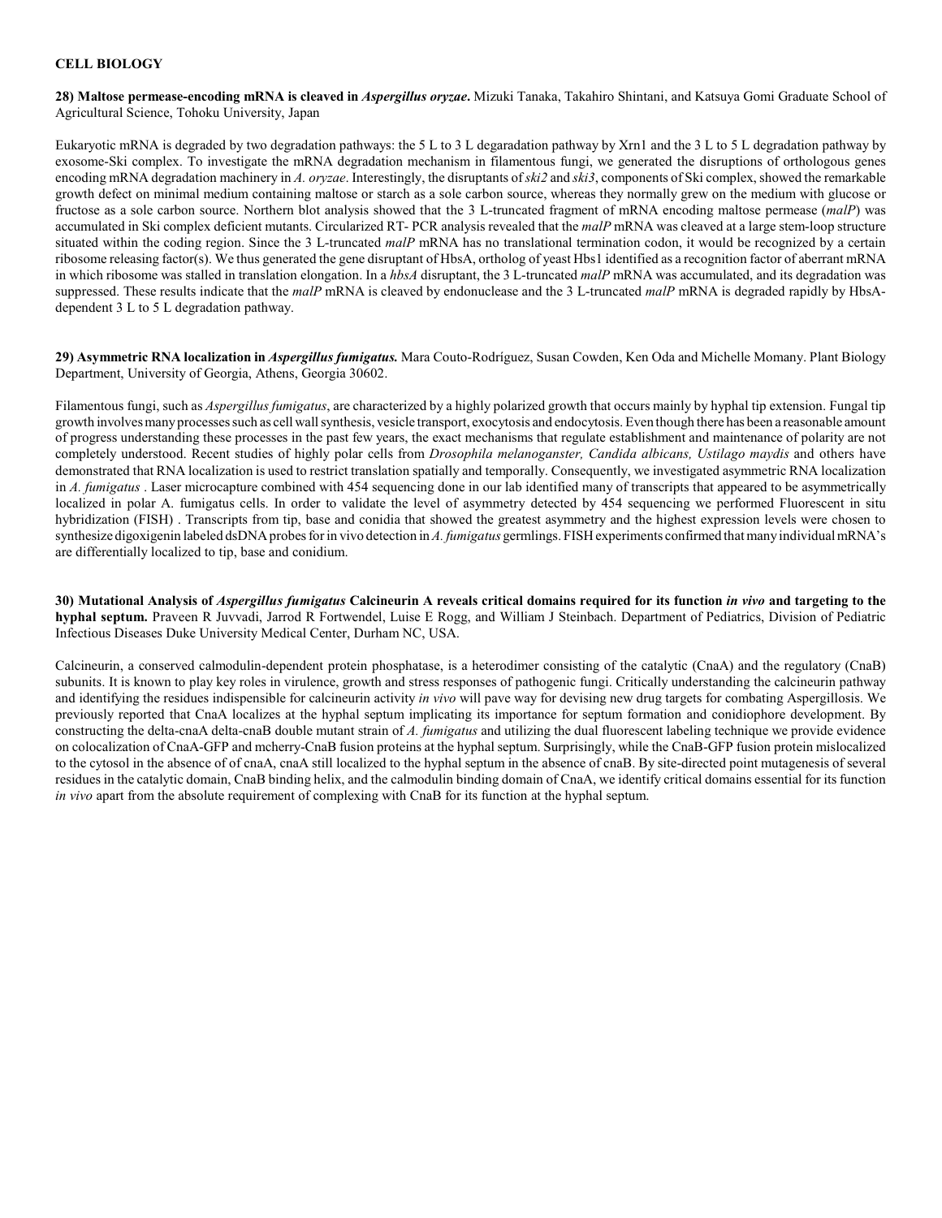**CELL BIOLOGY**

**28) Maltose permease-encoding mRNA is cleaved in *Aspergillus oryzae*.** Mizuki Tanaka, Takahiro Shintani, and Katsuya Gomi Graduate School of Agricultural Science, Tohoku University, Japan

Eukaryotic mRNA is degraded by two degradation pathways: the 5 L to 3 L degaradation pathway by Xrn1 and the 3 L to 5 L degradation pathway by exosome-Ski complex. To investigate the mRNA degradation mechanism in filamentous fungi, we generated the disruptions of orthologous genes encoding mRNA degradation machinery in *A. oryzae*. Interestingly, the disruptants of *ski2* and *ski3*, components of Ski complex, showed the remarkable growth defect on minimal medium containing maltose or starch as a sole carbon source, whereas they normally grew on the medium with glucose or fructose as a sole carbon source. Northern blot analysis showed that the 3 L-truncated fragment of mRNA encoding maltose permease (*malP*) was accumulated in Ski complex deficient mutants. Circularized RT- PCR analysis revealed that the *malP* mRNA was cleaved at a large stem-loop structure situated within the coding region. Since the 3 L-truncated *malP* mRNA has no translational termination codon, it would be recognized by a certain ribosome releasing factor(s). We thus generated the gene disruptant of HbsA, ortholog of yeast Hbs1 identified as a recognition factor of aberrant mRNA in which ribosome was stalled in translation elongation. In a *hbsA* disruptant, the 3 L-truncated *malP* mRNA was accumulated, and its degradation was suppressed. These results indicate that the *malP* mRNA is cleaved by endonuclease and the 3 L-truncated *malP* mRNA is degraded rapidly by HbsA-dependent 3 L to 5 L degradation pathway.

**29) Asymmetric RNA localization in *Aspergillus fumigatus.*** Mara Couto-Rodríguez, Susan Cowden, Ken Oda and Michelle Momany. Plant Biology Department, University of Georgia, Athens, Georgia 30602.

Filamentous fungi, such as *Aspergillus fumigatus*, are characterized by a highly polarized growth that occurs mainly by hyphal tip extension. Fungal tip growth involves many processes such as cell wall synthesis, vesicle transport, exocytosis and endocytosis. Even though there has been a reasonable amount of progress understanding these processes in the past few years, the exact mechanisms that regulate establishment and maintenance of polarity are not completely understood. Recent studies of highly polar cells from *Drosophila melanoganster, Candida albicans, Ustilago maydis* and others have demonstrated that RNA localization is used to restrict translation spatially and temporally. Consequently, we investigated asymmetric RNA localization in *A. fumigatus* . Laser microcapture combined with 454 sequencing done in our lab identified many of transcripts that appeared to be asymmetrically localized in polar A. fumigatus cells. In order to validate the level of asymmetry detected by 454 sequencing we performed Fluorescent in situ hybridization (FISH) . Transcripts from tip, base and conidia that showed the greatest asymmetry and the highest expression levels were chosen to synthesize digoxigenin labeled dsDNA probes for in vivo detection in *A. fumigatus* germlings. FISH experiments confirmed that many individual mRNA's are differentially localized to tip, base and conidium.

**30) Mutational Analysis of *Aspergillus fumigatus* Calcineurin A reveals critical domains required for its function *in vivo* and targeting to the hyphal septum.** Praveen R Juvvadi, Jarrod R Fortwendel, Luise E Rogg, and William J Steinbach. Department of Pediatrics, Division of Pediatric Infectious Diseases Duke University Medical Center, Durham NC, USA.

Calcineurin, a conserved calmodulin-dependent protein phosphatase, is a heterodimer consisting of the catalytic (CnaA) and the regulatory (CnaB) subunits. It is known to play key roles in virulence, growth and stress responses of pathogenic fungi. Critically understanding the calcineurin pathway and identifying the residues indispensible for calcineurin activity *in vivo* will pave way for devising new drug targets for combating Aspergillosis. We previously reported that CnaA localizes at the hyphal septum implicating its importance for septum formation and conidiophore development. By constructing the delta-cnaA delta-cnaB double mutant strain of *A. fumigatus* and utilizing the dual fluorescent labeling technique we provide evidence on colocalization of CnaA-GFP and mcherry-CnaB fusion proteins at the hyphal septum. Surprisingly, while the CnaB-GFP fusion protein mislocalized to the cytosol in the absence of of cnaA, cnaA still localized to the hyphal septum in the absence of cnaB. By site-directed point mutagenesis of several residues in the catalytic domain, CnaB binding helix, and the calmodulin binding domain of CnaA, we identify critical domains essential for its function *in vivo* apart from the absolute requirement of complexing with CnaB for its function at the hyphal septum.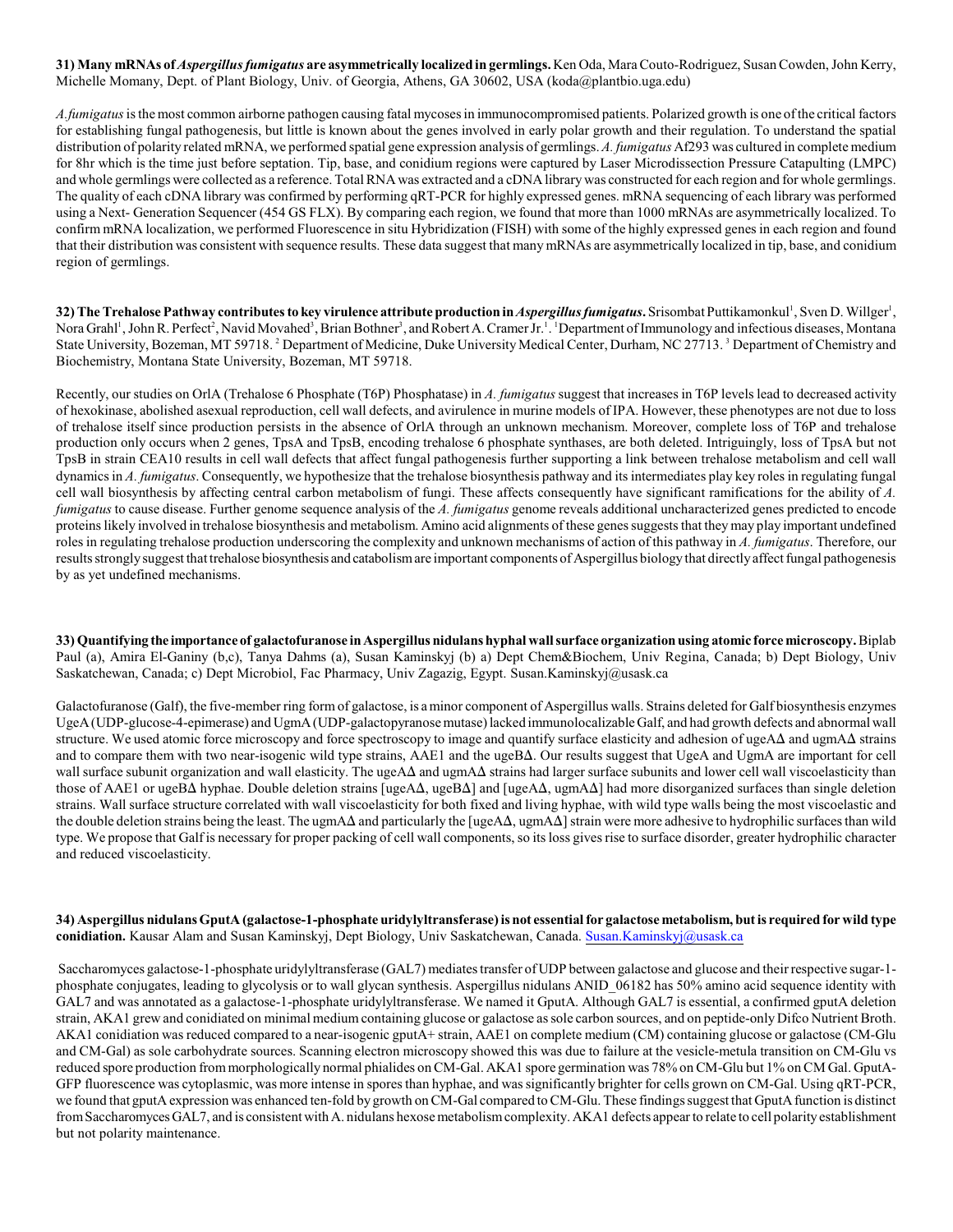**31) Many mRNAs of *Aspergillus fumigatus* are asymmetrically localized in germlings.** Ken Oda, Mara Couto-Rodriguez, Susan Cowden, John Kerry, Michelle Momany, Dept. of Plant Biology, Univ. of Georgia, Athens, GA 30602, USA (koda@plantbio.uga.edu)

*A. fumigatus* is the most common airborne pathogen causing fatal mycoses in immunocompromised patients. Polarized growth is one of the critical factors for establishing fungal pathogenesis, but little is known about the genes involved in early polar growth and their regulation. To understand the spatial distribution of polarity related mRNA, we performed spatial gene expression analysis of germlings. *A. fumigatus* Af293 was cultured in complete medium for 8hr which is the time just before septation. Tip, base, and conidium regions were captured by Laser Microdissection Pressure Catapulting (LMPC) and whole germlings were collected as a reference. Total RNA was extracted and a cDNA library was constructed for each region and for whole germlings. The quality of each cDNA library was confirmed by performing qRT-PCR for highly expressed genes. mRNA sequencing of each library was performed using a Next- Generation Sequencer (454 GS FLX). By comparing each region, we found that more than 1000 mRNAs are asymmetrically localized. To confirm mRNA localization, we performed Fluorescence in situ Hybridization (FISH) with some of the highly expressed genes in each region and found that their distribution was consistent with sequence results. These data suggest that many mRNAs are asymmetrically localized in tip, base, and conidium region of germlings.

**32) The Trehalose Pathway contributes to key virulence attribute production in *Aspergillus fumigatus*.** Srisombat Puttikamonkul[1], Sven D. Willger[1], Nora Grahl[1], John R. Perfect[2], Navid Movahed[3], Brian Bothner[3], and Robert A. Cramer Jr.[1]. [1]Department of Immunology and infectious diseases, Montana State University, Bozeman, MT 59718. [2] Department of Medicine, Duke University Medical Center, Durham, NC 27713. [3] Department of Chemistry and Biochemistry, Montana State University, Bozeman, MT 59718.

Recently, our studies on OrlA (Trehalose 6 Phosphate (T6P) Phosphatase) in *A. fumigatus* suggest that increases in T6P levels lead to decreased activity of hexokinase, abolished asexual reproduction, cell wall defects, and avirulence in murine models of IPA. However, these phenotypes are not due to loss of trehalose itself since production persists in the absence of OrlA through an unknown mechanism. Moreover, complete loss of T6P and trehalose production only occurs when 2 genes, TpsA and TpsB, encoding trehalose 6 phosphate synthases, are both deleted. Intriguingly, loss of TpsA but not TpsB in strain CEA10 results in cell wall defects that affect fungal pathogenesis further supporting a link between trehalose metabolism and cell wall dynamics in *A. fumigatus*. Consequently, we hypothesize that the trehalose biosynthesis pathway and its intermediates play key roles in regulating fungal cell wall biosynthesis by affecting central carbon metabolism of fungi. These affects consequently have significant ramifications for the ability of *A. fumigatus* to cause disease. Further genome sequence analysis of the *A. fumigatus* genome reveals additional uncharacterized genes predicted to encode proteins likely involved in trehalose biosynthesis and metabolism. Amino acid alignments of these genes suggests that they may play important undefined roles in regulating trehalose production underscoring the complexity and unknown mechanisms of action of this pathway in *A. fumigatus*. Therefore, our results strongly suggest that trehalose biosynthesis and catabolism are important components of Aspergillus biology that directly affect fungal pathogenesis by as yet undefined mechanisms.

**33) Quantifying the importance of galactofuranose in Aspergillus nidulans hyphal wall surface organization using atomic force microscopy.** Biplab Paul (a), Amira El-Ganiny (b,c), Tanya Dahms (a), Susan Kaminskyj (b) a) Dept Chem&Biochem, Univ Regina, Canada; b) Dept Biology, Univ Saskatchewan, Canada; c) Dept Microbiol, Fac Pharmacy, Univ Zagazig, Egypt. Susan.Kaminskyj@usask.ca

Galactofuranose (Galf), the five-member ring form of galactose, is a minor component of Aspergillus walls. Strains deleted for Galf biosynthesis enzymes UgeA (UDP-glucose-4-epimerase) and UgmA (UDP-galactopyranose mutase) lacked immunolocalizable Galf, and had growth defects and abnormal wall structure. We used atomic force microscopy and force spectroscopy to image and quantify surface elasticity and adhesion of ugeAΔ and ugmAΔ strains and to compare them with two near-isogenic wild type strains, AAE1 and the ugeBΔ. Our results suggest that UgeA and UgmA are important for cell wall surface subunit organization and wall elasticity. The ugeAΔ and ugmAΔ strains had larger surface subunits and lower cell wall viscoelasticity than those of AAE1 or ugeBΔ hyphae. Double deletion strains [ugeAΔ, ugeBΔ] and [ugeAΔ, ugmAΔ] had more disorganized surfaces than single deletion strains. Wall surface structure correlated with wall viscoelasticity for both fixed and living hyphae, with wild type walls being the most viscoelastic and the double deletion strains being the least. The ugmAΔ and particularly the [ugeAΔ, ugmAΔ] strain were more adhesive to hydrophilic surfaces than wild type. We propose that Galf is necessary for proper packing of cell wall components, so its loss gives rise to surface disorder, greater hydrophilic character and reduced viscoelasticity.

**34) Aspergillus nidulans GputA (galactose-1-phosphate uridylyltransferase) is not essential for galactose metabolism, but is required for wild type conidiation.** Kausar Alam and Susan Kaminskyj, Dept Biology, Univ Saskatchewan, Canada. Susan.Kaminskyj@usask.ca

Saccharomyces galactose-1-phosphate uridylyltransferase (GAL7) mediates transfer of UDP between galactose and glucose and their respective sugar-1-phosphate conjugates, leading to glycolysis or to wall glycan synthesis. Aspergillus nidulans ANID_06182 has 50% amino acid sequence identity with GAL7 and was annotated as a galactose-1-phosphate uridylyltransferase. We named it GputA. Although GAL7 is essential, a confirmed gputA deletion strain, AKA1 grew and conidiated on minimal medium containing glucose or galactose as sole carbon sources, and on peptide-only Difco Nutrient Broth. AKA1 conidiation was reduced compared to a near-isogenic gputA+ strain, AAE1 on complete medium (CM) containing glucose or galactose (CM-Glu and CM-Gal) as sole carbohydrate sources. Scanning electron microscopy showed this was due to failure at the vesicle-metula transition on CM-Glu vs reduced spore production from morphologically normal phialides on CM-Gal. AKA1 spore germination was 78% on CM-Glu but 1% on CM Gal. GputA-GFP fluorescence was cytoplasmic, was more intense in spores than hyphae, and was significantly brighter for cells grown on CM-Gal. Using qRT-PCR, we found that gputA expression was enhanced ten-fold by growth on CM-Gal compared to CM-Glu. These findings suggest that GputA function is distinct from Saccharomyces GAL7, and is consistent with A. nidulans hexose metabolism complexity. AKA1 defects appear to relate to cell polarity establishment but not polarity maintenance.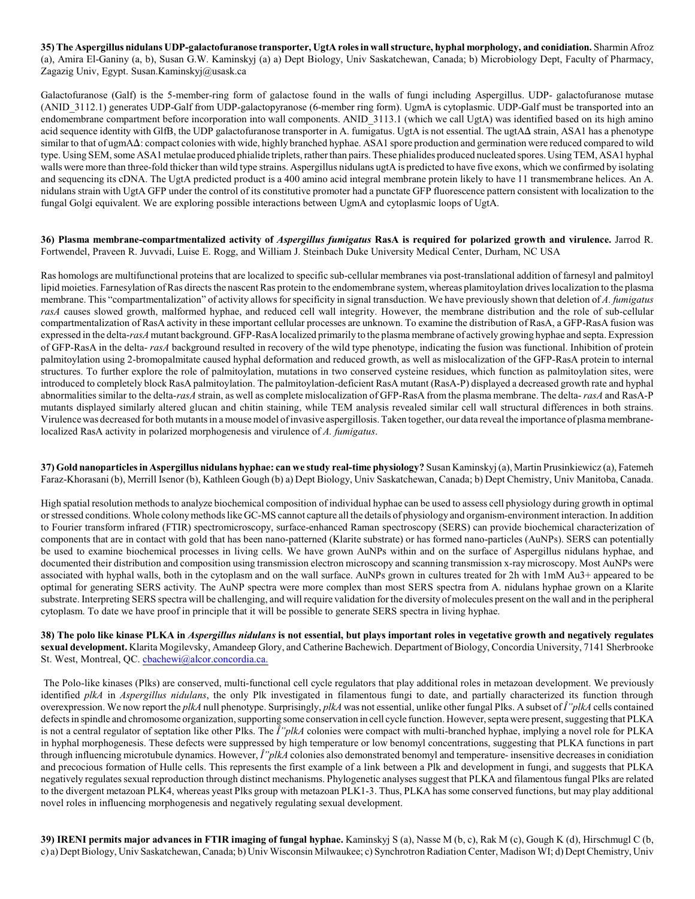**35) The Aspergillus nidulans UDP-galactofuranose transporter, UgtA roles in wall structure, hyphal morphology, and conidiation.** Sharmin Afroz (a), Amira El-Ganiny (a, b), Susan G.W. Kaminskyj (a) a) Dept Biology, Univ Saskatchewan, Canada; b) Microbiology Dept, Faculty of Pharmacy, Zagazig Univ, Egypt. Susan.Kaminskyj@usask.ca

Galactofuranose (Galf) is the 5-member-ring form of galactose found in the walls of fungi including Aspergillus. UDP- galactofuranose mutase (ANID_3112.1) generates UDP-Galf from UDP-galactopyranose (6-member ring form). UgmA is cytoplasmic. UDP-Galf must be transported into an endomembrane compartment before incorporation into wall components. ANID_3113.1 (which we call UgtA) was identified based on its high amino acid sequence identity with GlfB, the UDP galactofuranose transporter in A. fumigatus. UgtA is not essential. The ugtAΔ strain, ASA1 has a phenotype similar to that of ugmAΔ: compact colonies with wide, highly branched hyphae. ASA1 spore production and germination were reduced compared to wild type. Using SEM, some ASA1 metulae produced phialide triplets, rather than pairs. These phialides produced nucleated spores. Using TEM, ASA1 hyphal walls were more than three-fold thicker than wild type strains. Aspergillus nidulans ugtA is predicted to have five exons, which we confirmed by isolating and sequencing its cDNA. The UgtA predicted product is a 400 amino acid integral membrane protein likely to have 11 transmembrane helices. An A. nidulans strain with UgtA GFP under the control of its constitutive promoter had a punctate GFP fluorescence pattern consistent with localization to the fungal Golgi equivalent. We are exploring possible interactions between UgmA and cytoplasmic loops of UgtA.

**36) Plasma membrane-compartmentalized activity of *Aspergillus fumigatus* RasA is required for polarized growth and virulence.** Jarrod R. Fortwendel, Praveen R. Juvvadi, Luise E. Rogg, and William J. Steinbach Duke University Medical Center, Durham, NC USA

Ras homologs are multifunctional proteins that are localized to specific sub-cellular membranes via post-translational addition of farnesyl and palmitoyl lipid moieties. Farnesylation of Ras directs the nascent Ras protein to the endomembrane system, whereas plamitoylation drives localization to the plasma membrane. This "compartmentalization" of activity allows for specificity in signal transduction. We have previously shown that deletion of *A. fumigatus rasA* causes slowed growth, malformed hyphae, and reduced cell wall integrity. However, the membrane distribution and the role of sub-cellular compartmentalization of RasA activity in these important cellular processes are unknown. To examine the distribution of RasA, a GFP-RasA fusion was expressed in the delta-*rasA* mutant background. GFP-RasA localized primarily to the plasma membrane of actively growing hyphae and septa. Expression of GFP-RasA in the delta- *rasA* background resulted in recovery of the wild type phenotype, indicating the fusion was functional. Inhibition of protein palmitoylation using 2-bromopalmitate caused hyphal deformation and reduced growth, as well as mislocalization of the GFP-RasA protein to internal structures. To further explore the role of palmitoylation, mutations in two conserved cysteine residues, which function as palmitoylation sites, were introduced to completely block RasA palmitoylation. The palmitoylation-deficient RasA mutant (RasA-P) displayed a decreased growth rate and hyphal abnormalities similar to the delta-*rasA* strain, as well as complete mislocalization of GFP-RasA from the plasma membrane. The delta- *rasA* and RasA-P mutants displayed similarly altered glucan and chitin staining, while TEM analysis revealed similar cell wall structural differences in both strains. Virulence was decreased for both mutants in a mouse model of invasive aspergillosis. Taken together, our data reveal the importance of plasma membrane-localized RasA activity in polarized morphogenesis and virulence of *A. fumigatus*.

**37) Gold nanoparticles in Aspergillus nidulans hyphae: can we study real-time physiology?** Susan Kaminskyj (a), Martin Prusinkiewicz (a), Fatemeh Faraz-Khorasani (b), Merrill Isenor (b), Kathleen Gough (b) a) Dept Biology, Univ Saskatchewan, Canada; b) Dept Chemistry, Univ Manitoba, Canada.

High spatial resolution methods to analyze biochemical composition of individual hyphae can be used to assess cell physiology during growth in optimal or stressed conditions. Whole colony methods like GC-MS cannot capture all the details of physiology and organism-environment interaction. In addition to Fourier transform infrared (FTIR) spectromicroscopy, surface-enhanced Raman spectroscopy (SERS) can provide biochemical characterization of components that are in contact with gold that has been nano-patterned (Klarite substrate) or has formed nano-particles (AuNPs). SERS can potentially be used to examine biochemical processes in living cells. We have grown AuNPs within and on the surface of Aspergillus nidulans hyphae, and documented their distribution and composition using transmission electron microscopy and scanning transmission x-ray microscopy. Most AuNPs were associated with hyphal walls, both in the cytoplasm and on the wall surface. AuNPs grown in cultures treated for 2h with 1mM $Au^{3+}$ appeared to be optimal for generating SERS activity. The AuNP spectra were more complex than most SERS spectra from A. nidulans hyphae grown on a Klarite substrate. Interpreting SERS spectra will be challenging, and will require validation for the diversity of molecules present on the wall and in the peripheral cytoplasm. To date we have proof in principle that it will be possible to generate SERS spectra in living hyphae.

**38) The polo like kinase PLKA in *Aspergillus nidulans* is not essential, but plays important roles in vegetative growth and negatively regulates sexual development.** Klarita Mogilevsky, Amandeep Glory, and Catherine Bachewich. Department of Biology, Concordia University, 7141 Sherbrooke St. West, Montreal, QC. cbachewi@alcor.concordia.ca.

The Polo-like kinases (Plks) are conserved, multi-functional cell cycle regulators that play additional roles in metazoan development. We previously identified *plkA* in *Aspergillus nidulans*, the only Plk investigated in filamentous fungi to date, and partially characterized its function through overexpression. We now report the *plkA* null phenotype. Surprisingly, *plkA* was not essential, unlike other fungal Plks. A subset of *Î"plkA* cells contained defects in spindle and chromosome organization, supporting some conservation in cell cycle function. However, septa were present, suggesting that PLKA is not a central regulator of septation like other Plks. The *Î"plkA* colonies were compact with multi-branched hyphae, implying a novel role for PLKA in hyphal morphogenesis. These defects were suppressed by high temperature or low benomyl concentrations, suggesting that PLKA functions in part through influencing microtubule dynamics. However, *Î"plkA* colonies also demonstrated benomyl and temperature- insensitive decreases in conidiation and precocious formation of Hulle cells. This represents the first example of a link between a Plk and development in fungi, and suggests that PLKA negatively regulates sexual reproduction through distinct mechanisms. Phylogenetic analyses suggest that PLKA and filamentous fungal Plks are related to the divergent metazoan PLK4, whereas yeast Plks group with metazoan PLK1-3. Thus, PLKA has some conserved functions, but may play additional novel roles in influencing morphogenesis and negatively regulating sexual development.

**39) IRENI permits major advances in FTIR imaging of fungal hyphae.** Kaminskyj S (a), Nasse M (b, c), Rak M (c), Gough K (d), Hirschmugl C (b, c) a) Dept Biology, Univ Saskatchewan, Canada; b) Univ Wisconsin Milwaukee; c) Synchrotron Radiation Center, Madison WI; d) Dept Chemistry, Univ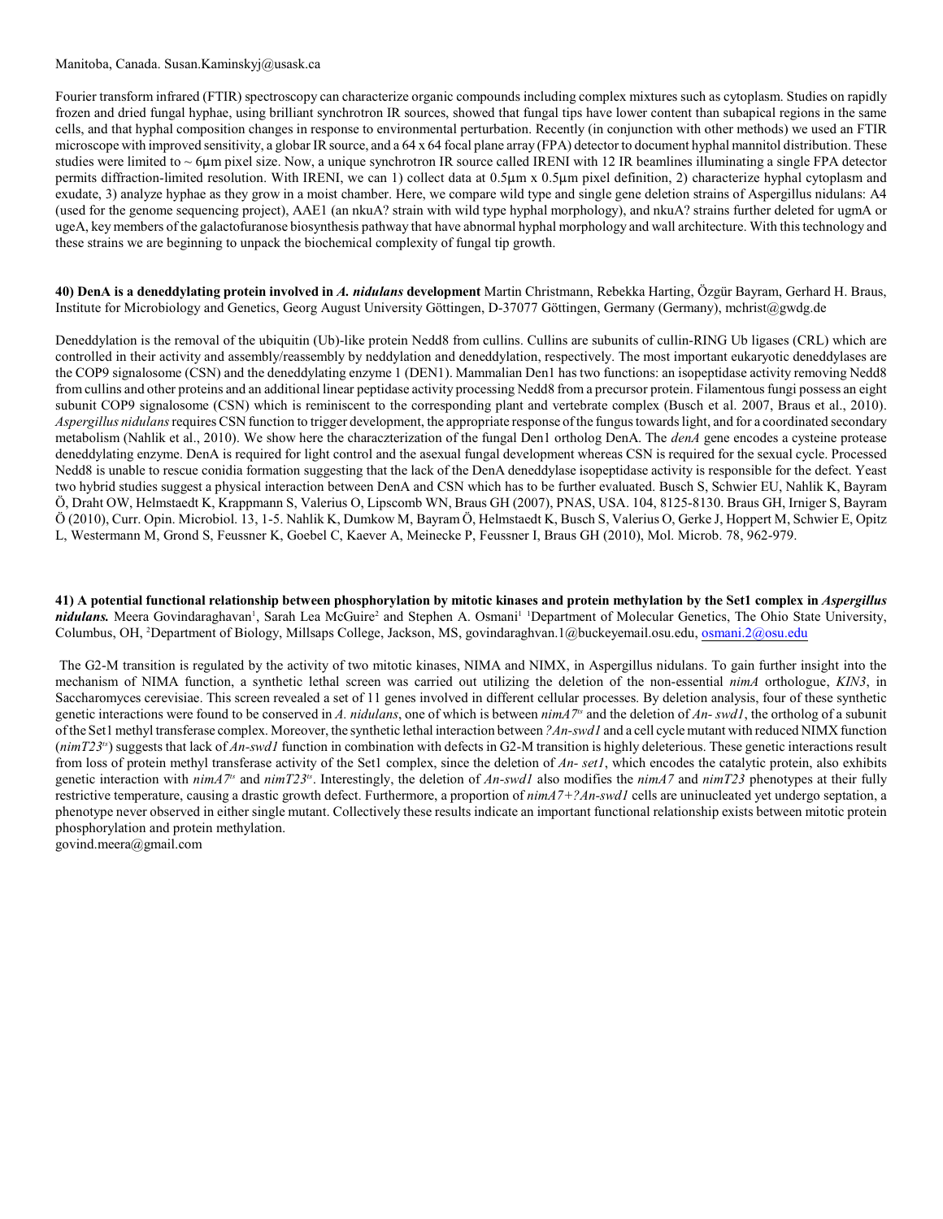Manitoba, Canada. Susan.Kaminskyj@usask.ca

Fourier transform infrared (FTIR) spectroscopy can characterize organic compounds including complex mixtures such as cytoplasm. Studies on rapidly frozen and dried fungal hyphae, using brilliant synchrotron IR sources, showed that fungal tips have lower content than subapical regions in the same cells, and that hyphal composition changes in response to environmental perturbation. Recently (in conjunction with other methods) we used an FTIR microscope with improved sensitivity, a globar IR source, and a 64 x 64 focal plane array (FPA) detector to document hyphal mannitol distribution. These studies were limited to ~ 6µm pixel size. Now, a unique synchrotron IR source called IRENI with 12 IR beamlines illuminating a single FPA detector permits diffraction-limited resolution. With IRENI, we can 1) collect data at 0.5µm x 0.5µm pixel definition, 2) characterize hyphal cytoplasm and exudate, 3) analyze hyphae as they grow in a moist chamber. Here, we compare wild type and single gene deletion strains of Aspergillus nidulans: A4 (used for the genome sequencing project), AAE1 (an nkuA? strain with wild type hyphal morphology), and nkuA? strains further deleted for ugmA or ugeA, key members of the galactofuranose biosynthesis pathway that have abnormal hyphal morphology and wall architecture. With this technology and these strains we are beginning to unpack the biochemical complexity of fungal tip growth.

**40) DenA is a deneddylating protein involved in *A. nidulans* development** Martin Christmann, Rebekka Harting, Özgür Bayram, Gerhard H. Braus, Institute for Microbiology and Genetics, Georg August University Göttingen, D-37077 Göttingen, Germany (Germany), mchrist@gwdg.de

Deneddylation is the removal of the ubiquitin (Ub)-like protein Nedd8 from cullins. Cullins are subunits of cullin-RING Ub ligases (CRL) which are controlled in their activity and assembly/reassembly by neddylation and deneddylation, respectively. The most important eukaryotic deneddylases are the COP9 signalosome (CSN) and the deneddylating enzyme 1 (DEN1). Mammalian Den1 has two functions: an isopeptidase activity removing Nedd8 from cullins and other proteins and an additional linear peptidase activity processing Nedd8 from a precursor protein. Filamentous fungi possess an eight subunit COP9 signalosome (CSN) which is reminiscent to the corresponding plant and vertebrate complex (Busch et al. 2007, Braus et al., 2010). *Aspergillus nidulans* requires CSN function to trigger development, the appropriate response of the fungus towards light, and for a coordinated secondary metabolism (Nahlik et al., 2010). We show here the characterization of the fungal Den1 ortholog DenA. The *denA* gene encodes a cysteine protease deneddylating enzyme. DenA is required for light control and the asexual fungal development whereas CSN is required for the sexual cycle. Processed Nedd8 is unable to rescue conidia formation suggesting that the lack of the DenA deneddylase isopeptidase activity is responsible for the defect. Yeast two hybrid studies suggest a physical interaction between DenA and CSN which has to be further evaluated. Busch S, Schwier EU, Nahlik K, Bayram Ö, Draht OW, Helmstaedt K, Krappmann S, Valerius O, Lipscomb WN, Braus GH (2007), PNAS, USA. 104, 8125-8130. Braus GH, Irniger S, Bayram Ö (2010), Curr. Opin. Microbiol. 13, 1-5. Nahlik K, Dumkow M, Bayram Ö, Helmstaedt K, Busch S, Valerius O, Gerke J, Hoppert M, Schwier E, Opitz L, Westermann M, Grond S, Feussner K, Goebel C, Kaever A, Meinecke P, Feussner I, Braus GH (2010), Mol. Microb. 78, 962-979.

**41) A potential functional relationship between phosphorylation by mitotic kinases and protein methylation by the Set1 complex in *Aspergillus nidulans.*** Meera Govindaraghavan[1], Sarah Lea McGuire[2] and Stephen A. Osmani[1] [1]Department of Molecular Genetics, The Ohio State University, Columbus, OH, [2]Department of Biology, Millsaps College, Jackson, MS, govindaraghvan.1@buckeyemail.osu.edu, osmani.2@osu.edu

The G2-M transition is regulated by the activity of two mitotic kinases, NIMA and NIMX, in Aspergillus nidulans. To gain further insight into the mechanism of NIMA function, a synthetic lethal screen was carried out utilizing the deletion of the non-essential *nimA* orthologue, *KIN3*, in Saccharomyces cerevisiae. This screen revealed a set of 11 genes involved in different cellular processes. By deletion analysis, four of these synthetic genetic interactions were found to be conserved in *A. nidulans*, one of which is between *nimA7^ts^* and the deletion of *An- swd1*, the ortholog of a subunit of the Set1 methyl transferase complex. Moreover, the synthetic lethal interaction between *?An-swd1* and a cell cycle mutant with reduced NIMX function (*nimT23^ts^*) suggests that lack of *An-swd1* function in combination with defects in G2-M transition is highly deleterious. These genetic interactions result from loss of protein methyl transferase activity of the Set1 complex, since the deletion of *An- set1*, which encodes the catalytic protein, also exhibits genetic interaction with *nimA7^ts^* and *nimT23^ts^*. Interestingly, the deletion of *An-swd1* also modifies the *nimA7* and *nimT23* phenotypes at their fully restrictive temperature, causing a drastic growth defect. Furthermore, a proportion of *nimA7+?An-swd1* cells are uninucleated yet undergo septation, a phenotype never observed in either single mutant. Collectively these results indicate an important functional relationship exists between mitotic protein phosphorylation and protein methylation.
govind.meera@gmail.com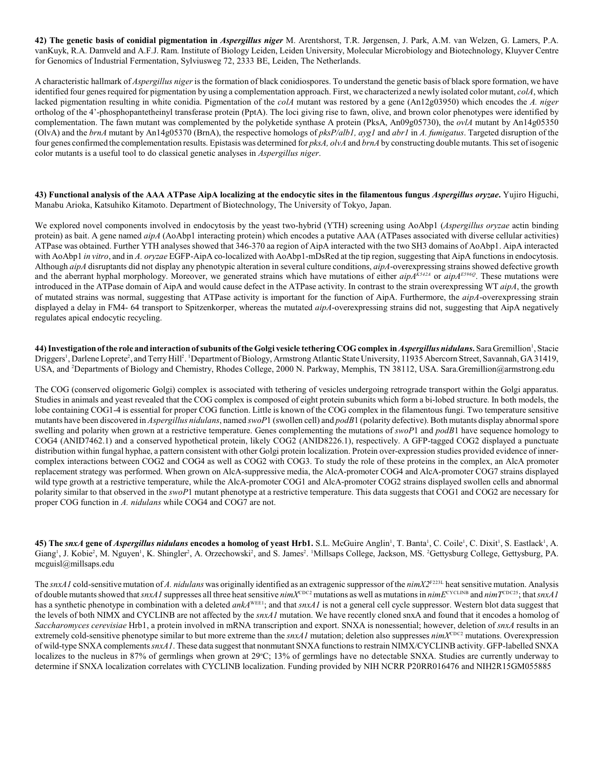**42) The genetic basis of conidial pigmentation in *Aspergillus niger*** M. Arentshorst, T.R. Jørgensen, J. Park, A.M. van Welzen, G. Lamers, P.A. vanKuyk, R.A. Damveld and A.F.J. Ram. Institute of Biology Leiden, Leiden University, Molecular Microbiology and Biotechnology, Kluyver Centre for Genomics of Industrial Fermentation, Sylviusweg 72, 2333 BE, Leiden, The Netherlands.

A characteristic hallmark of *Aspergillus niger* is the formation of black conidiospores. To understand the genetic basis of black spore formation, we have identified four genes required for pigmentation by using a complementation approach. First, we characterized a newly isolated color mutant, *colA*, which lacked pigmentation resulting in white conidia. Pigmentation of the *colA* mutant was restored by a gene (An12g03950) which encodes the *A. niger* ortholog of the 4'-phosphopantetheinyl transferase protein (PptA). The loci giving rise to fawn, olive, and brown color phenotypes were identified by complementation. The fawn mutant was complemented by the polyketide synthase A protein (PksA, An09g05730), the *ovlA* mutant by An14g05350 (OlvA) and the *brnA* mutant by An14g05370 (BrnA), the respective homologs of *pksP/alb1, ayg1* and *abr1* in *A. fumigatus*. Targeted disruption of the four genes confirmed the complementation results. Epistasis was determined for *pksA, olvA* and *brnA* by constructing double mutants. This set of isogenic color mutants is a useful tool to do classical genetic analyses in *Aspergillus niger*.

**43) Functional analysis of the AAA ATPase AipA localizing at the endocytic sites in the filamentous fungus *Aspergillus oryzae*.** Yujiro Higuchi, Manabu Arioka, Katsuhiko Kitamoto. Department of Biotechnology, The University of Tokyo, Japan.

We explored novel components involved in endocytosis by the yeast two-hybrid (YTH) screening using AoAbp1 (*Aspergillus oryzae* actin binding protein) as bait. A gene named *aipA* (AoAbp1 interacting protein) which encodes a putative AAA (ATPases associated with diverse cellular activities) ATPase was obtained. Further YTH analyses showed that 346-370 aa region of AipA interacted with the two SH3 domains of AoAbp1. AipA interacted with AoAbp1 *in vitro*, and in *A. oryzae* EGFP-AipA co-localized with AoAbp1-mDsRed at the tip region, suggesting that AipA functions in endocytosis. Although *aipA* disruptants did not display any phenotypic alteration in several culture conditions, *aipA*-overexpressing strains showed defective growth and the aberrant hyphal morphology. Moreover, we generated strains which have mutations of either *aipA*$^{K542A}$ or *aipA*$^{E596Q}$. These mutations were introduced in the ATPase domain of AipA and would cause defect in the ATPase activity. In contrast to the strain overexpressing WT *aipA*, the growth of mutated strains was normal, suggesting that ATPase activity is important for the function of AipA. Furthermore, the *aipA*-overexpressing strain displayed a delay in FM4- 64 transport to Spitzenkorper, whereas the mutated *aipA*-overexpressing strains did not, suggesting that AipA negatively regulates apical endocytic recycling.

**44) Investigation of the role and interaction of subunits of the Golgi vesicle tethering COG complex in *Aspergillus nidulans*.** Sara Gremillion[1], Stacie Driggers[1], Darlene Loprete[2], and Terry Hill[2]. [1]Department of Biology, Armstrong Atlantic State University, 11935 Abercorn Street, Savannah, GA 31419, USA, and [2]Departments of Biology and Chemistry, Rhodes College, 2000 N. Parkway, Memphis, TN 38112, USA. Sara.Gremillion@armstrong.edu

The COG (conserved oligomeric Golgi) complex is associated with tethering of vesicles undergoing retrograde transport within the Golgi apparatus. Studies in animals and yeast revealed that the COG complex is composed of eight protein subunits which form a bi-lobed structure. In both models, the lobe containing COG1-4 is essential for proper COG function. Little is known of the COG complex in the filamentous fungi. Two temperature sensitive mutants have been discovered in *Aspergillus nidulans*, named *swoP*1 (swollen cell) and *podB*1 (polarity defective). Both mutants display abnormal spore swelling and polarity when grown at a restrictive temperature. Genes complementing the mutations of *swoP*1 and *podB*1 have sequence homology to COG4 (ANID7462.1) and a conserved hypothetical protein, likely COG2 (ANID8226.1), respectively. A GFP-tagged COG2 displayed a punctuate distribution within fungal hyphae, a pattern consistent with other Golgi protein localization. Protein over-expression studies provided evidence of inner-complex interactions between COG2 and COG4 as well as COG2 with COG3. To study the role of these proteins in the complex, an AlcA promoter replacement strategy was performed. When grown on AlcA-suppressive media, the AlcA-promoter COG4 and AlcA-promoter COG7 strains displayed wild type growth at a restrictive temperature, while the AlcA-promoter COG1 and AlcA-promoter COG2 strains displayed swollen cells and abnormal polarity similar to that observed in the *swoP*1 mutant phenotype at a restrictive temperature. This data suggests that COG1 and COG2 are necessary for proper COG function in *A. nidulans* while COG4 and COG7 are not.

**45) The *snxA* gene of *Aspergillus nidulans* encodes a homolog of yeast Hrb1.** S.L. McGuire Anglin[1], T. Banta[1], C. Coile[1], C. Dixit[1], S. Eastlack[1], A. Giang[1], J. Kobie[2], M. Nguyen[1], K. Shingler[2], A. Orzechowski[2], and S. James[2]. [1]Millsaps College, Jackson, MS. [2]Gettysburg College, Gettysburg, PA. mcguisl@millsaps.edu

The *snxA1* cold-sensitive mutation of *A. nidulans* was originally identified as an extragenic suppressor of the *nimX2*$^{F223L}$ heat sensitive mutation. Analysis of double mutants showed that *snxA1* suppresses all three heat sensitive *nimX*$^{CDC2}$ mutations as well as mutations in *nimE*$^{CYCLINB}$ and *nimT*$^{CDC25}$; that *snxA1* has a synthetic phenotype in combination with a deleted *ankA*$^{WEE1}$; and that *snxA1* is not a general cell cycle suppressor. Western blot data suggest that the levels of both NIMX and CYCLINB are not affected by the *snxA1* mutation. We have recently cloned snxA and found that it encodes a homolog of *Saccharomyces cerevisiae* Hrb1, a protein involved in mRNA transcription and export. SNXA is nonessential; however, deletion of *snxA* results in an extremely cold-sensitive phenotype similar to but more extreme than the *snxA1* mutation; deletion also suppresses *nimX*$^{CDC2}$ mutations. Overexpression of wild-type SNXA complements *snxA1*. These data suggest that nonmutant SNXA functions to restrain NIMX/CYCLINB activity. GFP-labelled SNXA localizes to the nucleus in 87% of germlings when grown at 29°C; 13% of germlings have no detectable SNXA. Studies are currently underway to determine if SNXA localization correlates with CYCLINB localization. Funding provided by NIH NCRR P20RR016476 and NIH2R15GM055885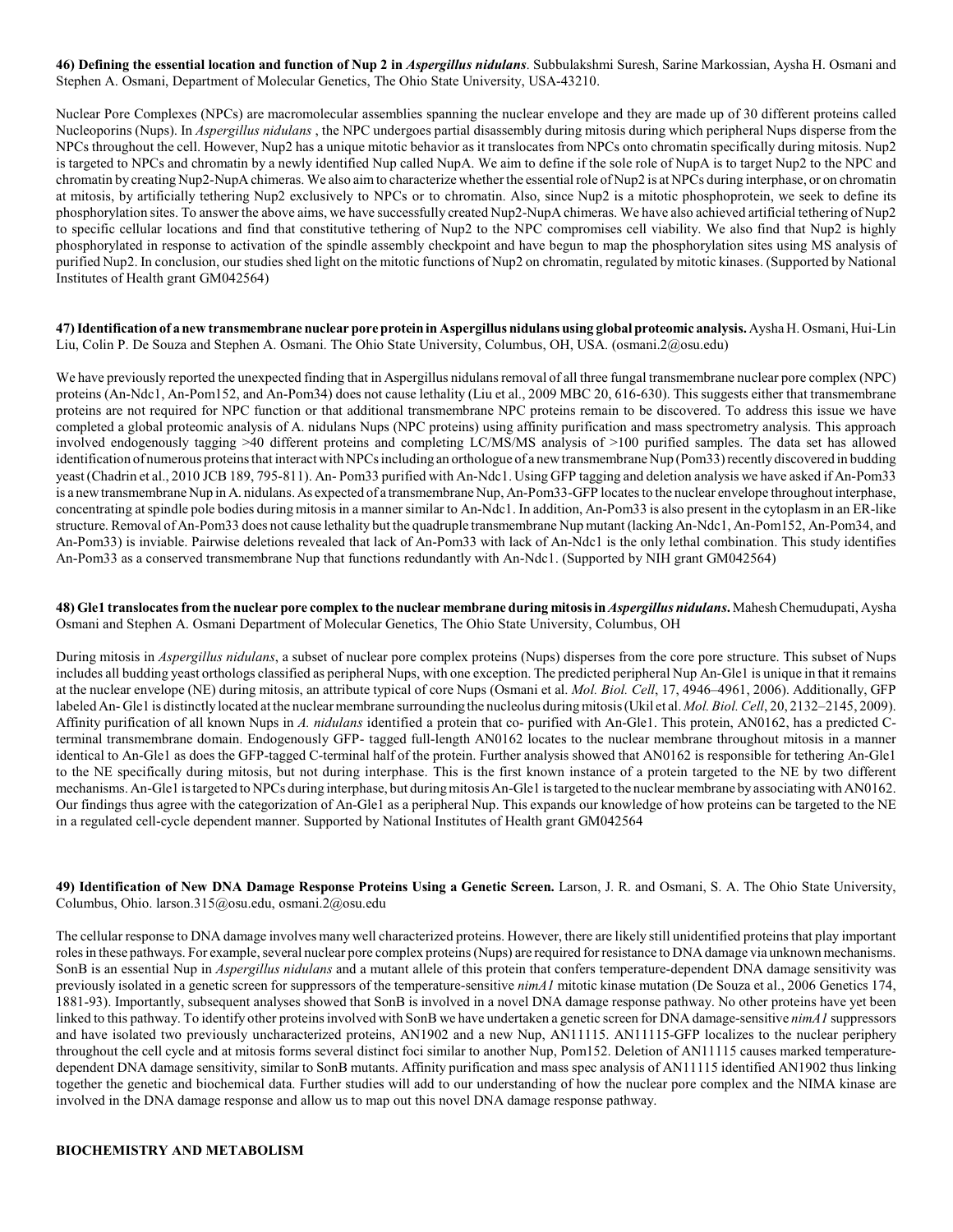**46) Defining the essential location and function of Nup 2 in *Aspergillus nidulans*.** Subbulakshmi Suresh, Sarine Markossian, Aysha H. Osmani and Stephen A. Osmani, Department of Molecular Genetics, The Ohio State University, USA-43210.

Nuclear Pore Complexes (NPCs) are macromolecular assemblies spanning the nuclear envelope and they are made up of 30 different proteins called Nucleoporins (Nups). In *Aspergillus nidulans* , the NPC undergoes partial disassembly during mitosis during which peripheral Nups disperse from the NPCs throughout the cell. However, Nup2 has a unique mitotic behavior as it translocates from NPCs onto chromatin specifically during mitosis. Nup2 is targeted to NPCs and chromatin by a newly identified Nup called NupA. We aim to define if the sole role of NupA is to target Nup2 to the NPC and chromatin by creating Nup2-NupA chimeras. We also aim to characterize whether the essential role of Nup2 is at NPCs during interphase, or on chromatin at mitosis, by artificially tethering Nup2 exclusively to NPCs or to chromatin. Also, since Nup2 is a mitotic phosphoprotein, we seek to define its phosphorylation sites. To answer the above aims, we have successfully created Nup2-NupA chimeras. We have also achieved artificial tethering of Nup2 to specific cellular locations and find that constitutive tethering of Nup2 to the NPC compromises cell viability. We also find that Nup2 is highly phosphorylated in response to activation of the spindle assembly checkpoint and have begun to map the phosphorylation sites using MS analysis of purified Nup2. In conclusion, our studies shed light on the mitotic functions of Nup2 on chromatin, regulated by mitotic kinases. (Supported by National Institutes of Health grant GM042564)

**47) Identification of a new transmembrane nuclear pore protein in Aspergillus nidulans using global proteomic analysis.** Aysha H. Osmani, Hui-Lin Liu, Colin P. De Souza and Stephen A. Osmani. The Ohio State University, Columbus, OH, USA. (osmani.2@osu.edu)

We have previously reported the unexpected finding that in Aspergillus nidulans removal of all three fungal transmembrane nuclear pore complex (NPC) proteins (An-Ndc1, An-Pom152, and An-Pom34) does not cause lethality (Liu et al., 2009 MBC 20, 616-630). This suggests either that transmembrane proteins are not required for NPC function or that additional transmembrane NPC proteins remain to be discovered. To address this issue we have completed a global proteomic analysis of A. nidulans Nups (NPC proteins) using affinity purification and mass spectrometry analysis. This approach involved endogenously tagging >40 different proteins and completing LC/MS/MS analysis of >100 purified samples. The data set has allowed identification of numerous proteins that interact with NPCs including an orthologue of a new transmembrane Nup (Pom33) recently discovered in budding yeast (Chadrin et al., 2010 JCB 189, 795-811). An- Pom33 purified with An-Ndc1. Using GFP tagging and deletion analysis we have asked if An-Pom33 is a new transmembrane Nup in A. nidulans. As expected of a transmembrane Nup, An-Pom33-GFP locates to the nuclear envelope throughout interphase, concentrating at spindle pole bodies during mitosis in a manner similar to An-Ndc1. In addition, An-Pom33 is also present in the cytoplasm in an ER-like structure. Removal of An-Pom33 does not cause lethality but the quadruple transmembrane Nup mutant (lacking An-Ndc1, An-Pom152, An-Pom34, and An-Pom33) is inviable. Pairwise deletions revealed that lack of An-Pom33 with lack of An-Ndc1 is the only lethal combination. This study identifies An-Pom33 as a conserved transmembrane Nup that functions redundantly with An-Ndc1. (Supported by NIH grant GM042564)

**48) Gle1 translocates from the nuclear pore complex to the nuclear membrane during mitosis in *Aspergillus nidulans*.** Mahesh Chemudupati, Aysha Osmani and Stephen A. Osmani Department of Molecular Genetics, The Ohio State University, Columbus, OH

During mitosis in *Aspergillus nidulans*, a subset of nuclear pore complex proteins (Nups) disperses from the core pore structure. This subset of Nups includes all budding yeast orthologs classified as peripheral Nups, with one exception. The predicted peripheral Nup An-Gle1 is unique in that it remains at the nuclear envelope (NE) during mitosis, an attribute typical of core Nups (Osmani et al. *Mol. Biol. Cell*, 17, 4946–4961, 2006). Additionally, GFP labeled An- Gle1 is distinctly located at the nuclear membrane surrounding the nucleolus during mitosis (Ukil et al. *Mol. Biol. Cell*, 20, 2132–2145, 2009). Affinity purification of all known Nups in *A. nidulans* identified a protein that co- purified with An-Gle1. This protein, AN0162, has a predicted C-terminal transmembrane domain. Endogenously GFP- tagged full-length AN0162 locates to the nuclear membrane throughout mitosis in a manner identical to An-Gle1 as does the GFP-tagged C-terminal half of the protein. Further analysis showed that AN0162 is responsible for tethering An-Gle1 to the NE specifically during mitosis, but not during interphase. This is the first known instance of a protein targeted to the NE by two different mechanisms. An-Gle1 is targeted to NPCs during interphase, but during mitosis An-Gle1 is targeted to the nuclear membrane by associating with AN0162. Our findings thus agree with the categorization of An-Gle1 as a peripheral Nup. This expands our knowledge of how proteins can be targeted to the NE in a regulated cell-cycle dependent manner. Supported by National Institutes of Health grant GM042564

**49) Identification of New DNA Damage Response Proteins Using a Genetic Screen.** Larson, J. R. and Osmani, S. A. The Ohio State University, Columbus, Ohio. larson.315@osu.edu, osmani.2@osu.edu

The cellular response to DNA damage involves many well characterized proteins. However, there are likely still unidentified proteins that play important roles in these pathways. For example, several nuclear pore complex proteins (Nups) are required for resistance to DNA damage via unknown mechanisms. SonB is an essential Nup in *Aspergillus nidulans* and a mutant allele of this protein that confers temperature-dependent DNA damage sensitivity was previously isolated in a genetic screen for suppressors of the temperature-sensitive *nimA1* mitotic kinase mutation (De Souza et al., 2006 Genetics 174, 1881-93). Importantly, subsequent analyses showed that SonB is involved in a novel DNA damage response pathway. No other proteins have yet been linked to this pathway. To identify other proteins involved with SonB we have undertaken a genetic screen for DNA damage-sensitive *nimA1* suppressors and have isolated two previously uncharacterized proteins, AN1902 and a new Nup, AN11115. AN11115-GFP localizes to the nuclear periphery throughout the cell cycle and at mitosis forms several distinct foci similar to another Nup, Pom152. Deletion of AN11115 causes marked temperature-dependent DNA damage sensitivity, similar to SonB mutants. Affinity purification and mass spec analysis of AN11115 identified AN1902 thus linking together the genetic and biochemical data. Further studies will add to our understanding of how the nuclear pore complex and the NIMA kinase are involved in the DNA damage response and allow us to map out this novel DNA damage response pathway.

## BIOCHEMISTRY AND METABOLISM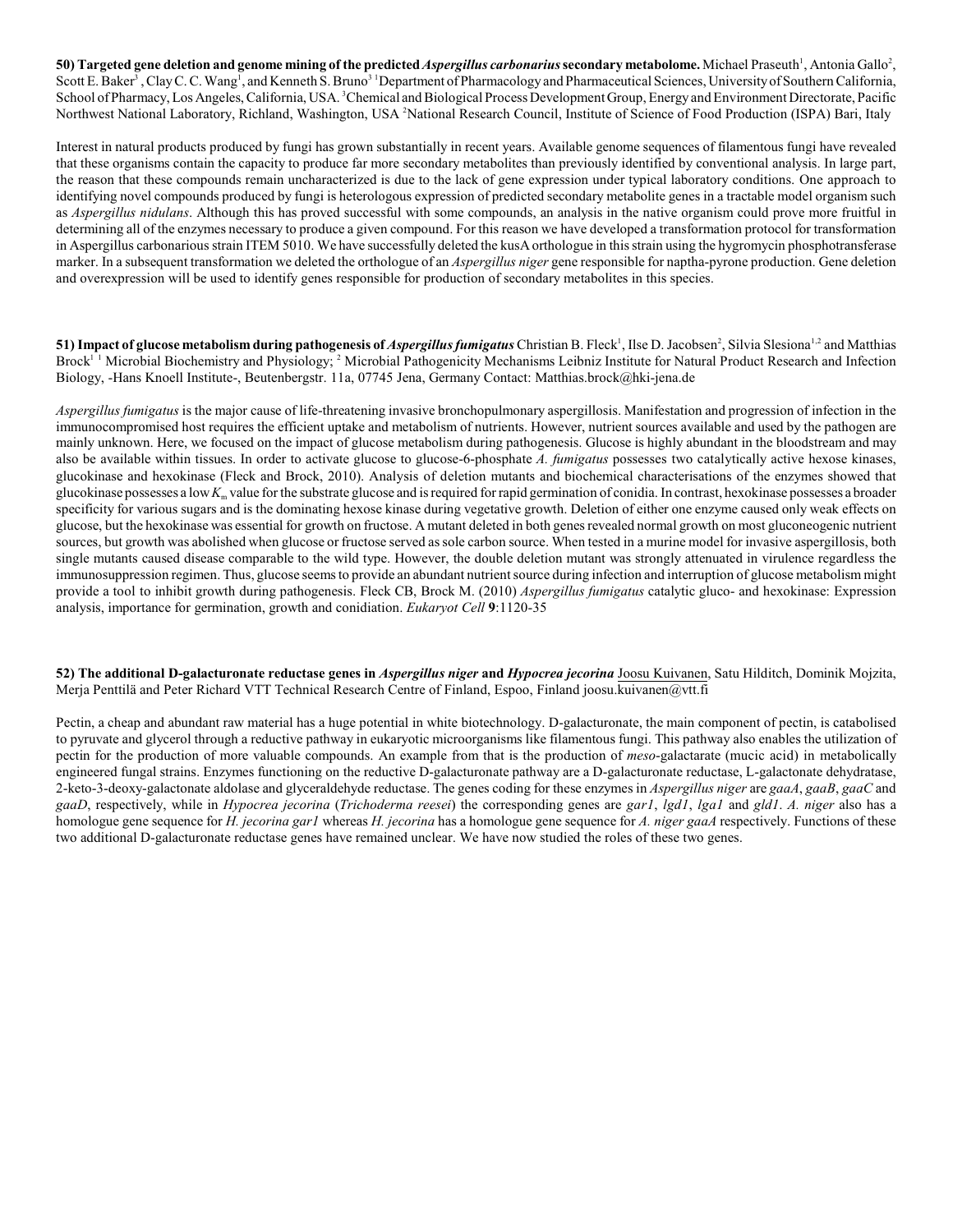**50) Targeted gene deletion and genome mining of the predicted *Aspergillus carbonarius* secondary metabolome.** Michael Praseuth[1], Antonia Gallo[2], Scott E. Baker[3], Clay C. C. Wang[1], and Kenneth S. Bruno[3] [1]Department of Pharmacology and Pharmaceutical Sciences, University of Southern California, School of Pharmacy, Los Angeles, California, USA. [3]Chemical and Biological Process Development Group, Energy and Environment Directorate, Pacific Northwest National Laboratory, Richland, Washington, USA [2]National Research Council, Institute of Science of Food Production (ISPA) Bari, Italy

Interest in natural products produced by fungi has grown substantially in recent years. Available genome sequences of filamentous fungi have revealed that these organisms contain the capacity to produce far more secondary metabolites than previously identified by conventional analysis. In large part, the reason that these compounds remain uncharacterized is due to the lack of gene expression under typical laboratory conditions. One approach to identifying novel compounds produced by fungi is heterologous expression of predicted secondary metabolite genes in a tractable model organism such as *Aspergillus nidulans*. Although this has proved successful with some compounds, an analysis in the native organism could prove more fruitful in determining all of the enzymes necessary to produce a given compound. For this reason we have developed a transformation protocol for transformation in Aspergillus carbonarious strain ITEM 5010. We have successfully deleted the kusA orthologue in this strain using the hygromycin phosphotransferase marker. In a subsequent transformation we deleted the orthologue of an *Aspergillus niger* gene responsible for naptha-pyrone production. Gene deletion and overexpression will be used to identify genes responsible for production of secondary metabolites in this species.

**51) Impact of glucose metabolism during pathogenesis of *Aspergillus fumigatus*** Christian B. Fleck[1], Ilse D. Jacobsen[2], Silvia Slesiona[1,2] and Matthias Brock[1] [1] Microbial Biochemistry and Physiology; [2] Microbial Pathogenicity Mechanisms Leibniz Institute for Natural Product Research and Infection Biology, -Hans Knoell Institute-, Beutenbergstr. 11a, 07745 Jena, Germany Contact: Matthias.brock@hki-jena.de

*Aspergillus fumigatus* is the major cause of life-threatening invasive bronchopulmonary aspergillosis. Manifestation and progression of infection in the immunocompromised host requires the efficient uptake and metabolism of nutrients. However, nutrient sources available and used by the pathogen are mainly unknown. Here, we focused on the impact of glucose metabolism during pathogenesis. Glucose is highly abundant in the bloodstream and may also be available within tissues. In order to activate glucose to glucose-6-phosphate *A. fumigatus* possesses two catalytically active hexose kinases, glucokinase and hexokinase (Fleck and Brock, 2010). Analysis of deletion mutants and biochemical characterisations of the enzymes showed that glucokinase possesses a low $K_m$ value for the substrate glucose and is required for rapid germination of conidia. In contrast, hexokinase possesses a broader specificity for various sugars and is the dominating hexose kinase during vegetative growth. Deletion of either one enzyme caused only weak effects on glucose, but the hexokinase was essential for growth on fructose. A mutant deleted in both genes revealed normal growth on most gluconeogenic nutrient sources, but growth was abolished when glucose or fructose served as sole carbon source. When tested in a murine model for invasive aspergillosis, both single mutants caused disease comparable to the wild type. However, the double deletion mutant was strongly attenuated in virulence regardless the immunosuppression regimen. Thus, glucose seems to provide an abundant nutrient source during infection and interruption of glucose metabolism might provide a tool to inhibit growth during pathogenesis. Fleck CB, Brock M. (2010) *Aspergillus fumigatus* catalytic gluco- and hexokinase: Expression analysis, importance for germination, growth and conidiation. *Eukaryot Cell* **9**:1120-35

**52) The additional D-galacturonate reductase genes in *Aspergillus niger* and *Hypocrea jecorina*** Joosu Kuivanen, Satu Hilditch, Dominik Mojzita, Merja Penttilä and Peter Richard VTT Technical Research Centre of Finland, Espoo, Finland joosu.kuivanen@vtt.fi

Pectin, a cheap and abundant raw material has a huge potential in white biotechnology. D-galacturonate, the main component of pectin, is catabolised to pyruvate and glycerol through a reductive pathway in eukaryotic microorganisms like filamentous fungi. This pathway also enables the utilization of pectin for the production of more valuable compounds. An example from that is the production of *meso*-galactarate (mucic acid) in metabolically engineered fungal strains. Enzymes functioning on the reductive D-galacturonate pathway are a D-galacturonate reductase, L-galactonate dehydratase, 2-keto-3-deoxy-galactonate aldolase and glyceraldehyde reductase. The genes coding for these enzymes in *Aspergillus niger* are *gaaA*, *gaaB*, *gaaC* and *gaaD*, respectively, while in *Hypocrea jecorina* (*Trichoderma reesei*) the corresponding genes are *gar1*, *lgd1*, *lga1* and *gld1*. *A. niger* also has a homologue gene sequence for *H. jecorina gar1* whereas *H. jecorina* has a homologue gene sequence for *A. niger gaaA* respectively. Functions of these two additional D-galacturonate reductase genes have remained unclear. We have now studied the roles of these two genes.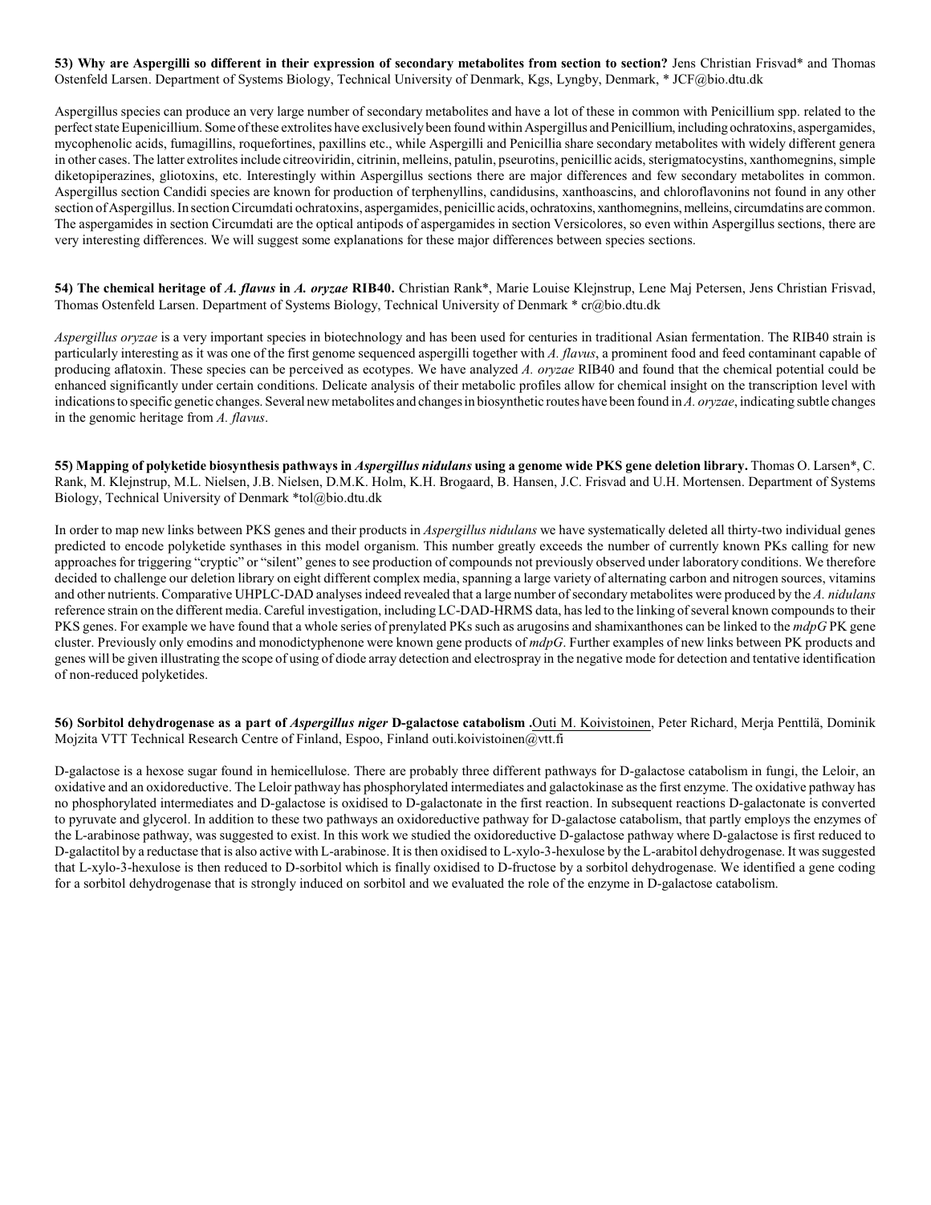**53) Why are Aspergilli so different in their expression of secondary metabolites from section to section?** Jens Christian Frisvad* and Thomas Ostenfeld Larsen. Department of Systems Biology, Technical University of Denmark, Kgs, Lyngby, Denmark, * JCF@bio.dtu.dk

Aspergillus species can produce an very large number of secondary metabolites and have a lot of these in common with Penicillium spp. related to the perfect state Eupenicillium. Some of these extrolites have exclusively been found within Aspergillus and Penicillium, including ochratoxins, aspergamides, mycophenolic acids, fumagillins, roquefortines, paxillins etc., while Aspergilli and Penicillia share secondary metabolites with widely different genera in other cases. The latter extrolites include citreoviridin, citrinin, melleins, patulin, pseurotins, penicillic acids, sterigmatocystins, xanthomegnins, simple diketopiperazines, gliotoxins, etc. Interestingly within Aspergillus sections there are major differences and few secondary metabolites in common. Aspergillus section Candidi species are known for production of terphenyllins, candidusins, xanthoascins, and chloroflavonins not found in any other section of Aspergillus. In section Circumdati ochratoxins, aspergamides, penicillic acids, ochratoxins, xanthomegnins, melleins, circumdatins are common. The aspergamides in section Circumdati are the optical antipods of aspergamides in section Versicolores, so even within Aspergillus sections, there are very interesting differences. We will suggest some explanations for these major differences between species sections.

**54) The chemical heritage of *A. flavus* in *A. oryzae* RIB40.** Christian Rank*, Marie Louise Klejnstrup, Lene Maj Petersen, Jens Christian Frisvad, Thomas Ostenfeld Larsen. Department of Systems Biology, Technical University of Denmark * cr@bio.dtu.dk

*Aspergillus oryzae* is a very important species in biotechnology and has been used for centuries in traditional Asian fermentation. The RIB40 strain is particularly interesting as it was one of the first genome sequenced aspergilli together with *A. flavus*, a prominent food and feed contaminant capable of producing aflatoxin. These species can be perceived as ecotypes. We have analyzed *A. oryzae* RIB40 and found that the chemical potential could be enhanced significantly under certain conditions. Delicate analysis of their metabolic profiles allow for chemical insight on the transcription level with indications to specific genetic changes. Several new metabolites and changes in biosynthetic routes have been found in *A. oryzae*, indicating subtle changes in the genomic heritage from *A. flavus*.

**55) Mapping of polyketide biosynthesis pathways in *Aspergillus nidulans* using a genome wide PKS gene deletion library.** Thomas O. Larsen*, C. Rank, M. Klejnstrup, M.L. Nielsen, J.B. Nielsen, D.M.K. Holm, K.H. Brogaard, B. Hansen, J.C. Frisvad and U.H. Mortensen. Department of Systems Biology, Technical University of Denmark *tol@bio.dtu.dk

In order to map new links between PKS genes and their products in *Aspergillus nidulans* we have systematically deleted all thirty-two individual genes predicted to encode polyketide synthases in this model organism. This number greatly exceeds the number of currently known PKs calling for new approaches for triggering "cryptic" or "silent" genes to see production of compounds not previously observed under laboratory conditions. We therefore decided to challenge our deletion library on eight different complex media, spanning a large variety of alternating carbon and nitrogen sources, vitamins and other nutrients. Comparative UHPLC-DAD analyses indeed revealed that a large number of secondary metabolites were produced by the *A. nidulans* reference strain on the different media. Careful investigation, including LC-DAD-HRMS data, has led to the linking of several known compounds to their PKS genes. For example we have found that a whole series of prenylated PKs such as arugosins and shamixanthones can be linked to the *mdpG* PK gene cluster. Previously only emodins and monodictyphenone were known gene products of *mdpG*. Further examples of new links between PK products and genes will be given illustrating the scope of using of diode array detection and electrospray in the negative mode for detection and tentative identification of non-reduced polyketides.

**56) Sorbitol dehydrogenase as a part of *Aspergillus niger* D-galactose catabolism .**Outi M. Koivistoinen, Peter Richard, Merja Penttilä, Dominik Mojzita VTT Technical Research Centre of Finland, Espoo, Finland outi.koivistoinen@vtt.fi

D-galactose is a hexose sugar found in hemicellulose. There are probably three different pathways for D-galactose catabolism in fungi, the Leloir, an oxidative and an oxidoreductive. The Leloir pathway has phosphorylated intermediates and galactokinase as the first enzyme. The oxidative pathway has no phosphorylated intermediates and D-galactose is oxidised to D-galactonate in the first reaction. In subsequent reactions D-galactonate is converted to pyruvate and glycerol. In addition to these two pathways an oxidoreductive pathway for D-galactose catabolism, that partly employs the enzymes of the L-arabinose pathway, was suggested to exist. In this work we studied the oxidoreductive D-galactose pathway where D-galactose is first reduced to D-galactitol by a reductase that is also active with L-arabinose. It is then oxidised to L-xylo-3-hexulose by the L-arabitol dehydrogenase. It was suggested that L-xylo-3-hexulose is then reduced to D-sorbitol which is finally oxidised to D-fructose by a sorbitol dehydrogenase. We identified a gene coding for a sorbitol dehydrogenase that is strongly induced on sorbitol and we evaluated the role of the enzyme in D-galactose catabolism.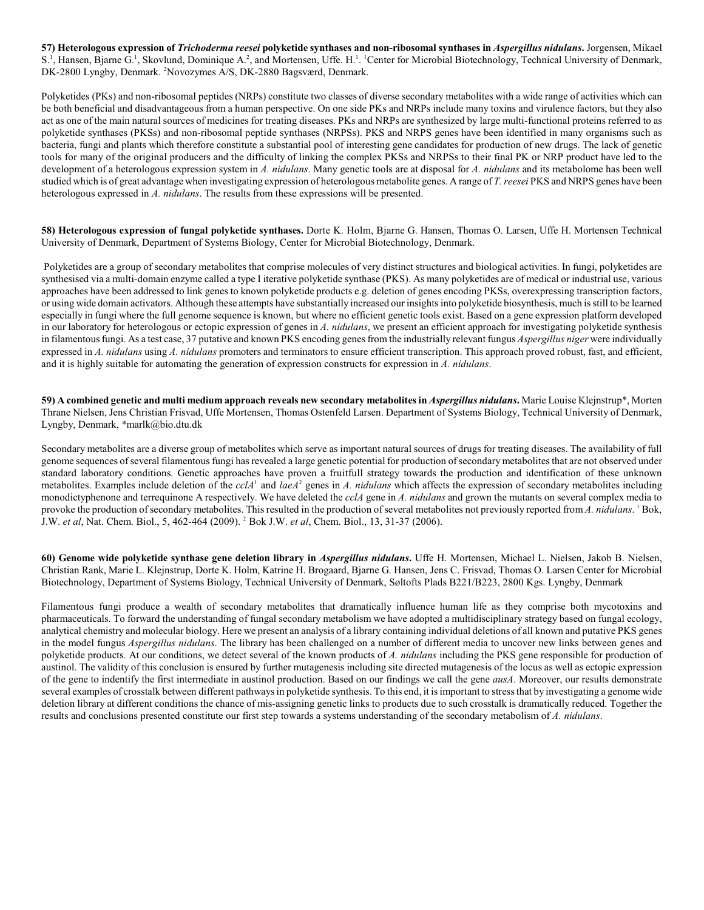**57) Heterologous expression of *Trichoderma reesei* polyketide synthases and non-ribosomal synthases in *Aspergillus nidulans*.** Jorgensen, Mikael S.[1], Hansen, Bjarne G.[1], Skovlund, Dominique A.[2], and Mortensen, Uffe. H.[1]. [1]Center for Microbial Biotechnology, Technical University of Denmark, DK-2800 Lyngby, Denmark. [2]Novozymes A/S, DK-2880 Bagsværd, Denmark.

Polyketides (PKs) and non-ribosomal peptides (NRPs) constitute two classes of diverse secondary metabolites with a wide range of activities which can be both beneficial and disadvantageous from a human perspective. On one side PKs and NRPs include many toxins and virulence factors, but they also act as one of the main natural sources of medicines for treating diseases. PKs and NRPs are synthesized by large multi-functional proteins referred to as polyketide synthases (PKSs) and non-ribosomal peptide synthases (NRPSs). PKS and NRPS genes have been identified in many organisms such as bacteria, fungi and plants which therefore constitute a substantial pool of interesting gene candidates for production of new drugs. The lack of genetic tools for many of the original producers and the difficulty of linking the complex PKSs and NRPSs to their final PK or NRP product have led to the development of a heterologous expression system in *A. nidulans*. Many genetic tools are at disposal for *A. nidulans* and its metabolome has been well studied which is of great advantage when investigating expression of heterologous metabolite genes. A range of *T. reesei* PKS and NRPS genes have been heterologous expressed in *A. nidulans*. The results from these expressions will be presented.

**58) Heterologous expression of fungal polyketide synthases.** Dorte K. Holm, Bjarne G. Hansen, Thomas O. Larsen, Uffe H. Mortensen Technical University of Denmark, Department of Systems Biology, Center for Microbial Biotechnology, Denmark.

Polyketides are a group of secondary metabolites that comprise molecules of very distinct structures and biological activities. In fungi, polyketides are synthesised via a multi-domain enzyme called a type I iterative polyketide synthase (PKS). As many polyketides are of medical or industrial use, various approaches have been addressed to link genes to known polyketide products e.g. deletion of genes encoding PKSs, overexpressing transcription factors, or using wide domain activators. Although these attempts have substantially increased our insights into polyketide biosynthesis, much is still to be learned especially in fungi where the full genome sequence is known, but where no efficient genetic tools exist. Based on a gene expression platform developed in our laboratory for heterologous or ectopic expression of genes in *A. nidulans*, we present an efficient approach for investigating polyketide synthesis in filamentous fungi. As a test case, 37 putative and known PKS encoding genes from the industrially relevant fungus *Aspergillus niger* were individually expressed in *A. nidulans* using *A. nidulans* promoters and terminators to ensure efficient transcription. This approach proved robust, fast, and efficient, and it is highly suitable for automating the generation of expression constructs for expression in *A. nidulans*.

**59) A combined genetic and multi medium approach reveals new secondary metabolites in *Aspergillus nidulans*.** Marie Louise Klejnstrup*, Morten Thrane Nielsen, Jens Christian Frisvad, Uffe Mortensen, Thomas Ostenfeld Larsen. Department of Systems Biology, Technical University of Denmark, Lyngby, Denmark, *marlk@bio.dtu.dk

Secondary metabolites are a diverse group of metabolites which serve as important natural sources of drugs for treating diseases. The availability of full genome sequences of several filamentous fungi has revealed a large genetic potential for production of secondary metabolites that are not observed under standard laboratory conditions. Genetic approaches have proven a fruitfull strategy towards the production and identification of these unknown metabolites. Examples include deletion of the *cclA*[1] and *laeA*[2] genes in *A. nidulans* which affects the expression of secondary metabolites including monodictyphenone and terrequinone A respectively. We have deleted the *cclA* gene in *A. nidulans* and grown the mutants on several complex media to provoke the production of secondary metabolites. This resulted in the production of several metabolites not previously reported from *A. nidulans*. [1] Bok, J.W. *et al*, Nat. Chem. Biol., 5, 462-464 (2009). [2] Bok J.W. *et al*, Chem. Biol., 13, 31-37 (2006).

**60) Genome wide polyketide synthase gene deletion library in *Aspergillus nidulans*.** Uffe H. Mortensen, Michael L. Nielsen, Jakob B. Nielsen, Christian Rank, Marie L. Klejnstrup, Dorte K. Holm, Katrine H. Brogaard, Bjarne G. Hansen, Jens C. Frisvad, Thomas O. Larsen Center for Microbial Biotechnology, Department of Systems Biology, Technical University of Denmark, Søltofts Plads B221/B223, 2800 Kgs. Lyngby, Denmark

Filamentous fungi produce a wealth of secondary metabolites that dramatically influence human life as they comprise both mycotoxins and pharmaceuticals. To forward the understanding of fungal secondary metabolism we have adopted a multidisciplinary strategy based on fungal ecology, analytical chemistry and molecular biology. Here we present an analysis of a library containing individual deletions of all known and putative PKS genes in the model fungus *Aspergillus nidulans*. The library has been challenged on a number of different media to uncover new links between genes and polyketide products. At our conditions, we detect several of the known products of *A. nidulans* including the PKS gene responsible for production of austinol. The validity of this conclusion is ensured by further mutagenesis including site directed mutagenesis of the locus as well as ectopic expression of the gene to indentify the first intermediate in austinol production. Based on our findings we call the gene *ausA*. Moreover, our results demonstrate several examples of crosstalk between different pathways in polyketide synthesis. To this end, it is important to stress that by investigating a genome wide deletion library at different conditions the chance of mis-assigning genetic links to products due to such crosstalk is dramatically reduced. Together the results and conclusions presented constitute our first step towards a systems understanding of the secondary metabolism of *A. nidulans*.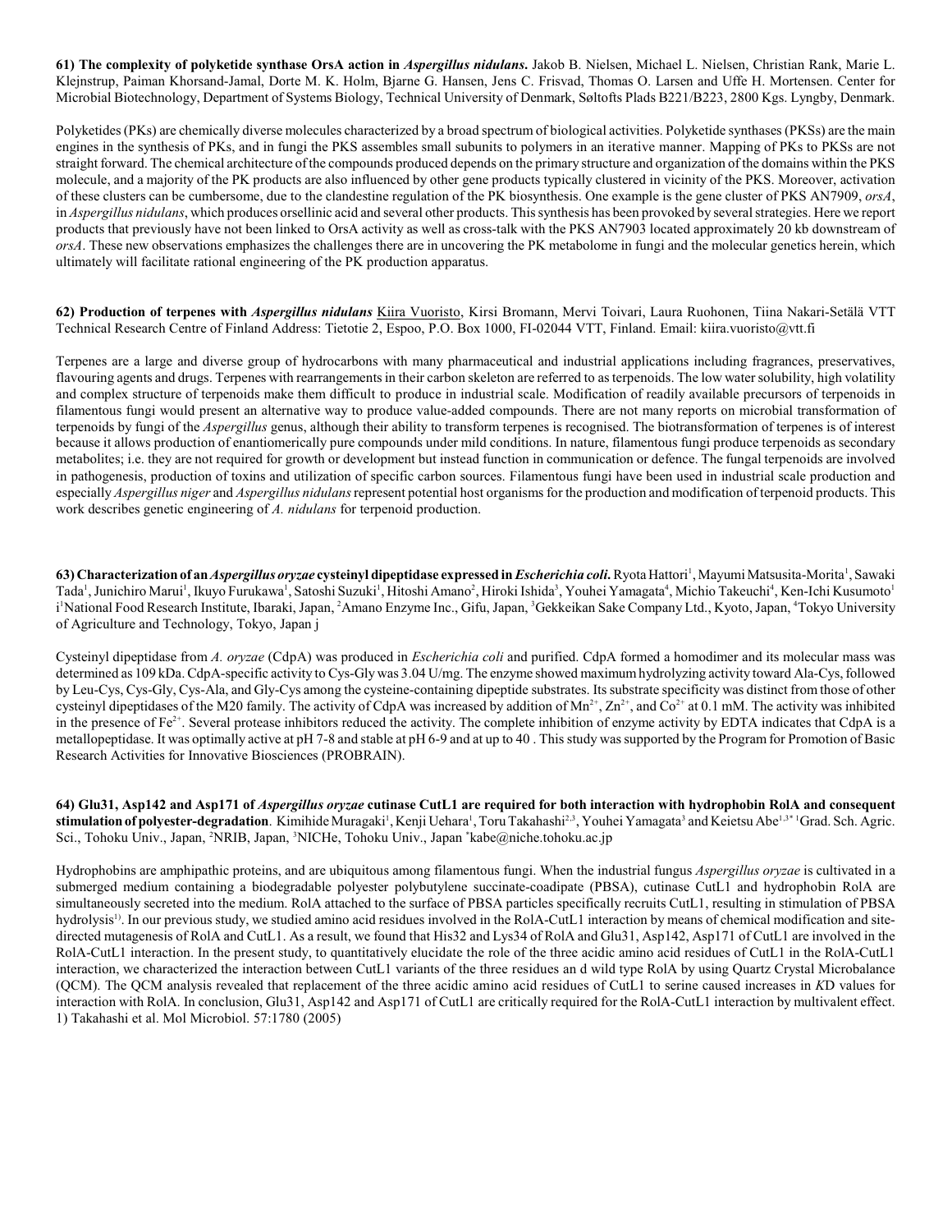**61) The complexity of polyketide synthase OrsA action in *Aspergillus nidulans*.** Jakob B. Nielsen, Michael L. Nielsen, Christian Rank, Marie L. Klejnstrup, Paiman Khorsand-Jamal, Dorte M. K. Holm, Bjarne G. Hansen, Jens C. Frisvad, Thomas O. Larsen and Uffe H. Mortensen. Center for Microbial Biotechnology, Department of Systems Biology, Technical University of Denmark, Søltofts Plads B221/B223, 2800 Kgs. Lyngby, Denmark.

Polyketides (PKs) are chemically diverse molecules characterized by a broad spectrum of biological activities. Polyketide synthases (PKSs) are the main engines in the synthesis of PKs, and in fungi the PKS assembles small subunits to polymers in an iterative manner. Mapping of PKs to PKSs are not straight forward. The chemical architecture of the compounds produced depends on the primary structure and organization of the domains within the PKS molecule, and a majority of the PK products are also influenced by other gene products typically clustered in vicinity of the PKS. Moreover, activation of these clusters can be cumbersome, due to the clandestine regulation of the PK biosynthesis. One example is the gene cluster of PKS AN7909, *orsA*, in *Aspergillus nidulans*, which produces orsellinic acid and several other products. This synthesis has been provoked by several strategies. Here we report products that previously have not been linked to OrsA activity as well as cross-talk with the PKS AN7903 located approximately 20 kb downstream of *orsA*. These new observations emphasizes the challenges there are in uncovering the PK metabolome in fungi and the molecular genetics herein, which ultimately will facilitate rational engineering of the PK production apparatus.

**62) Production of terpenes with *Aspergillus nidulans*** Kiira Vuoristo, Kirsi Bromann, Mervi Toivari, Laura Ruohonen, Tiina Nakari-Setälä VTT Technical Research Centre of Finland Address: Tietotie 2, Espoo, P.O. Box 1000, FI-02044 VTT, Finland. Email: kiira.vuoristo@vtt.fi

Terpenes are a large and diverse group of hydrocarbons with many pharmaceutical and industrial applications including fragrances, preservatives, flavouring agents and drugs. Terpenes with rearrangements in their carbon skeleton are referred to as terpenoids. The low water solubility, high volatility and complex structure of terpenoids make them difficult to produce in industrial scale. Modification of readily available precursors of terpenoids in filamentous fungi would present an alternative way to produce value-added compounds. There are not many reports on microbial transformation of terpenoids by fungi of the *Aspergillus* genus, although their ability to transform terpenes is recognised. The biotransformation of terpenes is of interest because it allows production of enantiomerically pure compounds under mild conditions. In nature, filamentous fungi produce terpenoids as secondary metabolites; i.e. they are not required for growth or development but instead function in communication or defence. The fungal terpenoids are involved in pathogenesis, production of toxins and utilization of specific carbon sources. Filamentous fungi have been used in industrial scale production and especially *Aspergillus niger* and *Aspergillus nidulans* represent potential host organisms for the production and modification of terpenoid products. This work describes genetic engineering of *A. nidulans* for terpenoid production.

**63) Characterization of an *Aspergillus oryzae* cysteinyl dipeptidase expressed in *Escherichia coli*.** Ryota Hattori[1], Mayumi Matsusita-Morita[1], Sawaki Tada[1], Junichiro Marui[1], Ikuyo Furukawa[1], Satoshi Suzuki[1], Hitoshi Amano[2], Hiroki Ishida[3], Youhei Yamagata[4], Michio Takeuchi[4], Ken-Ichi Kusumoto[1] i[1]National Food Research Institute, Ibaraki, Japan, [2]Amano Enzyme Inc., Gifu, Japan, [3]Gekkeikan Sake Company Ltd., Kyoto, Japan, [4]Tokyo University of Agriculture and Technology, Tokyo, Japan j

Cysteinyl dipeptidase from *A. oryzae* (CdpA) was produced in *Escherichia coli* and purified. CdpA formed a homodimer and its molecular mass was determined as 109 kDa. CdpA-specific activity to Cys-Gly was 3.04 U/mg. The enzyme showed maximum hydrolyzing activity toward Ala-Cys, followed by Leu-Cys, Cys-Gly, Cys-Ala, and Gly-Cys among the cysteine-containing dipeptide substrates. Its substrate specificity was distinct from those of other cysteinyl dipeptidases of the M20 family. The activity of CdpA was increased by addition of $Mn^{2+}$, $Zn^{2+}$, and $Co^{2+}$ at 0.1 mM. The activity was inhibited in the presence of $Fe^{2+}$. Several protease inhibitors reduced the activity. The complete inhibition of enzyme activity by EDTA indicates that CdpA is a metallopeptidase. It was optimally active at pH 7-8 and stable at pH 6-9 and at up to 40 . This study was supported by the Program for Promotion of Basic Research Activities for Innovative Biosciences (PROBRAIN).

**64) Glu31, Asp142 and Asp171 of *Aspergillus oryzae* cutinase CutL1 are required for both interaction with hydrophobin RolA and consequent stimulation of polyester-degradation**. Kimihide Muragaki[1], Kenji Uehara[1], Toru Takahashi[2,3], Youhei Yamagata[3] and Keietsu Abe[1,3*] [1]Grad. Sch. Agric. Sci., Tohoku Univ., Japan, [2]NRIB, Japan, [3]NICHe, Tohoku Univ., Japan *kabe@niche.tohoku.ac.jp

Hydrophobins are amphipathic proteins, and are ubiquitous among filamentous fungi. When the industrial fungus *Aspergillus oryzae* is cultivated in a submerged medium containing a biodegradable polyester polybutylene succinate-coadipate (PBSA), cutinase CutL1 and hydrophobin RolA are simultaneously secreted into the medium. RolA attached to the surface of PBSA particles specifically recruits CutL1, resulting in stimulation of PBSA hydrolysis[1)]. In our previous study, we studied amino acid residues involved in the RolA-CutL1 interaction by means of chemical modification and site-directed mutagenesis of RolA and CutL1. As a result, we found that His32 and Lys34 of RolA and Glu31, Asp142, Asp171 of CutL1 are involved in the RolA-CutL1 interaction. In the present study, to quantitatively elucidate the role of the three acidic amino acid residues of CutL1 in the RolA-CutL1 interaction, we characterized the interaction between CutL1 variants of the three residues an d wild type RolA by using Quartz Crystal Microbalance (QCM). The QCM analysis revealed that replacement of the three acidic amino acid residues of CutL1 to serine caused increases in *K*D values for interaction with RolA. In conclusion, Glu31, Asp142 and Asp171 of CutL1 are critically required for the RolA-CutL1 interaction by multivalent effect.
1) Takahashi et al. Mol Microbiol. 57:1780 (2005)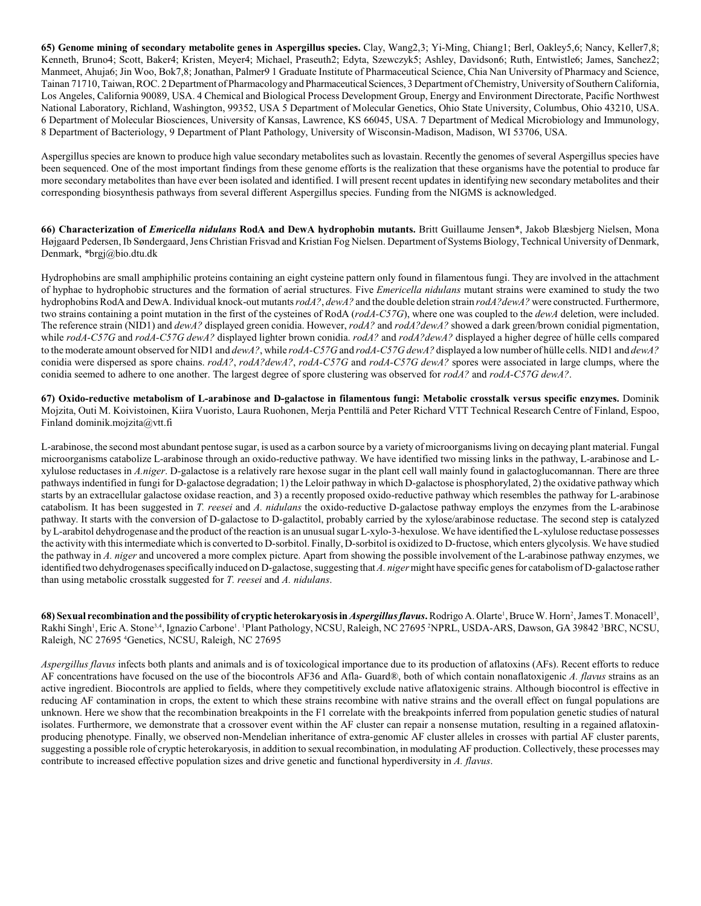**65) Genome mining of secondary metabolite genes in Aspergillus species.** Clay, Wang2,3; Yi-Ming, Chiang1; Berl, Oakley5,6; Nancy, Keller7,8; Kenneth, Bruno4; Scott, Baker4; Kristen, Meyer4; Michael, Praseuth2; Edyta, Szewczyk5; Ashley, Davidson6; Ruth, Entwistle6; James, Sanchez2; Manmeet, Ahuja6; Jin Woo, Bok7,8; Jonathan, Palmer9 1 Graduate Institute of Pharmaceutical Science, Chia Nan University of Pharmacy and Science, Tainan 71710, Taiwan, ROC. 2 Department of Pharmacology and Pharmaceutical Sciences, 3 Department of Chemistry, University of Southern California, Los Angeles, California 90089, USA. 4 Chemical and Biological Process Development Group, Energy and Environment Directorate, Pacific Northwest National Laboratory, Richland, Washington, 99352, USA 5 Department of Molecular Genetics, Ohio State University, Columbus, Ohio 43210, USA. 6 Department of Molecular Biosciences, University of Kansas, Lawrence, KS 66045, USA. 7 Department of Medical Microbiology and Immunology, 8 Department of Bacteriology, 9 Department of Plant Pathology, University of Wisconsin-Madison, Madison, WI 53706, USA.

Aspergillus species are known to produce high value secondary metabolites such as lovastain. Recently the genomes of several Aspergillus species have been sequenced. One of the most important findings from these genome efforts is the realization that these organisms have the potential to produce far more secondary metabolites than have ever been isolated and identified. I will present recent updates in identifying new secondary metabolites and their corresponding biosynthesis pathways from several different Aspergillus species. Funding from the NIGMS is acknowledged.

**66) Characterization of *Emericella nidulans* RodA and DewA hydrophobin mutants.** Britt Guillaume Jensen*, Jakob Blæsbjerg Nielsen, Mona Højgaard Pedersen, Ib Søndergaard, Jens Christian Frisvad and Kristian Fog Nielsen. Department of Systems Biology, Technical University of Denmark, Denmark, *brgj@bio.dtu.dk

Hydrophobins are small amphiphilic proteins containing an eight cysteine pattern only found in filamentous fungi. They are involved in the attachment of hyphae to hydrophobic structures and the formation of aerial structures. Five *Emericella nidulans* mutant strains were examined to study the two hydrophobins RodA and DewA. Individual knock-out mutants *rodA?*, *dewA?* and the double deletion strain *rodA?dewA?* were constructed. Furthermore, two strains containing a point mutation in the first of the cysteines of RodA (*rodA-C57G*), where one was coupled to the *dewA* deletion, were included. The reference strain (NID1) and *dewA?* displayed green conidia. However, *rodA?* and *rodA?dewA?* showed a dark green/brown conidial pigmentation, while *rodA-C57G* and *rodA-C57G dewA?* displayed lighter brown conidia. *rodA?* and *rodA?dewA?* displayed a higher degree of hülle cells compared to the moderate amount observed for NID1 and *dewA?*, while *rodA-C57G* and *rodA-C57G dewA?* displayed a low number of hülle cells. NID1 and *dewA?* conidia were dispersed as spore chains. *rodA?*, *rodA?dewA?*, *rodA-C57G* and *rodA-C57G dewA?* spores were associated in large clumps, where the conidia seemed to adhere to one another. The largest degree of spore clustering was observed for *rodA?* and *rodA-C57G dewA?*.

**67) Oxido-reductive metabolism of L-arabinose and D-galactose in filamentous fungi: Metabolic crosstalk versus specific enzymes.** Dominik Mojzita, Outi M. Koivistoinen, Kiira Vuoristo, Laura Ruohonen, Merja Penttilä and Peter Richard VTT Technical Research Centre of Finland, Espoo, Finland dominik.mojzita@vtt.fi

L-arabinose, the second most abundant pentose sugar, is used as a carbon source by a variety of microorganisms living on decaying plant material. Fungal microorganisms catabolize L-arabinose through an oxido-reductive pathway. We have identified two missing links in the pathway, L-arabinose and L-xylulose reductases in *A.niger*. D-galactose is a relatively rare hexose sugar in the plant cell wall mainly found in galactoglucomannan. There are three pathways indentified in fungi for D-galactose degradation; 1) the Leloir pathway in which D-galactose is phosphorylated, 2) the oxidative pathway which starts by an extracellular galactose oxidase reaction, and 3) a recently proposed oxido-reductive pathway which resembles the pathway for L-arabinose catabolism. It has been suggested in *T. reesei* and *A. nidulans* the oxido-reductive D-galactose pathway employs the enzymes from the L-arabinose pathway. It starts with the conversion of D-galactose to D-galactitol, probably carried by the xylose/arabinose reductase. The second step is catalyzed by L-arabitol dehydrogenase and the product of the reaction is an unusual sugar L-xylo-3-hexulose. We have identified the L-xylulose reductase possesses the activity with this intermediate which is converted to D-sorbitol. Finally, D-sorbitol is oxidized to D-fructose, which enters glycolysis. We have studied the pathway in *A. niger* and uncovered a more complex picture. Apart from showing the possible involvement of the L-arabinose pathway enzymes, we identified two dehydrogenases specifically induced on D-galactose, suggesting that *A. niger* might have specific genes for catabolism of D-galactose rather than using metabolic crosstalk suggested for *T. reesei* and *A. nidulans*.

**68) Sexual recombination and the possibility of cryptic heterokaryosis in *Aspergillus flavus*.** Rodrigo A. Olarte[1], Bruce W. Horn[2], James T. Monacell[3], Rakhi Singh[1], Eric A. Stone[3,4], Ignazio Carbone[1]. [1]Plant Pathology, NCSU, Raleigh, NC 27695 [2]NPRL, USDA-ARS, Dawson, GA 39842 [3]BRC, NCSU, Raleigh, NC 27695 [4]Genetics, NCSU, Raleigh, NC 27695

*Aspergillus flavus* infects both plants and animals and is of toxicological importance due to its production of aflatoxins (AFs). Recent efforts to reduce AF concentrations have focused on the use of the biocontrols AF36 and Afla- Guard®, both of which contain nonaflatoxigenic *A. flavus* strains as an active ingredient. Biocontrols are applied to fields, where they competitively exclude native aflatoxigenic strains. Although biocontrol is effective in reducing AF contamination in crops, the extent to which these strains recombine with native strains and the overall effect on fungal populations are unknown. Here we show that the recombination breakpoints in the F1 correlate with the breakpoints inferred from population genetic studies of natural isolates. Furthermore, we demonstrate that a crossover event within the AF cluster can repair a nonsense mutation, resulting in a regained aflatoxin-producing phenotype. Finally, we observed non-Mendelian inheritance of extra-genomic AF cluster alleles in crosses with partial AF cluster parents, suggesting a possible role of cryptic heterokaryosis, in addition to sexual recombination, in modulating AF production. Collectively, these processes may contribute to increased effective population sizes and drive genetic and functional hyperdiversity in *A. flavus*.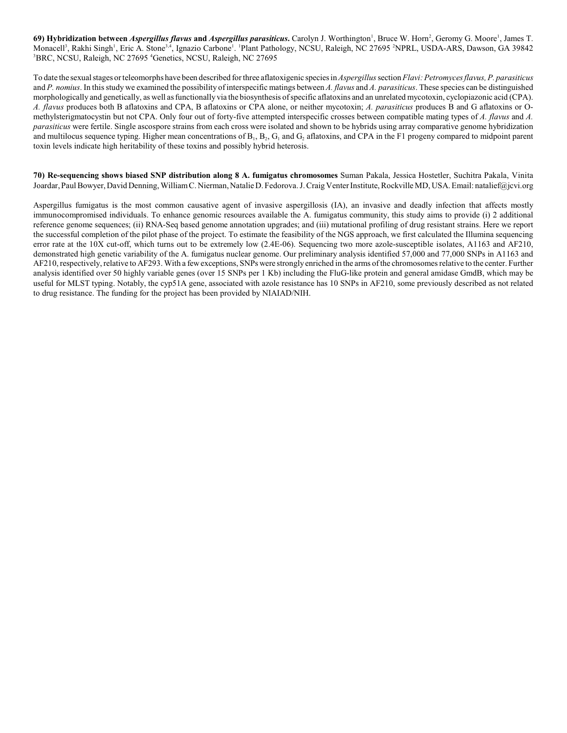**69) Hybridization between *Aspergillus flavus* and *Aspergillus parasiticus*.** Carolyn J. Worthington[1], Bruce W. Horn[2], Geromy G. Moore[1], James T. Monacell[3], Rakhi Singh[1], Eric A. Stone[3,4], Ignazio Carbone[1]. [1]Plant Pathology, NCSU, Raleigh, NC 27695 [2]NPRL, USDA-ARS, Dawson, GA 39842 [3]BRC, NCSU, Raleigh, NC 27695 [4]Genetics, NCSU, Raleigh, NC 27695

To date the sexual stages or teleomorphs have been described for three aflatoxigenic species in *Aspergillus* section *Flavi: Petromyces flavus, P. parasiticus* and *P. nomius*. In this study we examined the possibility of interspecific matings between *A. flavus* and *A. parasiticus*. These species can be distinguished morphologically and genetically, as well as functionally via the biosynthesis of specific aflatoxins and an unrelated mycotoxin, cyclopiazonic acid (CPA). *A. flavus* produces both B aflatoxins and CPA, B aflatoxins or CPA alone, or neither mycotoxin; *A. parasiticus* produces B and G aflatoxins or O-methylsterigmatocystin but not CPA. Only four out of forty-five attempted interspecific crosses between compatible mating types of *A. flavus* and *A. parasiticus* were fertile. Single ascospore strains from each cross were isolated and shown to be hybrids using array comparative genome hybridization and multilocus sequence typing. Higher mean concentrations of $B_1$, $B_2$, $G_1$ and $G_2$ aflatoxins, and CPA in the F1 progeny compared to midpoint parent toxin levels indicate high heritability of these toxins and possibly hybrid heterosis.

**70) Re-sequencing shows biased SNP distribution along 8 A. fumigatus chromosomes** Suman Pakala, Jessica Hostetler, Suchitra Pakala, Vinita Joardar, Paul Bowyer, David Denning, William C. Nierman, Natalie D. Fedorova. J. Craig Venter Institute, Rockville MD, USA. Email: natalief@jcvi.org

Aspergillus fumigatus is the most common causative agent of invasive aspergillosis (IA), an invasive and deadly infection that affects mostly immunocompromised individuals. To enhance genomic resources available the A. fumigatus community, this study aims to provide (i) 2 additional reference genome sequences; (ii) RNA-Seq based genome annotation upgrades; and (iii) mutational profiling of drug resistant strains. Here we report the successful completion of the pilot phase of the project. To estimate the feasibility of the NGS approach, we first calculated the Illumina sequencing error rate at the 10X cut-off, which turns out to be extremely low (2.4E-06). Sequencing two more azole-susceptible isolates, A1163 and AF210, demonstrated high genetic variability of the A. fumigatus nuclear genome. Our preliminary analysis identified 57,000 and 77,000 SNPs in A1163 and AF210, respectively, relative to AF293. With a few exceptions, SNPs were strongly enriched in the arms of the chromosomes relative to the center. Further analysis identified over 50 highly variable genes (over 15 SNPs per 1 Kb) including the FluG-like protein and general amidase GmdB, which may be useful for MLST typing. Notably, the cyp51A gene, associated with azole resistance has 10 SNPs in AF210, some previously described as not related to drug resistance. The funding for the project has been provided by NIAID/NIH.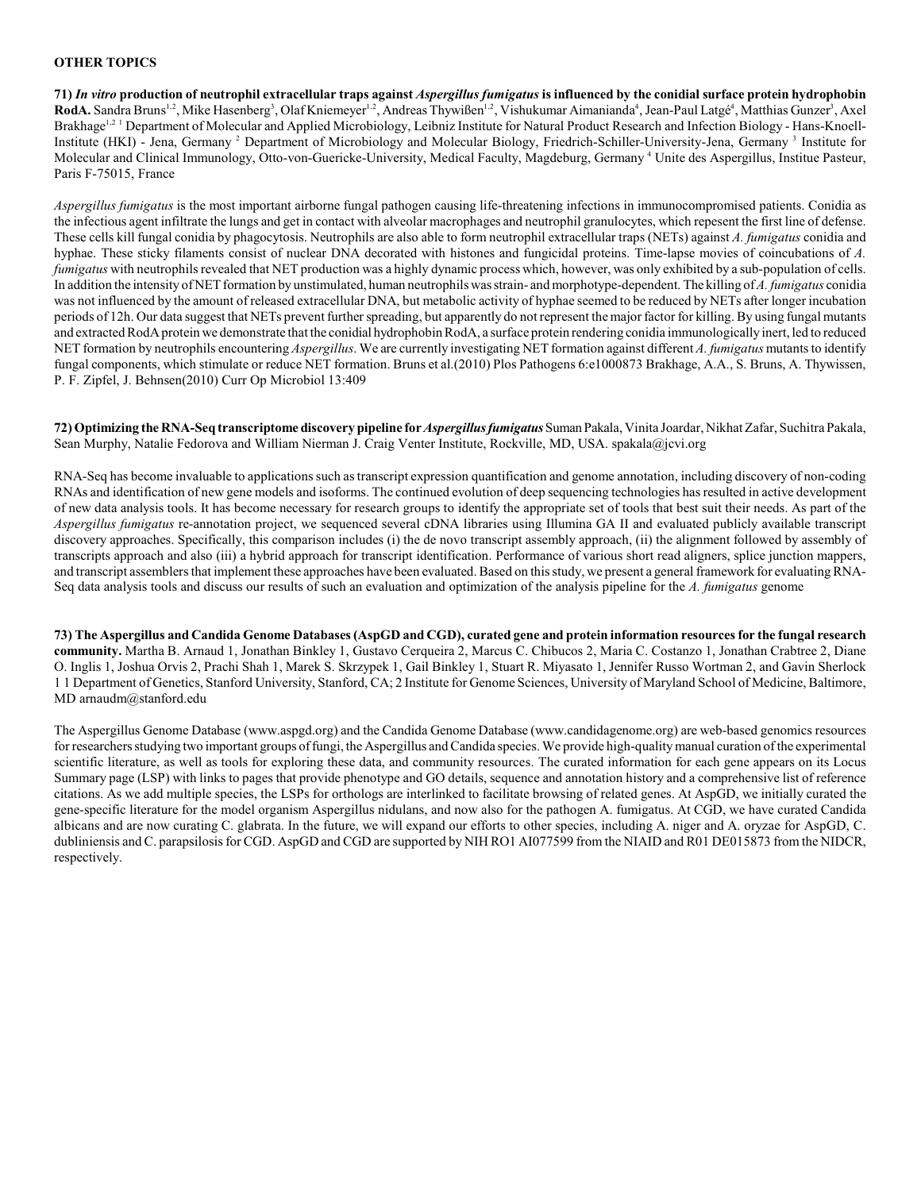## OTHER TOPICS

**71) *In vitro* production of neutrophil extracellular traps against *Aspergillus fumigatus* is influenced by the conidial surface protein hydrophobin RodA.** Sandra Bruns[1,2], Mike Hasenberg[3], Olaf Kniemeyer[1,2], Andreas Thywißen[1,2], Vishukumar Aimanianda[4], Jean-Paul Latgé[4], Matthias Gunzer[3], Axel Brakhage[1,2] [1] Department of Molecular and Applied Microbiology, Leibniz Institute for Natural Product Research and Infection Biology - Hans-Knoell-Institute (HKI) - Jena, Germany [2] Department of Microbiology and Molecular Biology, Friedrich-Schiller-University-Jena, Germany [3] Institute for Molecular and Clinical Immunology, Otto-von-Guericke-University, Medical Faculty, Magdeburg, Germany [4] Unite des Aspergillus, Institue Pasteur, Paris F-75015, France

*Aspergillus fumigatus* is the most important airborne fungal pathogen causing life-threatening infections in immunocompromised patients. Conidia as the infectious agent infiltrate the lungs and get in contact with alveolar macrophages and neutrophil granulocytes, which repesent the first line of defense. These cells kill fungal conidia by phagocytosis. Neutrophils are also able to form neutrophil extracellular traps (NETs) against *A. fumigatus* conidia and hyphae. These sticky filaments consist of nuclear DNA decorated with histones and fungicidal proteins. Time-lapse movies of coincubations of *A. fumigatus* with neutrophils revealed that NET production was a highly dynamic process which, however, was only exhibited by a sub-population of cells. In addition the intensity of NET formation by unstimulated, human neutrophils was strain- and morphotype-dependent. The killing of *A. fumigatus* conidia was not influenced by the amount of released extracellular DNA, but metabolic activity of hyphae seemed to be reduced by NETs after longer incubation periods of 12h. Our data suggest that NETs prevent further spreading, but apparently do not represent the major factor for killing. By using fungal mutants and extracted RodA protein we demonstrate that the conidial hydrophobin RodA, a surface protein rendering conidia immunologically inert, led to reduced NET formation by neutrophils encountering *Aspergillus*. We are currently investigating NET formation against different *A. fumigatus* mutants to identify fungal components, which stimulate or reduce NET formation. Bruns et al.(2010) Plos Pathogens 6:e1000873 Brakhage, A.A., S. Bruns, A. Thywissen, P. F. Zipfel, J. Behnsen(2010) Curr Op Microbiol 13:409

**72) Optimizing the RNA-Seq transcriptome discovery pipeline for *Aspergillus fumigatus*** Suman Pakala, Vinita Joardar, Nikhat Zafar, Suchitra Pakala, Sean Murphy, Natalie Fedorova and William Nierman J. Craig Venter Institute, Rockville, MD, USA. spakala@jcvi.org

RNA-Seq has become invaluable to applications such as transcript expression quantification and genome annotation, including discovery of non-coding RNAs and identification of new gene models and isoforms. The continued evolution of deep sequencing technologies has resulted in active development of new data analysis tools. It has become necessary for research groups to identify the appropriate set of tools that best suit their needs. As part of the *Aspergillus fumigatus* re-annotation project, we sequenced several cDNA libraries using Illumina GA II and evaluated publicly available transcript discovery approaches. Specifically, this comparison includes (i) the de novo transcript assembly approach, (ii) the alignment followed by assembly of transcripts approach and also (iii) a hybrid approach for transcript identification. Performance of various short read aligners, splice junction mappers, and transcript assemblers that implement these approaches have been evaluated. Based on this study, we present a general framework for evaluating RNA-Seq data analysis tools and discuss our results of such an evaluation and optimization of the analysis pipeline for the *A. fumigatus* genome

**73) The Aspergillus and Candida Genome Databases (AspGD and CGD), curated gene and protein information resources for the fungal research community.** Martha B. Arnaud 1, Jonathan Binkley 1, Gustavo Cerqueira 2, Marcus C. Chibucos 2, Maria C. Costanzo 1, Jonathan Crabtree 2, Diane O. Inglis 1, Joshua Orvis 2, Prachi Shah 1, Marek S. Skrzypek 1, Gail Binkley 1, Stuart R. Miyasato 1, Jennifer Russo Wortman 2, and Gavin Sherlock 1 1 Department of Genetics, Stanford University, Stanford, CA; 2 Institute for Genome Sciences, University of Maryland School of Medicine, Baltimore, MD arnaudm@stanford.edu

The Aspergillus Genome Database (www.aspgd.org) and the Candida Genome Database (www.candidagenome.org) are web-based genomics resources for researchers studying two important groups of fungi, the Aspergillus and Candida species. We provide high-quality manual curation of the experimental scientific literature, as well as tools for exploring these data, and community resources. The curated information for each gene appears on its Locus Summary page (LSP) with links to pages that provide phenotype and GO details, sequence and annotation history and a comprehensive list of reference citations. As we add multiple species, the LSPs for orthologs are interlinked to facilitate browsing of related genes. At AspGD, we initially curated the gene-specific literature for the model organism Aspergillus nidulans, and now also for the pathogen A. fumigatus. At CGD, we have curated Candida albicans and are now curating C. glabrata. In the future, we will expand our efforts to other species, including A. niger and A. oryzae for AspGD, C. dubliniensis and C. parapsilosis for CGD. AspGD and CGD are supported by NIH RO1 AI077599 from the NIAID and R01 DE015873 from the NIDCR, respectively.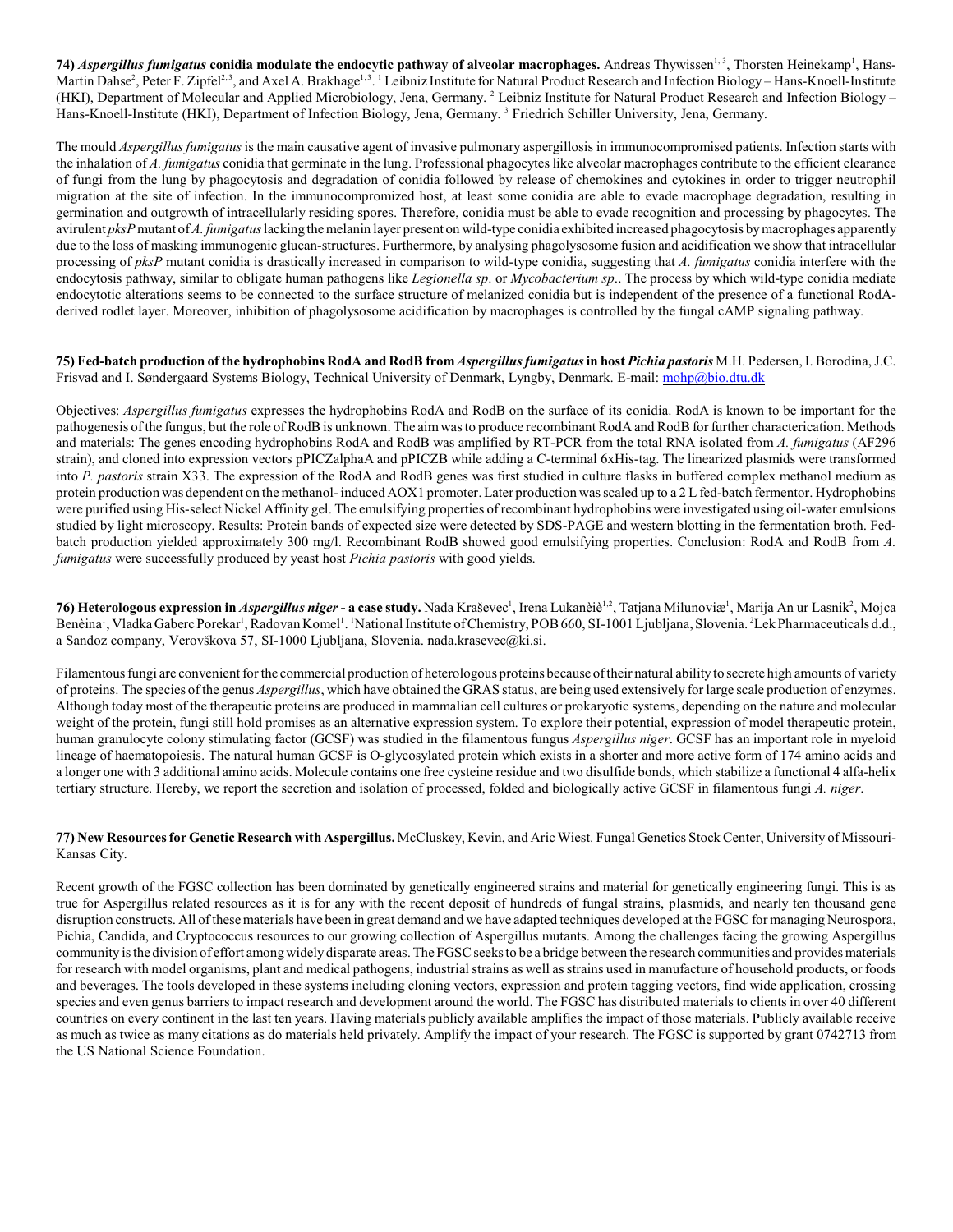**74) *Aspergillus fumigatus* conidia modulate the endocytic pathway of alveolar macrophages.** Andreas Thywissen[1, 3], Thorsten Heinekamp[1], Hans-Martin Dahse[2], Peter F. Zipfel[2, 3], and Axel A. Brakhage[1, 3]. [1] Leibniz Institute for Natural Product Research and Infection Biology – Hans-Knoell-Institute (HKI), Department of Molecular and Applied Microbiology, Jena, Germany. [2] Leibniz Institute for Natural Product Research and Infection Biology – Hans-Knoell-Institute (HKI), Department of Infection Biology, Jena, Germany. [3] Friedrich Schiller University, Jena, Germany.

The mould *Aspergillus fumigatus* is the main causative agent of invasive pulmonary aspergillosis in immunocompromised patients. Infection starts with the inhalation of *A. fumigatus* conidia that germinate in the lung. Professional phagocytes like alveolar macrophages contribute to the efficient clearance of fungi from the lung by phagocytosis and degradation of conidia followed by release of chemokines and cytokines in order to trigger neutrophil migration at the site of infection. In the immunocompromized host, at least some conidia are able to evade macrophage degradation, resulting in germination and outgrowth of intracellularly residing spores. Therefore, conidia must be able to evade recognition and processing by phagocytes. The avirulent *pksP* mutant of *A. fumigatus* lacking the melanin layer present on wild-type conidia exhibited increased phagocytosis by macrophages apparently due to the loss of masking immunogenic glucan-structures. Furthermore, by analysing phagolysosome fusion and acidification we show that intracellular processing of *pksP* mutant conidia is drastically increased in comparison to wild-type conidia, suggesting that *A. fumigatus* conidia interfere with the endocytosis pathway, similar to obligate human pathogens like *Legionella sp*. or *Mycobacterium sp.*. The process by which wild-type conidia mediate endocytotic alterations seems to be connected to the surface structure of melanized conidia but is independent of the presence of a functional RodA-derived rodlet layer. Moreover, inhibition of phagolysosome acidification by macrophages is controlled by the fungal cAMP signaling pathway.

**75) Fed-batch production of the hydrophobins RodA and RodB from *Aspergillus fumigatus* in host *Pichia pastoris*** M.H. Pedersen, I. Borodina, J.C. Frisvad and I. Søndergaard Systems Biology, Technical University of Denmark, Lyngby, Denmark. E-mail: mohp@bio.dtu.dk

Objectives: *Aspergillus fumigatus* expresses the hydrophobins RodA and RodB on the surface of its conidia. RodA is known to be important for the pathogenesis of the fungus, but the role of RodB is unknown. The aim was to produce recombinant RodA and RodB for further charactercation. Methods and materials: The genes encoding hydrophobins RodA and RodB was amplified by RT-PCR from the total RNA isolated from *A. fumigatus* (AF296 strain), and cloned into expression vectors pPICZalphaA and pPICZB while adding a C-terminal 6xHis-tag. The linearized plasmids were transformed into *P. pastoris* strain X33. The expression of the RodA and RodB genes was first studied in culture flasks in buffered complex methanol medium as protein production was dependent on the methanol- induced AOX1 promoter. Later production was scaled up to a 2 L fed-batch fermentor. Hydrophobins were purified using His-select Nickel Affinity gel. The emulsifying properties of recombinant hydrophobins were investigated using oil-water emulsions studied by light microscopy. Results: Protein bands of expected size were detected by SDS-PAGE and western blotting in the fermentation broth. Fed-batch production yielded approximately 300 mg/l. Recombinant RodB showed good emulsifying properties. Conclusion: RodA and RodB from *A. fumigatus* were successfully produced by yeast host *Pichia pastoris* with good yields.

**76) Heterologous expression in *Aspergillus niger* - a case study.** Nada Kraševec[1], Irena Lukanèiè[1,2], Tatjana Milunoviæ[1], Marija An ur Lasnik[2], Mojca Benèina[1], Vladka Gaberc Porekar[1], Radovan Komel[1]. [1]National Institute of Chemistry, POB 660, SI-1001 Ljubljana, Slovenia. [2]Lek Pharmaceuticals d.d., a Sandoz company, Verovškova 57, SI-1000 Ljubljana, Slovenia. nada.krasevec@ki.si.

Filamentous fungi are convenient for the commercial production of heterologous proteins because of their natural ability to secrete high amounts of variety of proteins. The species of the genus *Aspergillus*, which have obtained the GRAS status, are being used extensively for large scale production of enzymes. Although today most of the therapeutic proteins are produced in mammalian cell cultures or prokaryotic systems, depending on the nature and molecular weight of the protein, fungi still hold promises as an alternative expression system. To explore their potential, expression of model therapeutic protein, human granulocyte colony stimulating factor (GCSF) was studied in the filamentous fungus *Aspergillus niger*. GCSF has an important role in myeloid lineage of haematopoiesis. The natural human GCSF is O-glycosylated protein which exists in a shorter and more active form of 174 amino acids and a longer one with 3 additional amino acids. Molecule contains one free cysteine residue and two disulfide bonds, which stabilize a functional 4 alfa-helix tertiary structure. Hereby, we report the secretion and isolation of processed, folded and biologically active GCSF in filamentous fungi *A. niger*.

**77) New Resources for Genetic Research with Aspergillus.** McCluskey, Kevin, and Aric Wiest. Fungal Genetics Stock Center, University of Missouri-Kansas City.

Recent growth of the FGSC collection has been dominated by genetically engineered strains and material for genetically engineering fungi. This is as true for Aspergillus related resources as it is for any with the recent deposit of hundreds of fungal strains, plasmids, and nearly ten thousand gene disruption constructs. All of these materials have been in great demand and we have adapted techniques developed at the FGSC for managing Neurospora, Pichia, Candida, and Cryptococcus resources to our growing collection of Aspergillus mutants. Among the challenges facing the growing Aspergillus community is the division of effort among widely disparate areas. The FGSC seeks to be a bridge between the research communities and provides materials for research with model organisms, plant and medical pathogens, industrial strains as well as strains used in manufacture of household products, or foods and beverages. The tools developed in these systems including cloning vectors, expression and protein tagging vectors, find wide application, crossing species and even genus barriers to impact research and development around the world. The FGSC has distributed materials to clients in over 40 different countries on every continent in the last ten years. Having materials publicly available amplifies the impact of those materials. Publicly available receive as much as twice as many citations as do materials held privately. Amplify the impact of your research. The FGSC is supported by grant 0742713 from the US National Science Foundation.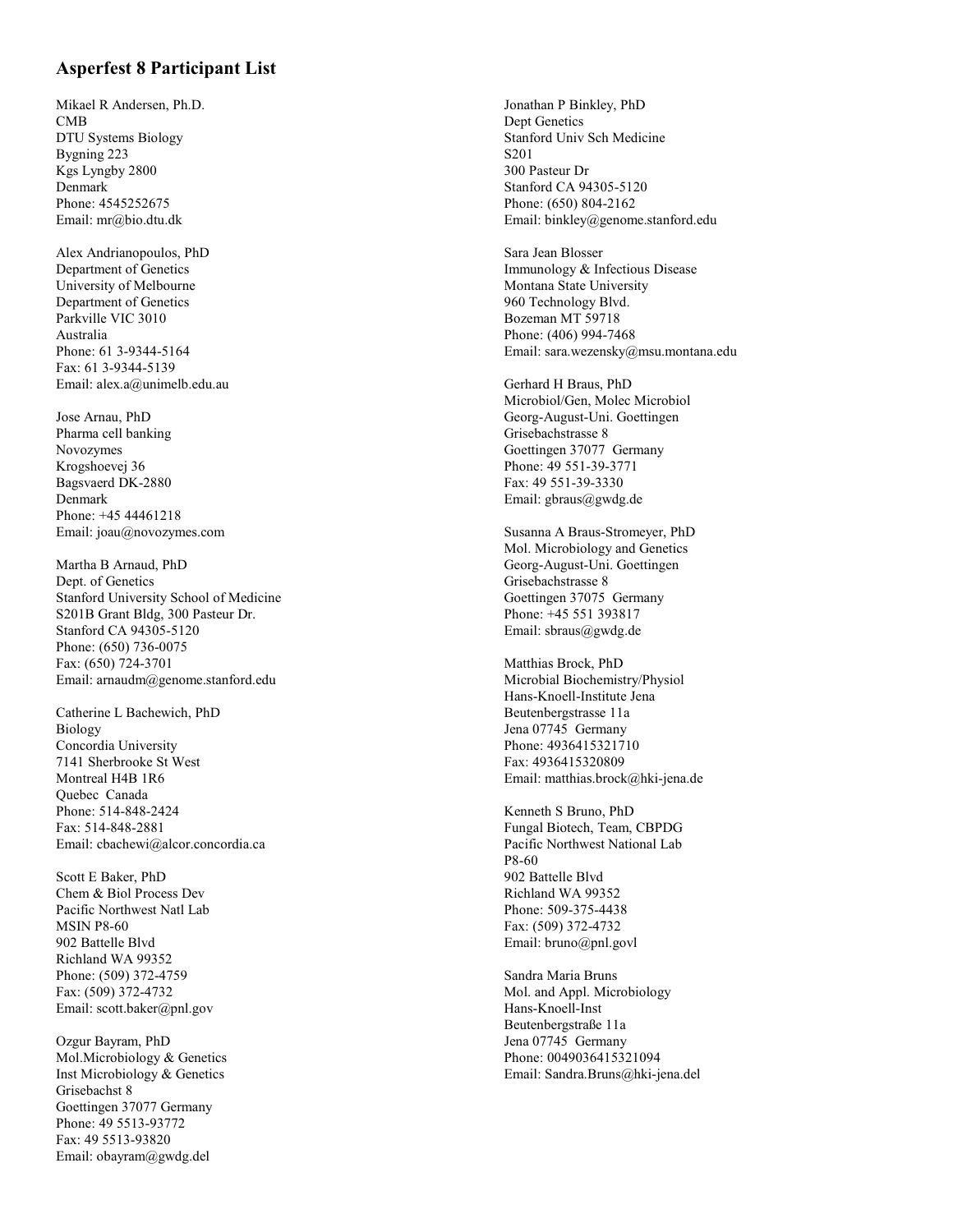## Asperfest 8 Participant List

Mikael R Andersen, Ph.D.
CMB
DTU Systems Biology
Bygning 223
Kgs Lyngby 2800
Denmark
Phone: 4545252675
Email: mr@bio.dtu.dk

Alex Andrianopoulos, PhD
Department of Genetics
University of Melbourne
Department of Genetics
Parkville VIC 3010
Australia
Phone: 61 3-9344-5164
Fax: 61 3-9344-5139
Email: alex.a@unimelb.edu.au

Jose Arnau, PhD
Pharma cell banking
Novozymes
Krogshoevej 36
Bagsvaerd DK-2880
Denmark
Phone: +45 44461218
Email: joau@novozymes.com

Martha B Arnaud, PhD
Dept. of Genetics
Stanford University School of Medicine
S201B Grant Bldg, 300 Pasteur Dr.
Stanford CA 94305-5120
Phone: (650) 736-0075
Fax: (650) 724-3701
Email: arnaudm@genome.stanford.edu

Catherine L Bachewich, PhD
Biology
Concordia University
7141 Sherbrooke St West
Montreal H4B 1R6
Quebec Canada
Phone: 514-848-2424
Fax: 514-848-2881
Email: cbachewi@alcor.concordia.ca

Scott E Baker, PhD
Chem & Biol Process Dev
Pacific Northwest Natl Lab
MSIN P8-60
902 Battelle Blvd
Richland WA 99352
Phone: (509) 372-4759
Fax: (509) 372-4732
Email: scott.baker@pnl.gov

Ozgur Bayram, PhD
Mol.Microbiology & Genetics
Inst Microbiology & Genetics
Grisebachst 8
Goettingen 37077 Germany
Phone: 49 5513-93772
Fax: 49 5513-93820
Email: obayram@gwdg.del

Jonathan P Binkley, PhD
Dept Genetics
Stanford Univ Sch Medicine
S201
300 Pasteur Dr
Stanford CA 94305-5120
Phone: (650) 804-2162
Email: binkley@genome.stanford.edu

Sara Jean Blosser
Immunology & Infectious Disease
Montana State University
960 Technology Blvd.
Bozeman MT 59718
Phone: (406) 994-7468
Email: sara.wezensky@msu.montana.edu

Gerhard H Braus, PhD
Microbiol/Gen, Molec Microbiol
Georg-August-Uni. Goettingen
Grisebachstrasse 8
Goettingen 37077 Germany
Phone: 49 551-39-3771
Fax: 49 551-39-3330
Email: gbraus@gwdg.de

Susanna A Braus-Stromeyer, PhD
Mol. Microbiology and Genetics
Georg-August-Uni. Goettingen
Grisebachstrasse 8
Goettingen 37075 Germany
Phone: +45 551 393817
Email: sbraus@gwdg.de

Matthias Brock, PhD
Microbial Biochemistry/Physiol
Hans-Knoell-Institute Jena
Beutenbergstrasse 11a
Jena 07745 Germany
Phone: 4936415321710
Fax: 4936415320809
Email: matthias.brock@hki-jena.de

Kenneth S Bruno, PhD
Fungal Biotech, Team, CBPDG
Pacific Northwest National Lab
P8-60
902 Battelle Blvd
Richland WA 99352
Phone: 509-375-4438
Fax: (509) 372-4732
Email: bruno@pnl.govl

Sandra Maria Bruns
Mol. and Appl. Microbiology
Hans-Knoell-Inst
Beutenbergstraße 11a
Jena 07745 Germany
Phone: 0049036415321094
Email: Sandra.Bruns@hki-jena.del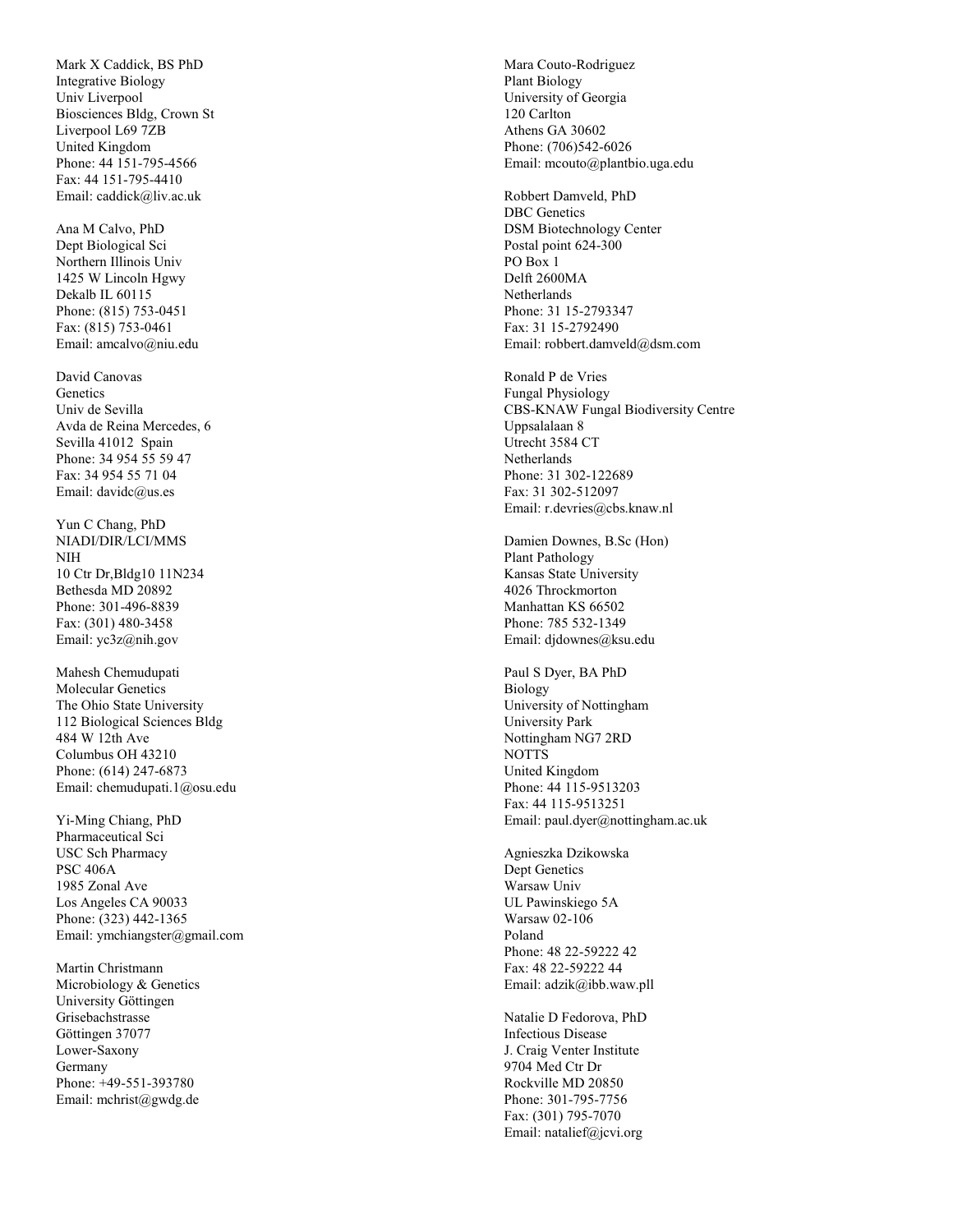Mark X Caddick, BS PhD
Integrative Biology
Univ Liverpool
Biosciences Bldg, Crown St
Liverpool L69 7ZB
United Kingdom
Phone: 44 151-795-4566
Fax: 44 151-795-4410
Email: caddick@liv.ac.uk

Ana M Calvo, PhD
Dept Biological Sci
Northern Illinois Univ
1425 W Lincoln Hgwy
Dekalb IL 60115
Phone: (815) 753-0451
Fax: (815) 753-0461
Email: amcalvo@niu.edu

David Canovas
Genetics
Univ de Sevilla
Avda de Reina Mercedes, 6
Sevilla 41012 Spain
Phone: 34 954 55 59 47
Fax: 34 954 55 71 04
Email: davidc@us.es

Yun C Chang, PhD
NIADI/DIR/LCI/MMS
NIH
10 Ctr Dr,Bldg10 11N234
Bethesda MD 20892
Phone: 301-496-8839
Fax: (301) 480-3458
Email: yc3z@nih.gov

Mahesh Chemudupati
Molecular Genetics
The Ohio State University
112 Biological Sciences Bldg
484 W 12th Ave
Columbus OH 43210
Phone: (614) 247-6873
Email: chemudupati.1@osu.edu

Yi-Ming Chiang, PhD
Pharmaceutical Sci
USC Sch Pharmacy
PSC 406A
1985 Zonal Ave
Los Angeles CA 90033
Phone: (323) 442-1365
Email: ymchiangster@gmail.com

Martin Christmann
Microbiology & Genetics
University Göttingen
Grisebachstrasse
Göttingen 37077
Lower-Saxony
Germany
Phone: +49-551-393780
Email: mchrist@gwdg.de

Mara Couto-Rodriguez
Plant Biology
University of Georgia
120 Carlton
Athens GA 30602
Phone: (706)542-6026
Email: mcouto@plantbio.uga.edu

Robbert Damveld, PhD
DBC Genetics
DSM Biotechnology Center
Postal point 624-300
PO Box 1
Delft 2600MA
Netherlands
Phone: 31 15-2793347
Fax: 31 15-2792490
Email: robbert.damveld@dsm.com

Ronald P de Vries
Fungal Physiology
CBS-KNAW Fungal Biodiversity Centre
Uppsalalaan 8
Utrecht 3584 CT
Netherlands
Phone: 31 302-122689
Fax: 31 302-512097
Email: r.devries@cbs.knaw.nl

Damien Downes, B.Sc (Hon)
Plant Pathology
Kansas State University
4026 Throckmorton
Manhattan KS 66502
Phone: 785 532-1349
Email: djdownes@ksu.edu

Paul S Dyer, BA PhD
Biology
University of Nottingham
University Park
Nottingham NG7 2RD
NOTTS
United Kingdom
Phone: 44 115-9513203
Fax: 44 115-9513251
Email: paul.dyer@nottingham.ac.uk

Agnieszka Dzikowska
Dept Genetics
Warsaw Univ
UL Pawinskiego 5A
Warsaw 02-106
Poland
Phone: 48 22-59222 42
Fax: 48 22-59222 44
Email: adzik@ibb.waw.pll

Natalie D Fedorova, PhD
Infectious Disease
J. Craig Venter Institute
9704 Med Ctr Dr
Rockville MD 20850
Phone: 301-795-7756
Fax: (301) 795-7070
Email: natalief@jcvi.org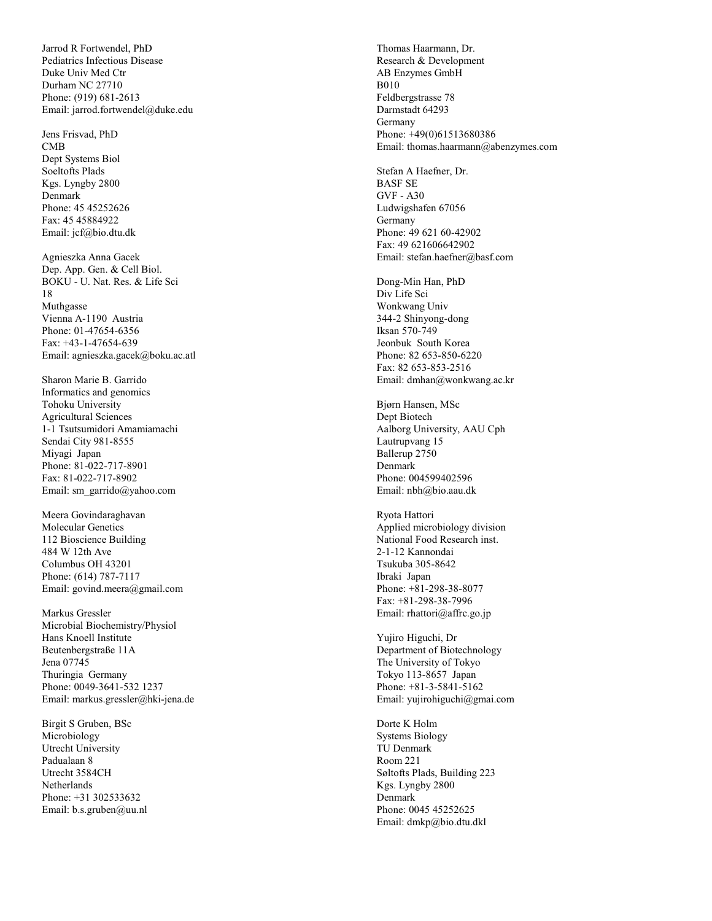Jarrod R Fortwendel, PhD
Pediatrics Infectious Disease
Duke Univ Med Ctr
Durham NC 27710
Phone: (919) 681-2613
Email: jarrod.fortwendel@duke.edu

Jens Frisvad, PhD
CMB
Dept Systems Biol
Soeltofts Plads
Kgs. Lyngby 2800
Denmark
Phone: 45 45252626
Fax: 45 45884922
Email: jcf@bio.dtu.dk

Agnieszka Anna Gacek
Dep. App. Gen. & Cell Biol.
BOKU - U. Nat. Res. & Life Sci
18
Muthgasse
Vienna A-1190 Austria
Phone: 01-47654-6356
Fax: +43-1-47654-639
Email: agnieszka.gacek@boku.ac.atl

Sharon Marie B. Garrido
Informatics and genomics
Tohoku University
Agricultural Sciences
1-1 Tsutsumidori Amamiamachi
Sendai City 981-8555
Miyagi Japan
Phone: 81-022-717-8901
Fax: 81-022-717-8902
Email: sm_garrido@yahoo.com

Meera Govindaraghavan
Molecular Genetics
112 Bioscience Building
484 W 12th Ave
Columbus OH 43201
Phone: (614) 787-7117
Email: govind.meera@gmail.com

Markus Gressler
Microbial Biochemistry/Physiol
Hans Knoell Institute
Beutenbergstraße 11A
Jena 07745
Thuringia Germany
Phone: 0049-3641-532 1237
Email: markus.gressler@hki-jena.de

Birgit S Gruben, BSc
Microbiology
Utrecht University
Padualaan 8
Utrecht 3584CH
Netherlands
Phone: +31 302533632
Email: b.s.gruben@uu.nl

Thomas Haarmann, Dr.
Research & Development
AB Enzymes GmbH
B010
Feldbergstrasse 78
Darmstadt 64293
Germany
Phone: +49(0)61513680386
Email: thomas.haarmann@abenzymes.com

Stefan A Haefner, Dr.
BASF SE
GVF - A30
Ludwigshafen 67056
Germany
Phone: 49 621 60-42902
Fax: 49 621606642902
Email: stefan.haefner@basf.com

Dong-Min Han, PhD
Div Life Sci
Wonkwang Univ
344-2 Shinyong-dong
Iksan 570-749
Jeonbuk South Korea
Phone: 82 653-850-6220
Fax: 82 653-853-2516
Email: dmhan@wonkwang.ac.kr

Bjørn Hansen, MSc
Dept Biotech
Aalborg University, AAU Cph
Lautrupvang 15
Ballerup 2750
Denmark
Phone: 004599402596
Email: nbh@bio.aau.dk

Ryota Hattori
Applied microbiology division
National Food Research inst.
2-1-12 Kannondai
Tsukuba 305-8642
Ibraki Japan
Phone: +81-298-38-8077
Fax: +81-298-38-7996
Email: rhattori@affrc.go.jp

Yujiro Higuchi, Dr
Department of Biotechnology
The University of Tokyo
Tokyo 113-8657 Japan
Phone: +81-3-5841-5162
Email: yujirohiguchi@gmai.com

Dorte K Holm
Systems Biology
TU Denmark
Room 221
Søltofts Plads, Building 223
Kgs. Lyngby 2800
Denmark
Phone: 0045 45252625
Email: dmkp@bio.dtu.dkl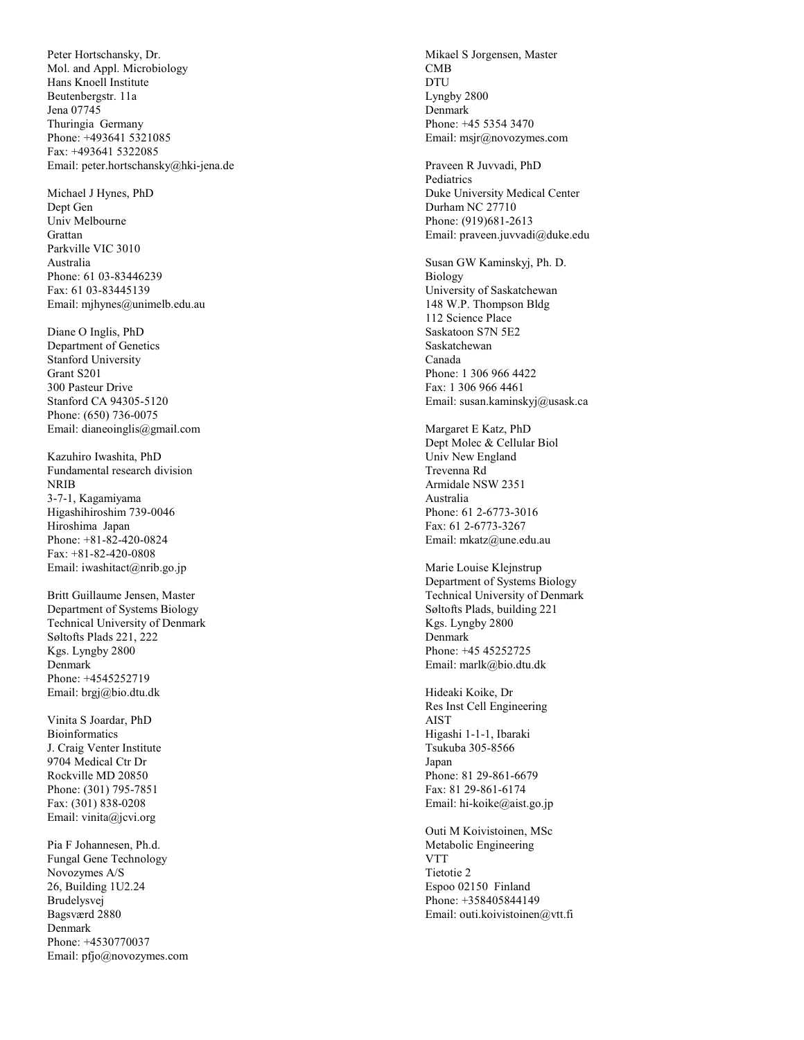Peter Hortschansky, Dr.
Mol. and Appl. Microbiology
Hans Knoell Institute
Beutenbergstr. 11a
Jena 07745
Thuringia Germany
Phone: +493641 5321085
Fax: +493641 5322085
Email: peter.hortschansky@hki-jena.de

Michael J Hynes, PhD
Dept Gen
Univ Melbourne
Grattan
Parkville VIC 3010
Australia
Phone: 61 03-83446239
Fax: 61 03-83445139
Email: mjhynes@unimelb.edu.au

Diane O Inglis, PhD
Department of Genetics
Stanford University
Grant S201
300 Pasteur Drive
Stanford CA 94305-5120
Phone: (650) 736-0075
Email: dianeoinglis@gmail.com

Kazuhiro Iwashita, PhD
Fundamental research division
NRIB
3-7-1, Kagamiyama
Higashihiroshim 739-0046
Hiroshima Japan
Phone: +81-82-420-0824
Fax: +81-82-420-0808
Email: iwashitact@nrib.go.jp

Britt Guillaume Jensen, Master
Department of Systems Biology
Technical University of Denmark
Søltofts Plads 221, 222
Kgs. Lyngby 2800
Denmark
Phone: +4545252719
Email: brgj@bio.dtu.dk

Vinita S Joardar, PhD
Bioinformatics
J. Craig Venter Institute
9704 Medical Ctr Dr
Rockville MD 20850
Phone: (301) 795-7851
Fax: (301) 838-0208
Email: vinita@jcvi.org

Pia F Johannesen, Ph.d.
Fungal Gene Technology
Novozymes A/S
26, Building 1U2.24
Brudelysvej
Bagsværd 2880
Denmark
Phone: +4530770037
Email: pfjo@novozymes.com

Mikael S Jorgensen, Master
CMB
DTU
Lyngby 2800
Denmark
Phone: +45 5354 3470
Email: msjr@novozymes.com

Praveen R Juvvadi, PhD
Pediatrics
Duke University Medical Center
Durham NC 27710
Phone: (919)681-2613
Email: praveen.juvvadi@duke.edu

Susan GW Kaminskyj, Ph. D.
Biology
University of Saskatchewan
148 W.P. Thompson Bldg
112 Science Place
Saskatoon S7N 5E2
Saskatchewan
Canada
Phone: 1 306 966 4422
Fax: 1 306 966 4461
Email: susan.kaminskyj@usask.ca

Margaret E Katz, PhD
Dept Molec & Cellular Biol
Univ New England
Trevenna Rd
Armidale NSW 2351
Australia
Phone: 61 2-6773-3016
Fax: 61 2-6773-3267
Email: mkatz@une.edu.au

Marie Louise Klejnstrup
Department of Systems Biology
Technical University of Denmark
Søltofts Plads, building 221
Kgs. Lyngby 2800
Denmark
Phone: +45 45252725
Email: marlk@bio.dtu.dk

Hideaki Koike, Dr
Res Inst Cell Engineering
AIST
Higashi 1-1-1, Ibaraki
Tsukuba 305-8566
Japan
Phone: 81 29-861-6679
Fax: 81 29-861-6174
Email: hi-koike@aist.go.jp

Outi M Koivistoinen, MSc
Metabolic Engineering
VTT
Tietotie 2
Espoo 02150 Finland
Phone: +358405844149
Email: outi.koivistoinen@vtt.fi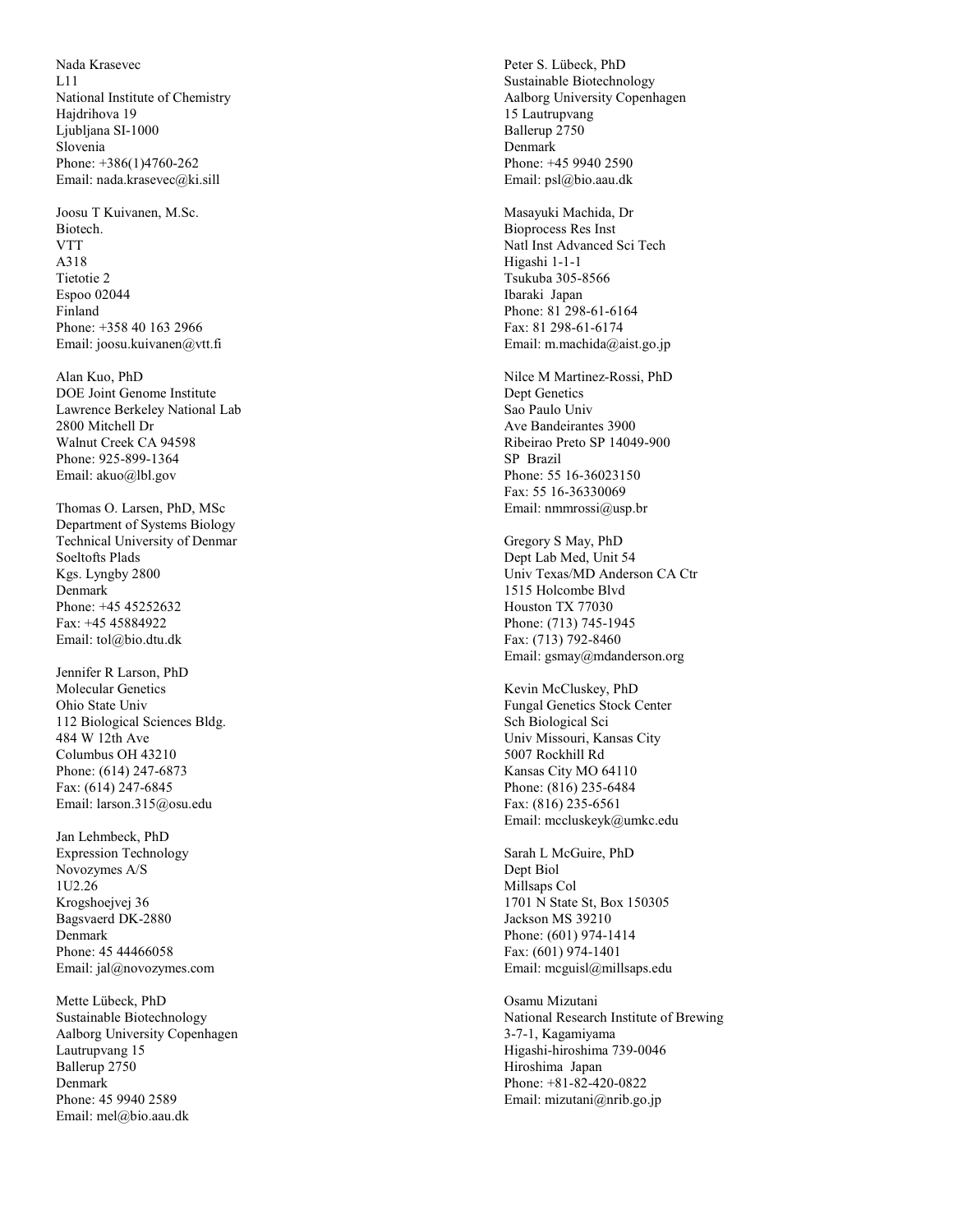Nada Krasevec
L11
National Institute of Chemistry
Hajdrihova 19
Ljubljana SI-1000
Slovenia
Phone: +386(1)4760-262
Email: nada.krasevec@ki.sill

Joosu T Kuivanen, M.Sc.
Biotech.
VTT
A318
Tietotie 2
Espoo 02044
Finland
Phone: +358 40 163 2966
Email: joosu.kuivanen@vtt.fi

Alan Kuo, PhD
DOE Joint Genome Institute
Lawrence Berkeley National Lab
2800 Mitchell Dr
Walnut Creek CA 94598
Phone: 925-899-1364
Email: akuo@lbl.gov

Thomas O. Larsen, PhD, MSc
Department of Systems Biology
Technical University of Denmar
Soeltofts Plads
Kgs. Lyngby 2800
Denmark
Phone: +45 45252632
Fax: +45 45884922
Email: tol@bio.dtu.dk

Jennifer R Larson, PhD
Molecular Genetics
Ohio State Univ
112 Biological Sciences Bldg.
484 W 12th Ave
Columbus OH 43210
Phone: (614) 247-6873
Fax: (614) 247-6845
Email: larson.315@osu.edu

Jan Lehmbeck, PhD
Expression Technology
Novozymes A/S
1U2.26
Krogshoejvej 36
Bagsvaerd DK-2880
Denmark
Phone: 45 44466058
Email: jal@novozymes.com

Mette Lübeck, PhD
Sustainable Biotechnology
Aalborg University Copenhagen
Lautrupvang 15
Ballerup 2750
Denmark
Phone: 45 9940 2589
Email: mel@bio.aau.dk

Peter S. Lübeck, PhD
Sustainable Biotechnology
Aalborg University Copenhagen
15 Lautrupvang
Ballerup 2750
Denmark
Phone: +45 9940 2590
Email: psl@bio.aau.dk

Masayuki Machida, Dr
Bioprocess Res Inst
Natl Inst Advanced Sci Tech
Higashi 1-1-1
Tsukuba 305-8566
Ibaraki Japan
Phone: 81 298-61-6164
Fax: 81 298-61-6174
Email: m.machida@aist.go.jp

Nilce M Martinez-Rossi, PhD
Dept Genetics
Sao Paulo Univ
Ave Bandeirantes 3900
Ribeirao Preto SP 14049-900
SP Brazil
Phone: 55 16-36023150
Fax: 55 16-36330069
Email: nmmrossi@usp.br

Gregory S May, PhD
Dept Lab Med, Unit 54
Univ Texas/MD Anderson CA Ctr
1515 Holcombe Blvd
Houston TX 77030
Phone: (713) 745-1945
Fax: (713) 792-8460
Email: gsmay@mdanderson.org

Kevin McCluskey, PhD
Fungal Genetics Stock Center
Sch Biological Sci
Univ Missouri, Kansas City
5007 Rockhill Rd
Kansas City MO 64110
Phone: (816) 235-6484
Fax: (816) 235-6561
Email: mccluskeyk@umkc.edu

Sarah L McGuire, PhD
Dept Biol
Millsaps Col
1701 N State St, Box 150305
Jackson MS 39210
Phone: (601) 974-1414
Fax: (601) 974-1401
Email: mcguisl@millsaps.edu

Osamu Mizutani
National Research Institute of Brewing
3-7-1, Kagamiyama
Higashi-hiroshima 739-0046
Hiroshima Japan
Phone: +81-82-420-0822
Email: mizutani@nrib.go.jp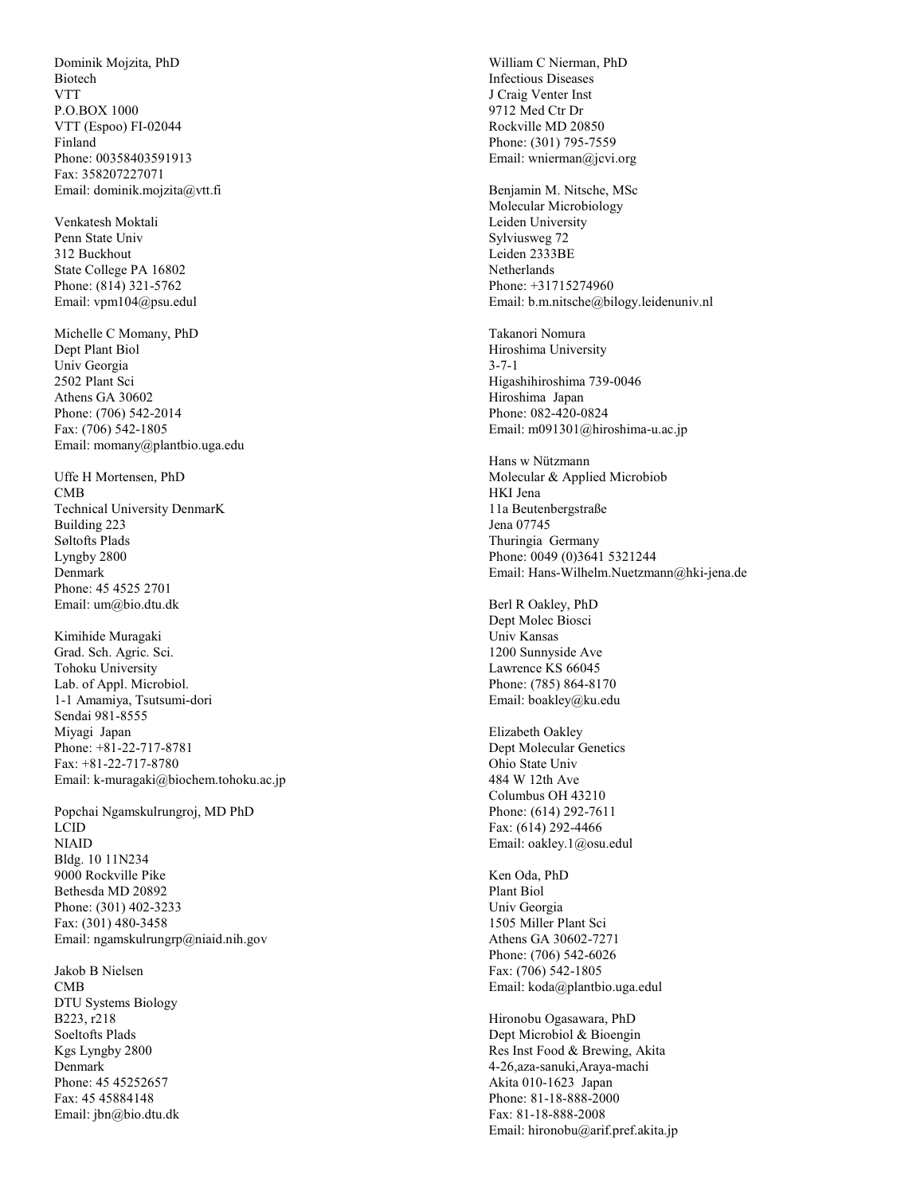Dominik Mojzita, PhD
Biotech
VTT
P.O.BOX 1000
VTT (Espoo) FI-02044
Finland
Phone: 00358403591913
Fax: 358207227071
Email: dominik.mojzita@vtt.fi

Venkatesh Moktali
Penn State Univ
312 Buckhout
State College PA 16802
Phone: (814) 321-5762
Email: vpm104@psu.edul

Michelle C Momany, PhD
Dept Plant Biol
Univ Georgia
2502 Plant Sci
Athens GA 30602
Phone: (706) 542-2014
Fax: (706) 542-1805
Email: momany@plantbio.uga.edu

Uffe H Mortensen, PhD
CMB
Technical University DenmarK
Building 223
Søltofts Plads
Lyngby 2800
Denmark
Phone: 45 4525 2701
Email: um@bio.dtu.dk

Kimihide Muragaki
Grad. Sch. Agric. Sci.
Tohoku University
Lab. of Appl. Microbiol.
1-1 Amamiya, Tsutsumi-dori
Sendai 981-8555
Miyagi Japan
Phone: +81-22-717-8781
Fax: +81-22-717-8780
Email: k-muragaki@biochem.tohoku.ac.jp

Popchai Ngamskulrungroj, MD PhD
LCID
NIAID
Bldg. 10 11N234
9000 Rockville Pike
Bethesda MD 20892
Phone: (301) 402-3233
Fax: (301) 480-3458
Email: ngamskulrungrp@niaid.nih.gov

Jakob B Nielsen
CMB
DTU Systems Biology
B223, r218
Soeltofts Plads
Kgs Lyngby 2800
Denmark
Phone: 45 45252657
Fax: 45 45884148
Email: jbn@bio.dtu.dk

William C Nierman, PhD
Infectious Diseases
J Craig Venter Inst
9712 Med Ctr Dr
Rockville MD 20850
Phone: (301) 795-7559
Email: wnierman@jcvi.org

Benjamin M. Nitsche, MSc
Molecular Microbiology
Leiden University
Sylviusweg 72
Leiden 2333BE
Netherlands
Phone: +31715274960
Email: b.m.nitsche@bilogy.leidenuniv.nl

Takanori Nomura
Hiroshima University
3-7-1
Higashihiroshima 739-0046
Hiroshima Japan
Phone: 082-420-0824
Email: m091301@hiroshima-u.ac.jp

Hans w Nützmann
Molecular & Applied Microbiob
HKI Jena
11a Beutenbergstraße
Jena 07745
Thuringia Germany
Phone: 0049 (0)3641 5321244
Email: Hans-Wilhelm.Nuetzmann@hki-jena.de

Berl R Oakley, PhD
Dept Molec Biosci
Univ Kansas
1200 Sunnyside Ave
Lawrence KS 66045
Phone: (785) 864-8170
Email: boakley@ku.edu

Elizabeth Oakley
Dept Molecular Genetics
Ohio State Univ
484 W 12th Ave
Columbus OH 43210
Phone: (614) 292-7611
Fax: (614) 292-4466
Email: oakley.1@osu.edul

Ken Oda, PhD
Plant Biol
Univ Georgia
1505 Miller Plant Sci
Athens GA 30602-7271
Phone: (706) 542-6026
Fax: (706) 542-1805
Email: koda@plantbio.uga.edul

Hironobu Ogasawara, PhD
Dept Microbiol & Bioengin
Res Inst Food & Brewing, Akita
4-26,aza-sanuki,Araya-machi
Akita 010-1623 Japan
Phone: 81-18-888-2000
Fax: 81-18-888-2008
Email: hironobu@arif.pref.akita.jp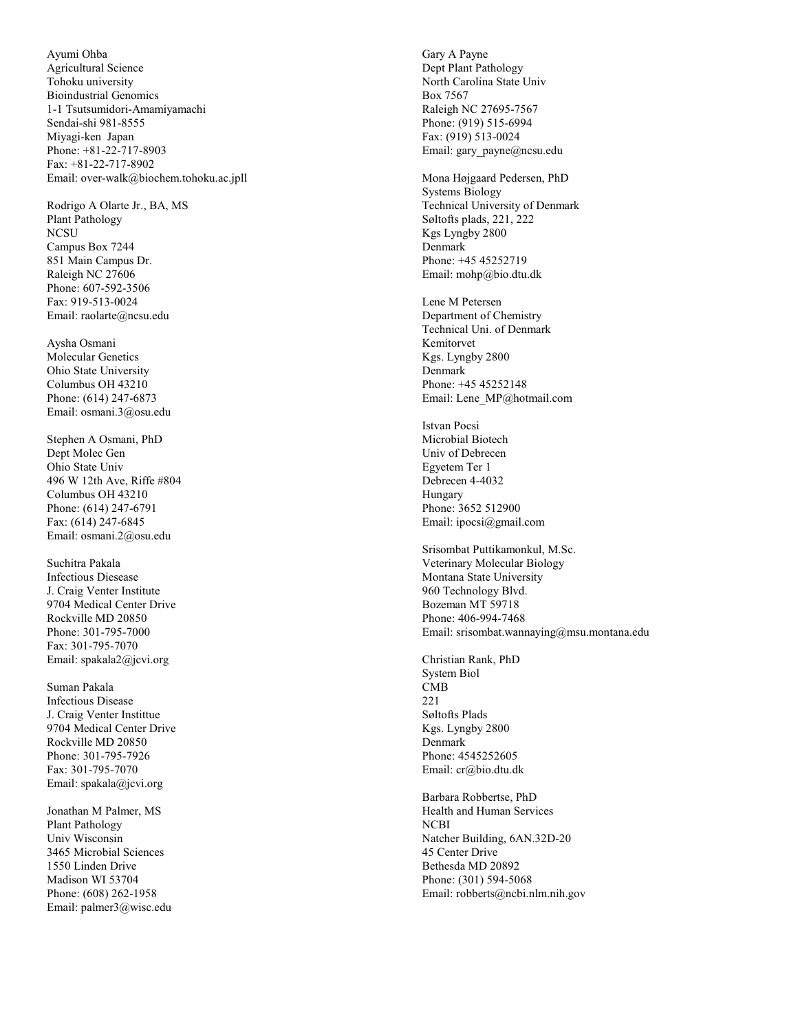Ayumi Ohba
Agricultural Science
Tohoku university
Bioindustrial Genomics
1-1 Tsutsumidori-Amamiyamachi
Sendai-shi 981-8555
Miyagi-ken Japan
Phone: +81-22-717-8903
Fax: +81-22-717-8902
Email: over-walk@biochem.tohoku.ac.jpll

Rodrigo A Olarte Jr., BA, MS
Plant Pathology
NCSU
Campus Box 7244
851 Main Campus Dr.
Raleigh NC 27606
Phone: 607-592-3506
Fax: 919-513-0024
Email: raolarte@ncsu.edu

Aysha Osmani
Molecular Genetics
Ohio State University
Columbus OH 43210
Phone: (614) 247-6873
Email: osmani.3@osu.edu

Stephen A Osmani, PhD
Dept Molec Gen
Ohio State Univ
496 W 12th Ave, Riffe #804
Columbus OH 43210
Phone: (614) 247-6791
Fax: (614) 247-6845
Email: osmani.2@osu.edu

Suchitra Pakala
Infectious Diesease
J. Craig Venter Institute
9704 Medical Center Drive
Rockville MD 20850
Phone: 301-795-7000
Fax: 301-795-7070
Email: spakala2@jcvi.org

Suman Pakala
Infectious Disease
J. Craig Venter Instittue
9704 Medical Center Drive
Rockville MD 20850
Phone: 301-795-7926
Fax: 301-795-7070
Email: spakala@jcvi.org

Jonathan M Palmer, MS
Plant Pathology
Univ Wisconsin
3465 Microbial Sciences
1550 Linden Drive
Madison WI 53704
Phone: (608) 262-1958
Email: palmer3@wisc.edu

Gary A Payne
Dept Plant Pathology
North Carolina State Univ
Box 7567
Raleigh NC 27695-7567
Phone: (919) 515-6994
Fax: (919) 513-0024
Email: gary_payne@ncsu.edu

Mona Højgaard Pedersen, PhD
Systems Biology
Technical University of Denmark
Søltofts plads, 221, 222
Kgs Lyngby 2800
Denmark
Phone: +45 45252719
Email: mohp@bio.dtu.dk

Lene M Petersen
Department of Chemistry
Technical Uni. of Denmark
Kemitorvet
Kgs. Lyngby 2800
Denmark
Phone: +45 45252148
Email: Lene_MP@hotmail.com

Istvan Pocsi
Microbial Biotech
Univ of Debrecen
Egyetem Ter 1
Debrecen 4-4032
Hungary
Phone: 3652 512900
Email: ipocsi@gmail.com

Srisombat Puttikamonkul, M.Sc.
Veterinary Molecular Biology
Montana State University
960 Technology Blvd.
Bozeman MT 59718
Phone: 406-994-7468
Email: srisombat.wannaying@msu.montana.edu

Christian Rank, PhD
System Biol
CMB
221
Søltofts Plads
Kgs. Lyngby 2800
Denmark
Phone: 4545252605
Email: cr@bio.dtu.dk

Barbara Robbertse, PhD
Health and Human Services
NCBI
Natcher Building, 6AN.32D-20
45 Center Drive
Bethesda MD 20892
Phone: (301) 594-5068
Email: robberts@ncbi.nlm.nih.gov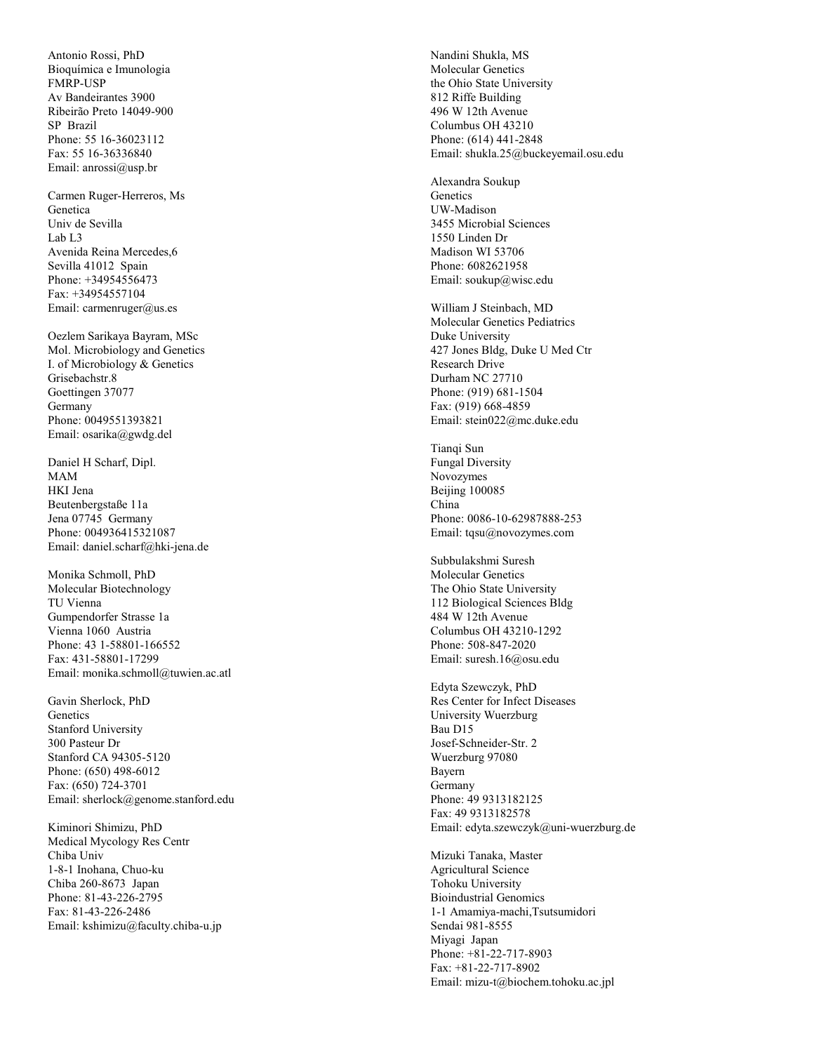Antonio Rossi, PhD
Bioquímica e Imunologia
FMRP-USP
Av Bandeirantes 3900
Ribeirão Preto 14049-900
SP Brazil
Phone: 55 16-36023112
Fax: 55 16-36336840
Email: anrossi@usp.br

Carmen Ruger-Herreros, Ms
Genetica
Univ de Sevilla
Lab L3
Avenida Reina Mercedes,6
Sevilla 41012 Spain
Phone: +34954556473
Fax: +34954557104
Email: carmenruger@us.es

Oezlem Sarikaya Bayram, MSc
Mol. Microbiology and Genetics
I. of Microbiology & Genetics
Grisebachstr.8
Goettingen 37077
Germany
Phone: 0049551393821
Email: osarika@gwdg.del

Daniel H Scharf, Dipl.
MAM
HKI Jena
Beutenbergstaße 11a
Jena 07745 Germany
Phone: 004936415321087
Email: daniel.scharf@hki-jena.de

Monika Schmoll, PhD
Molecular Biotechnology
TU Vienna
Gumpendorfer Strasse 1a
Vienna 1060 Austria
Phone: 43 1-58801-166552
Fax: 431-58801-17299
Email: monika.schmoll@tuwien.ac.atl

Gavin Sherlock, PhD
Genetics
Stanford University
300 Pasteur Dr
Stanford CA 94305-5120
Phone: (650) 498-6012
Fax: (650) 724-3701
Email: sherlock@genome.stanford.edu

Kiminori Shimizu, PhD
Medical Mycology Res Centr
Chiba Univ
1-8-1 Inohana, Chuo-ku
Chiba 260-8673 Japan
Phone: 81-43-226-2795
Fax: 81-43-226-2486
Email: kshimizu@faculty.chiba-u.jp

Nandini Shukla, MS
Molecular Genetics
the Ohio State University
812 Riffe Building
496 W 12th Avenue
Columbus OH 43210
Phone: (614) 441-2848
Email: shukla.25@buckeyemail.osu.edu

Alexandra Soukup
Genetics
UW-Madison
3455 Microbial Sciences
1550 Linden Dr
Madison WI 53706
Phone: 6082621958
Email: soukup@wisc.edu

William J Steinbach, MD
Molecular Genetics Pediatrics
Duke University
427 Jones Bldg, Duke U Med Ctr
Research Drive
Durham NC 27710
Phone: (919) 681-1504
Fax: (919) 668-4859
Email: stein022@mc.duke.edu

Tianqi Sun
Fungal Diversity
Novozymes
Beijing 100085
China
Phone: 0086-10-62987888-253
Email: tqsu@novozymes.com

Subbulakshmi Suresh
Molecular Genetics
The Ohio State University
112 Biological Sciences Bldg
484 W 12th Avenue
Columbus OH 43210-1292
Phone: 508-847-2020
Email: suresh.16@osu.edu

Edyta Szewczyk, PhD
Res Center for Infect Diseases
University Wuerzburg
Bau D15
Josef-Schneider-Str. 2
Wuerzburg 97080
Bayern
Germany
Phone: 49 9313182125
Fax: 49 9313182578
Email: edyta.szewczyk@uni-wuerzburg.de

Mizuki Tanaka, Master
Agricultural Science
Tohoku University
Bioindustrial Genomics
1-1 Amamiya-machi,Tsutsumidori
Sendai 981-8555
Miyagi Japan
Phone: +81-22-717-8903
Fax: +81-22-717-8902
Email: mizu-t@biochem.tohoku.ac.jpl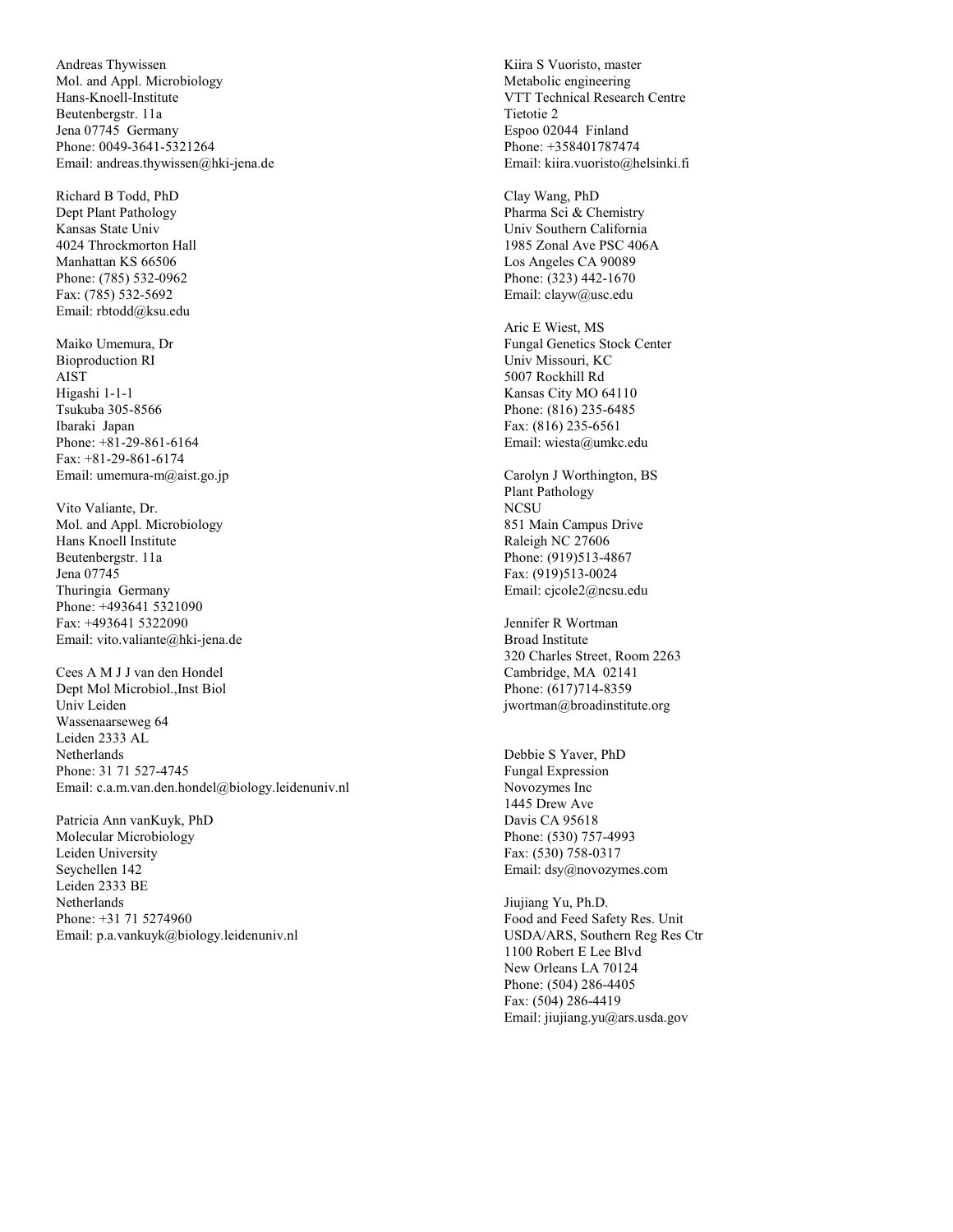Andreas Thywissen
Mol. and Appl. Microbiology
Hans-Knoell-Institute
Beutenbergstr. 11a
Jena 07745 Germany
Phone: 0049-3641-5321264
Email: andreas.thywissen@hki-jena.de

Richard B Todd, PhD
Dept Plant Pathology
Kansas State Univ
4024 Throckmorton Hall
Manhattan KS 66506
Phone: (785) 532-0962
Fax: (785) 532-5692
Email: rbtodd@ksu.edu

Maiko Umemura, Dr
Bioproduction RI
AIST
Higashi 1-1-1
Tsukuba 305-8566
Ibaraki Japan
Phone: +81-29-861-6164
Fax: +81-29-861-6174
Email: umemura-m@aist.go.jp

Vito Valiante, Dr.
Mol. and Appl. Microbiology
Hans Knoell Institute
Beutenbergstr. 11a
Jena 07745
Thuringia Germany
Phone: +493641 5321090
Fax: +493641 5322090
Email: vito.valiante@hki-jena.de

Cees A M J J van den Hondel
Dept Mol Microbiol.,Inst Biol
Univ Leiden
Wassenaarseweg 64
Leiden 2333 AL
Netherlands
Phone: 31 71 527-4745
Email: c.a.m.van.den.hondel@biology.leidenuniv.nl

Patricia Ann vanKuyk, PhD
Molecular Microbiology
Leiden University
Seychellen 142
Leiden 2333 BE
Netherlands
Phone: +31 71 5274960
Email: p.a.vankuyk@biology.leidenuniv.nl

Kiira S Vuoristo, master
Metabolic engineering
VTT Technical Research Centre
Tietotie 2
Espoo 02044 Finland
Phone: +358401787474
Email: kiira.vuoristo@helsinki.fi

Clay Wang, PhD
Pharma Sci & Chemistry
Univ Southern California
1985 Zonal Ave PSC 406A
Los Angeles CA 90089
Phone: (323) 442-1670
Email: clayw@usc.edu

Aric E Wiest, MS
Fungal Genetics Stock Center
Univ Missouri, KC
5007 Rockhill Rd
Kansas City MO 64110
Phone: (816) 235-6485
Fax: (816) 235-6561
Email: wiesta@umkc.edu

Carolyn J Worthington, BS
Plant Pathology
NCSU
851 Main Campus Drive
Raleigh NC 27606
Phone: (919)513-4867
Fax: (919)513-0024
Email: cjcole2@ncsu.edu

Jennifer R Wortman
Broad Institute
320 Charles Street, Room 2263
Cambridge, MA 02141
Phone: (617)714-8359
jwortman@broadinstitute.org

Debbie S Yaver, PhD
Fungal Expression
Novozymes Inc
1445 Drew Ave
Davis CA 95618
Phone: (530) 757-4993
Fax: (530) 758-0317
Email: dsy@novozymes.com

Jiujiang Yu, Ph.D.
Food and Feed Safety Res. Unit
USDA/ARS, Southern Reg Res Ctr
1100 Robert E Lee Blvd
New Orleans LA 70124
Phone: (504) 286-4405
Fax: (504) 286-4419
Email: jiujiang.yu@ars.usda.gov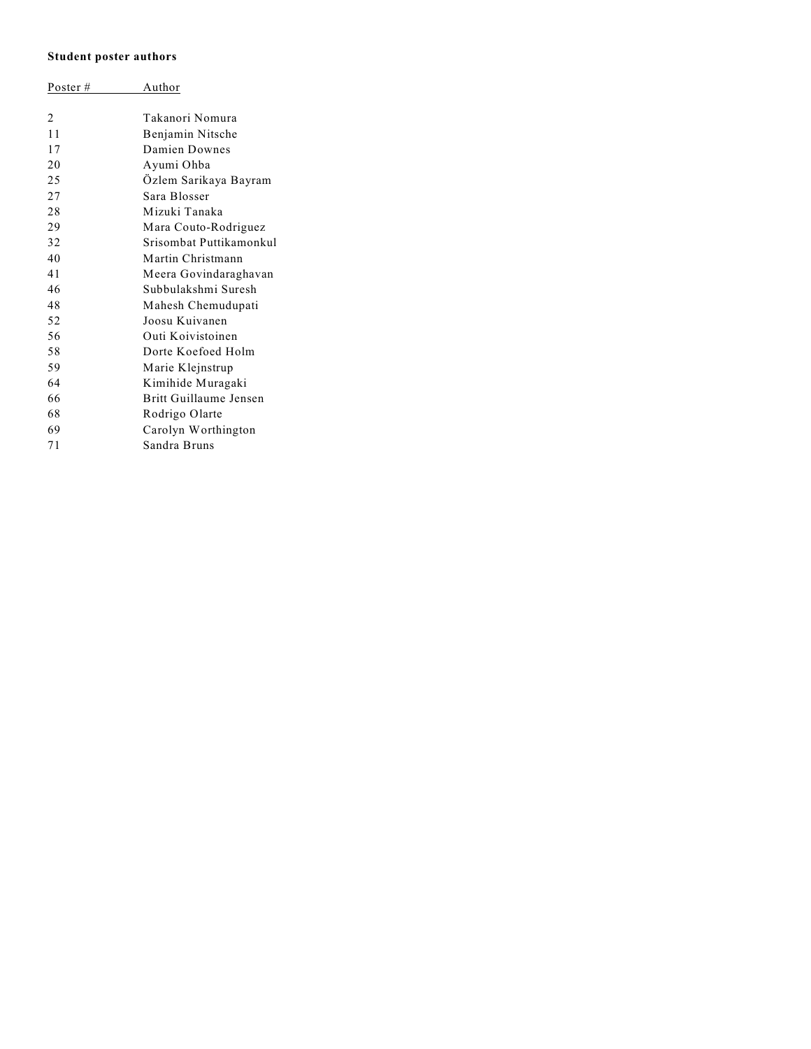**Student poster authors**

| Poster # | Author |
|---|---|
| 2 | Takanori Nomura |
| 11 | Benjamin Nitsche |
| 17 | Damien Downes |
| 20 | Ayumi Ohba |
| 25 | Özlem Sarikaya Bayram |
| 27 | Sara Blosser |
| 28 | Mizuki Tanaka |
| 29 | Mara Couto-Rodriguez |
| 32 | Srisombat Puttikamonkul |
| 40 | Martin Christmann |
| 41 | Meera Govindaraghavan |
| 46 | Subbulakshmi Suresh |
| 48 | Mahesh Chemudupati |
| 52 | Joosu Kuivanen |
| 56 | Outi Koivistoinen |
| 58 | Dorte Koefoed Holm |
| 59 | Marie Klejnstrup |
| 64 | Kimihide Muragaki |
| 66 | Britt Guillaume Jensen |
| 68 | Rodrigo Olarte |
| 69 | Carolyn Worthington |
| 71 | Sandra Bruns |